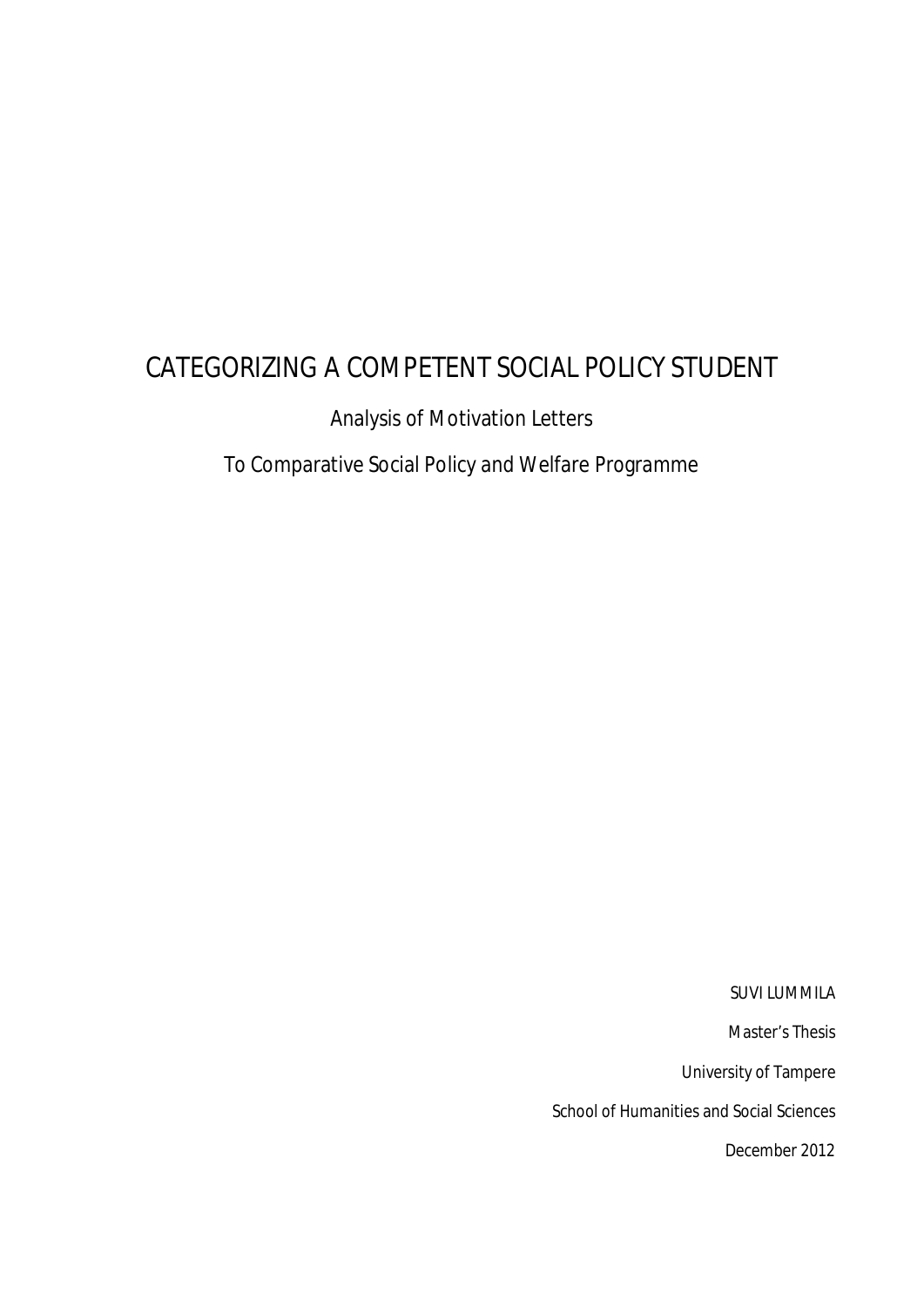# CATEGORIZING A COMPETENT SOCIAL POLICY STUDENT

Analysis of Motivation Letters

To Comparative Social Policy and Welfare Programme

SUVI LUMMILA

Master's Thesis

University of Tampere

School of Humanities and Social Sciences

December 2012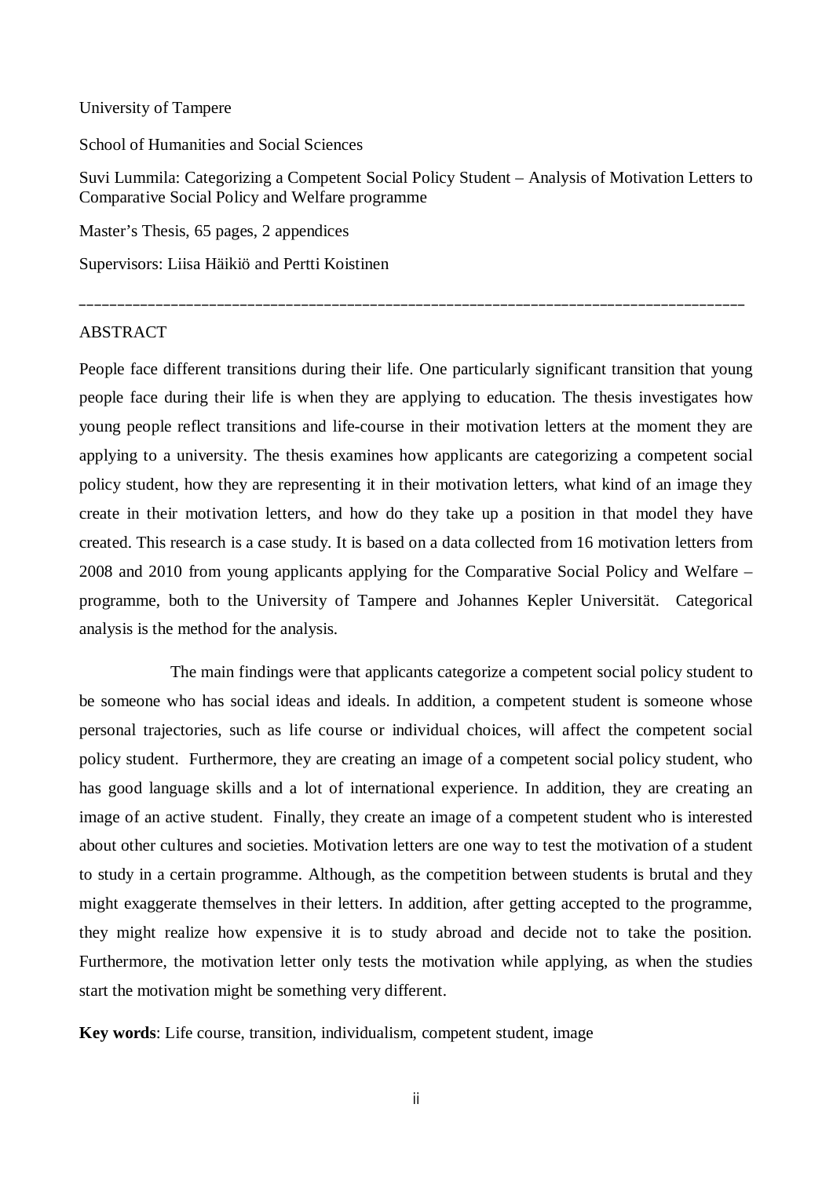University of Tampere

School of Humanities and Social Sciences

Suvi Lummila: Categorizing a Competent Social Policy Student – Analysis of Motivation Letters to Comparative Social Policy and Welfare programme

Master's Thesis, 65 pages, 2 appendices

Supervisors: Liisa Häikiö and Pertti Koistinen

---

ABSTRACT

People face different transitions during their life. One particularly significant transition that young people face during their life is when they are applying to education. The thesis investigates how young people reflect transitions and life-course in their motivation letters at the moment they are applying to a university. The thesis examines how applicants are categorizing a competent social policy student, how they are representing it in their motivation letters, what kind of an image they create in their motivation letters, and how do they take up a position in that model they have created. This research is a case study. It is based on a data collected from 16 motivation letters from 2008 and 2010 from young applicants applying for the Comparative Social Policy and Welfare – programme, both to the University of Tampere and Johannes Kepler Universität. Categorical analysis is the method for the analysis.

The main findings were that applicants categorize a competent social policy student to be someone who has social ideas and ideals. In addition, a competent student is someone whose personal trajectories, such as life course or individual choices, will affect the competent social policy student. Furthermore, they are creating an image of a competent social policy student, who has good language skills and a lot of international experience. In addition, they are creating an image of an active student. Finally, they create an image of a competent student who is interested about other cultures and societies. Motivation letters are one way to test the motivation of a student to study in a certain programme. Although, as the competition between students is brutal and they might exaggerate themselves in their letters. In addition, after getting accepted to the programme, they might realize how expensive it is to study abroad and decide not to take the position. Furthermore, the motivation letter only tests the motivation while applying, as when the studies start the motivation might be something very different.

**Key words**: Life course, transition, individualism, competent student, image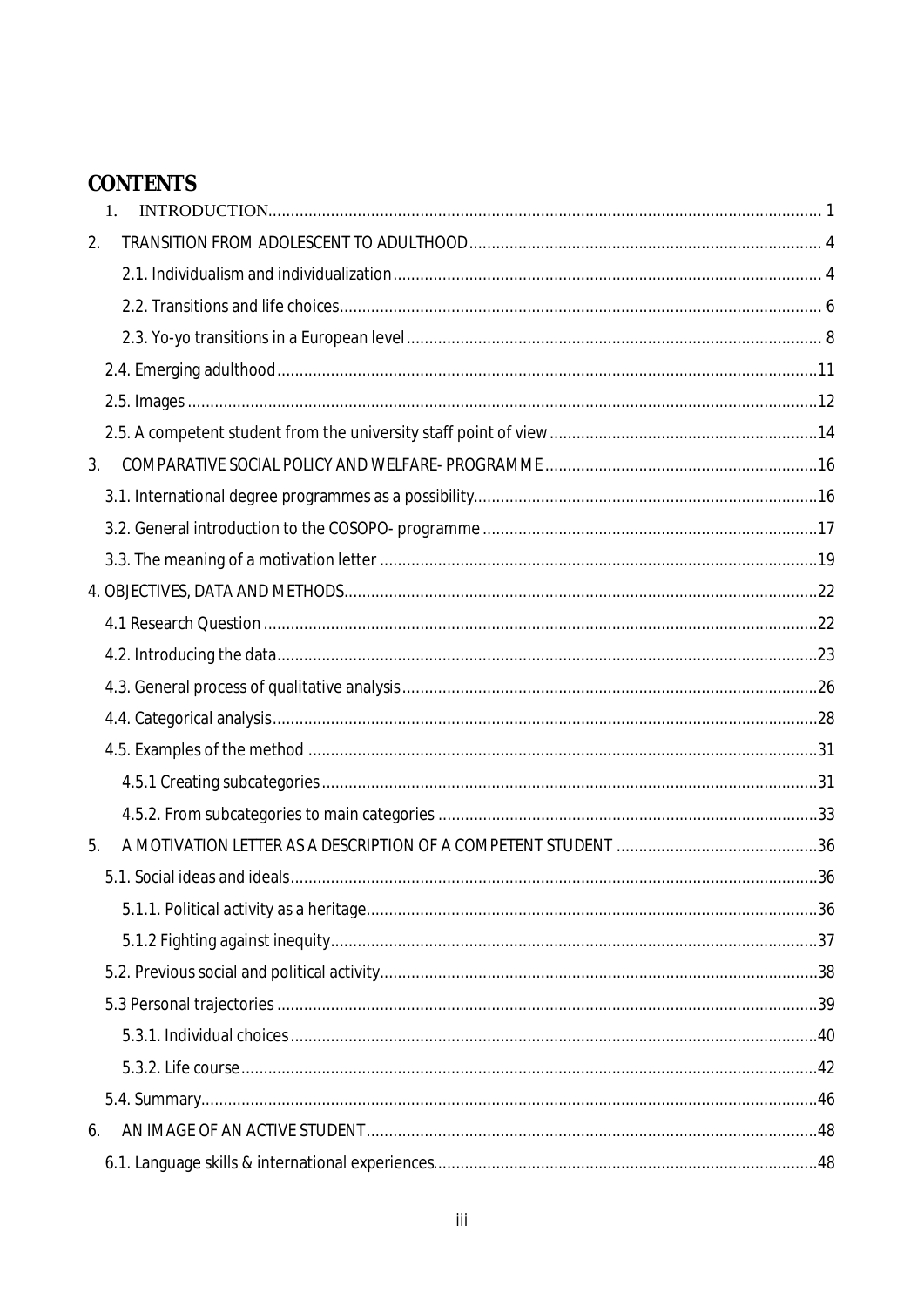# CONTENTS

1. INTRODUCTION .......... 1
2. TRANSITION FROM ADOLESCENT TO ADULTHOOD .......... 4
   - 2.1. Individualism and individualization .......... 4
   - 2.2. Transitions and life choices .......... 6
   - 2.3. Yo-yo transitions in a European level .......... 8
   - 2.4. Emerging adulthood .......... 11
   - 2.5. Images .......... 12
   - 2.5. A competent student from the university staff point of view .......... 14
3. COMPARATIVE SOCIAL POLICY AND WELFARE- PROGRAMME .......... 16
   - 3.1. International degree programmes as a possibility .......... 16
   - 3.2. General introduction to the COSOPO- programme .......... 17
   - 3.3. The meaning of a motivation letter .......... 19
4. OBJECTIVES, DATA AND METHODS .......... 22
   - 4.1 Research Question .......... 22
   - 4.2. Introducing the data .......... 23
   - 4.3. General process of qualitative analysis .......... 26
   - 4.4. Categorical analysis .......... 28
   - 4.5. Examples of the method .......... 31
     - 4.5.1 Creating subcategories .......... 31
     - 4.5.2. From subcategories to main categories .......... 33
5. A MOTIVATION LETTER AS A DESCRIPTION OF A COMPETENT STUDENT .......... 36
   - 5.1. Social ideas and ideals .......... 36
     - 5.1.1. Political activity as a heritage .......... 36
     - 5.1.2 Fighting against inequity .......... 37
   - 5.2. Previous social and political activity .......... 38
   - 5.3 Personal trajectories .......... 39
     - 5.3.1. Individual choices .......... 40
     - 5.3.2. Life course .......... 42
   - 5.4. Summary .......... 46
6. AN IMAGE OF AN ACTIVE STUDENT .......... 48
   - 6.1. Language skills & international experiences .......... 48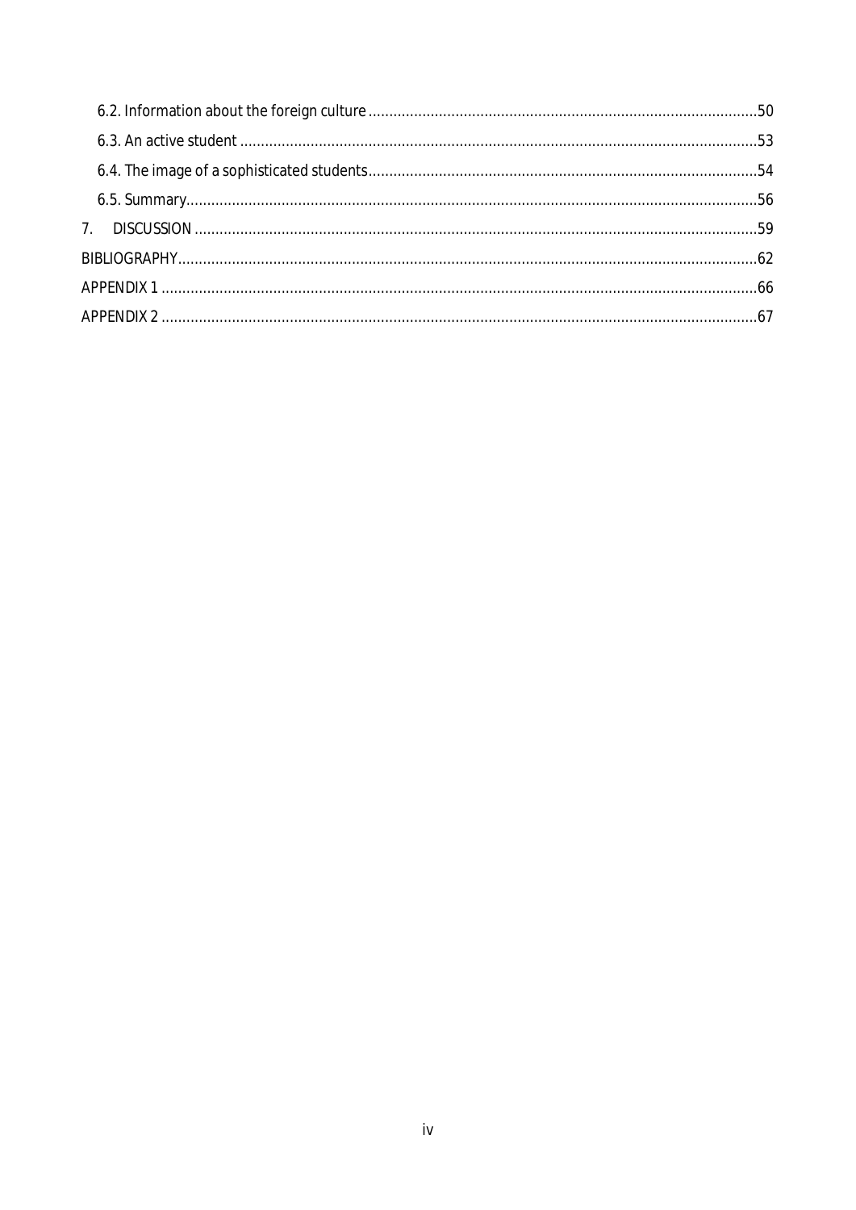6.2. Information about the foreign culture ........ 50

6.3. An active student ........ 53

6.4. The image of a sophisticated students ........ 54

6.5. Summary ........ 56

7. DISCUSSION ........ 59

BIBLIOGRAPHY ........ 62

APPENDIX 1 ........ 66

APPENDIX 2 ........ 67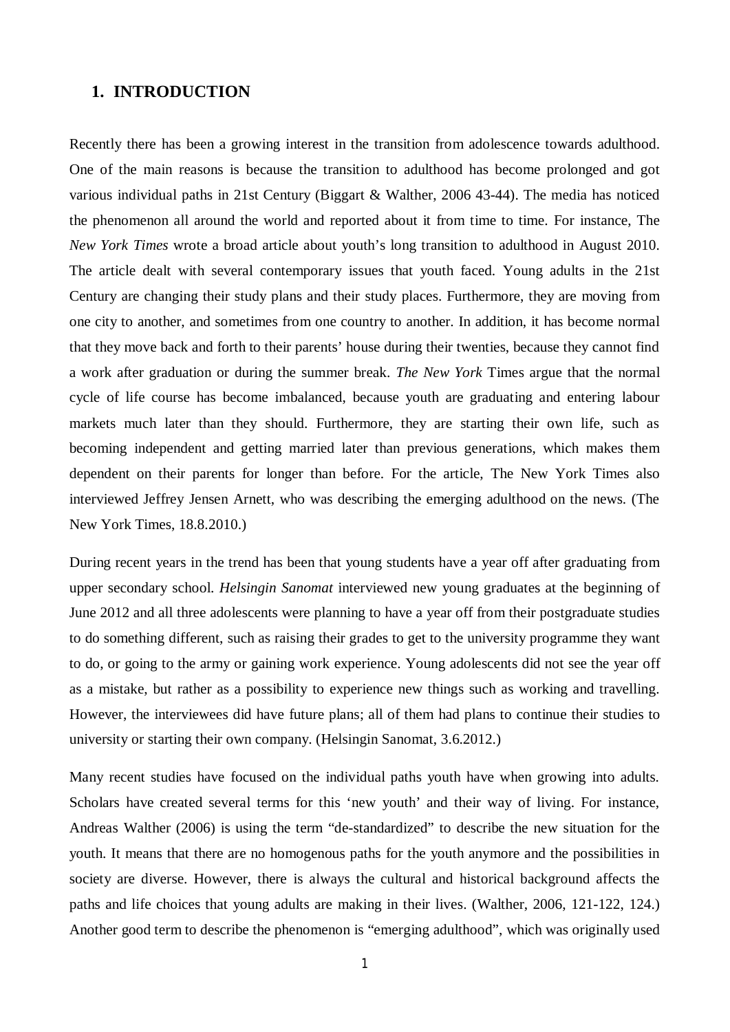## 1. INTRODUCTION

Recently there has been a growing interest in the transition from adolescence towards adulthood. One of the main reasons is because the transition to adulthood has become prolonged and got various individual paths in 21st Century (Biggart & Walther, 2006 43-44). The media has noticed the phenomenon all around the world and reported about it from time to time. For instance, The *New York Times* wrote a broad article about youth's long transition to adulthood in August 2010. The article dealt with several contemporary issues that youth faced. Young adults in the 21st Century are changing their study plans and their study places. Furthermore, they are moving from one city to another, and sometimes from one country to another. In addition, it has become normal that they move back and forth to their parents' house during their twenties, because they cannot find a work after graduation or during the summer break. *The New York* Times argue that the normal cycle of life course has become imbalanced, because youth are graduating and entering labour markets much later than they should. Furthermore, they are starting their own life, such as becoming independent and getting married later than previous generations, which makes them dependent on their parents for longer than before. For the article, The New York Times also interviewed Jeffrey Jensen Arnett, who was describing the emerging adulthood on the news. (The New York Times, 18.8.2010.)

During recent years in the trend has been that young students have a year off after graduating from upper secondary school. *Helsingin Sanomat* interviewed new young graduates at the beginning of June 2012 and all three adolescents were planning to have a year off from their postgraduate studies to do something different, such as raising their grades to get to the university programme they want to do, or going to the army or gaining work experience. Young adolescents did not see the year off as a mistake, but rather as a possibility to experience new things such as working and travelling. However, the interviewees did have future plans; all of them had plans to continue their studies to university or starting their own company. (Helsingin Sanomat, 3.6.2012.)

Many recent studies have focused on the individual paths youth have when growing into adults. Scholars have created several terms for this 'new youth' and their way of living. For instance, Andreas Walther (2006) is using the term "de-standardized" to describe the new situation for the youth. It means that there are no homogenous paths for the youth anymore and the possibilities in society are diverse. However, there is always the cultural and historical background affects the paths and life choices that young adults are making in their lives. (Walther, 2006, 121-122, 124.) Another good term to describe the phenomenon is "emerging adulthood", which was originally used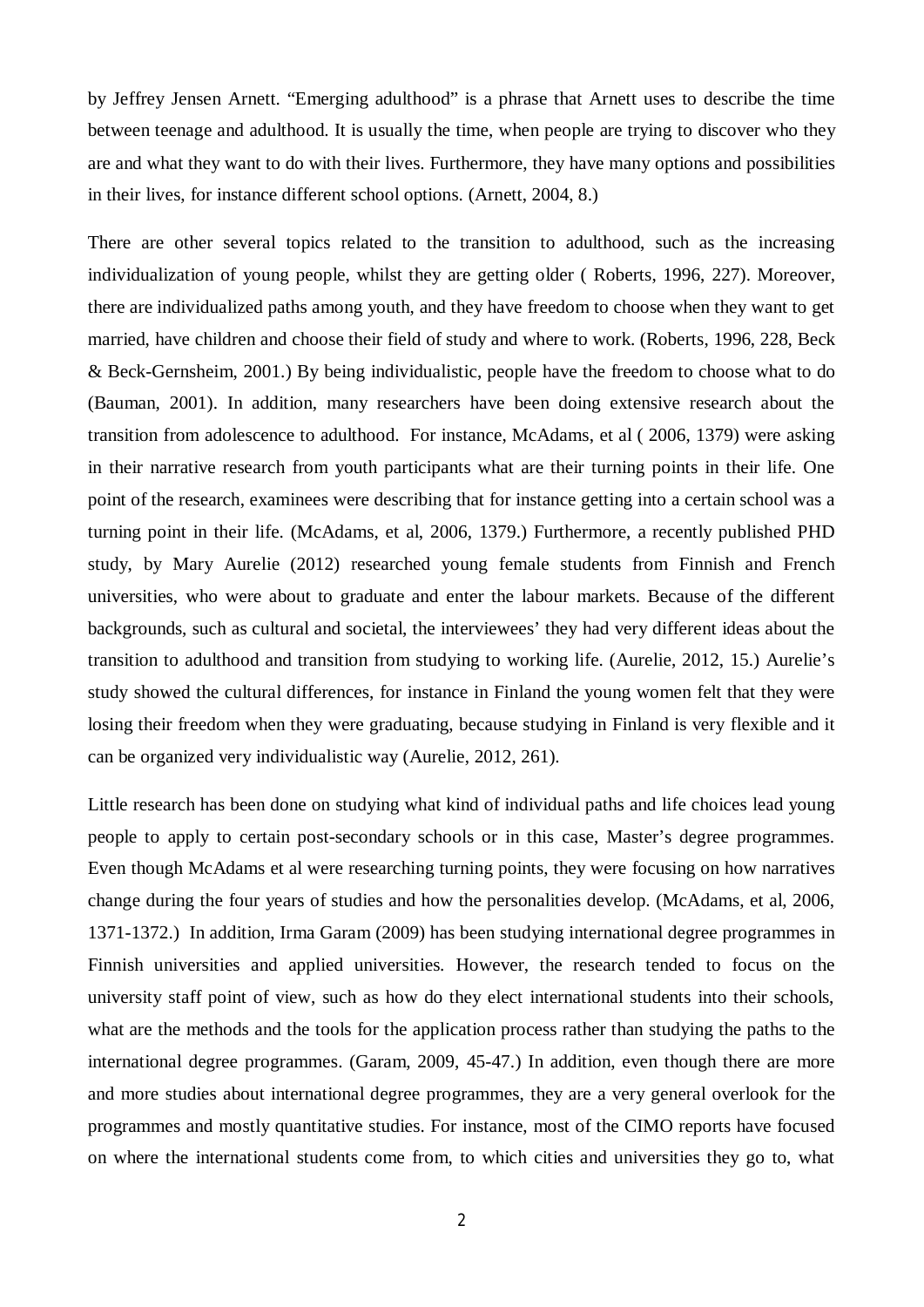by Jeffrey Jensen Arnett. “Emerging adulthood” is a phrase that Arnett uses to describe the time between teenage and adulthood. It is usually the time, when people are trying to discover who they are and what they want to do with their lives. Furthermore, they have many options and possibilities in their lives, for instance different school options. (Arnett, 2004, 8.)

There are other several topics related to the transition to adulthood, such as the increasing individualization of young people, whilst they are getting older ( Roberts, 1996, 227). Moreover, there are individualized paths among youth, and they have freedom to choose when they want to get married, have children and choose their field of study and where to work. (Roberts, 1996, 228, Beck & Beck-Gernsheim, 2001.) By being individualistic, people have the freedom to choose what to do (Bauman, 2001). In addition, many researchers have been doing extensive research about the transition from adolescence to adulthood. For instance, McAdams, et al ( 2006, 1379) were asking in their narrative research from youth participants what are their turning points in their life. One point of the research, examinees were describing that for instance getting into a certain school was a turning point in their life. (McAdams, et al, 2006, 1379.) Furthermore, a recently published PHD study, by Mary Aurelie (2012) researched young female students from Finnish and French universities, who were about to graduate and enter the labour markets. Because of the different backgrounds, such as cultural and societal, the interviewees' they had very different ideas about the transition to adulthood and transition from studying to working life. (Aurelie, 2012, 15.) Aurelie's study showed the cultural differences, for instance in Finland the young women felt that they were losing their freedom when they were graduating, because studying in Finland is very flexible and it can be organized very individualistic way (Aurelie, 2012, 261).

Little research has been done on studying what kind of individual paths and life choices lead young people to apply to certain post-secondary schools or in this case, Master's degree programmes. Even though McAdams et al were researching turning points, they were focusing on how narratives change during the four years of studies and how the personalities develop. (McAdams, et al, 2006, 1371-1372.) In addition, Irma Garam (2009) has been studying international degree programmes in Finnish universities and applied universities. However, the research tended to focus on the university staff point of view, such as how do they elect international students into their schools, what are the methods and the tools for the application process rather than studying the paths to the international degree programmes. (Garam, 2009, 45-47.) In addition, even though there are more and more studies about international degree programmes, they are a very general overlook for the programmes and mostly quantitative studies. For instance, most of the CIMO reports have focused on where the international students come from, to which cities and universities they go to, what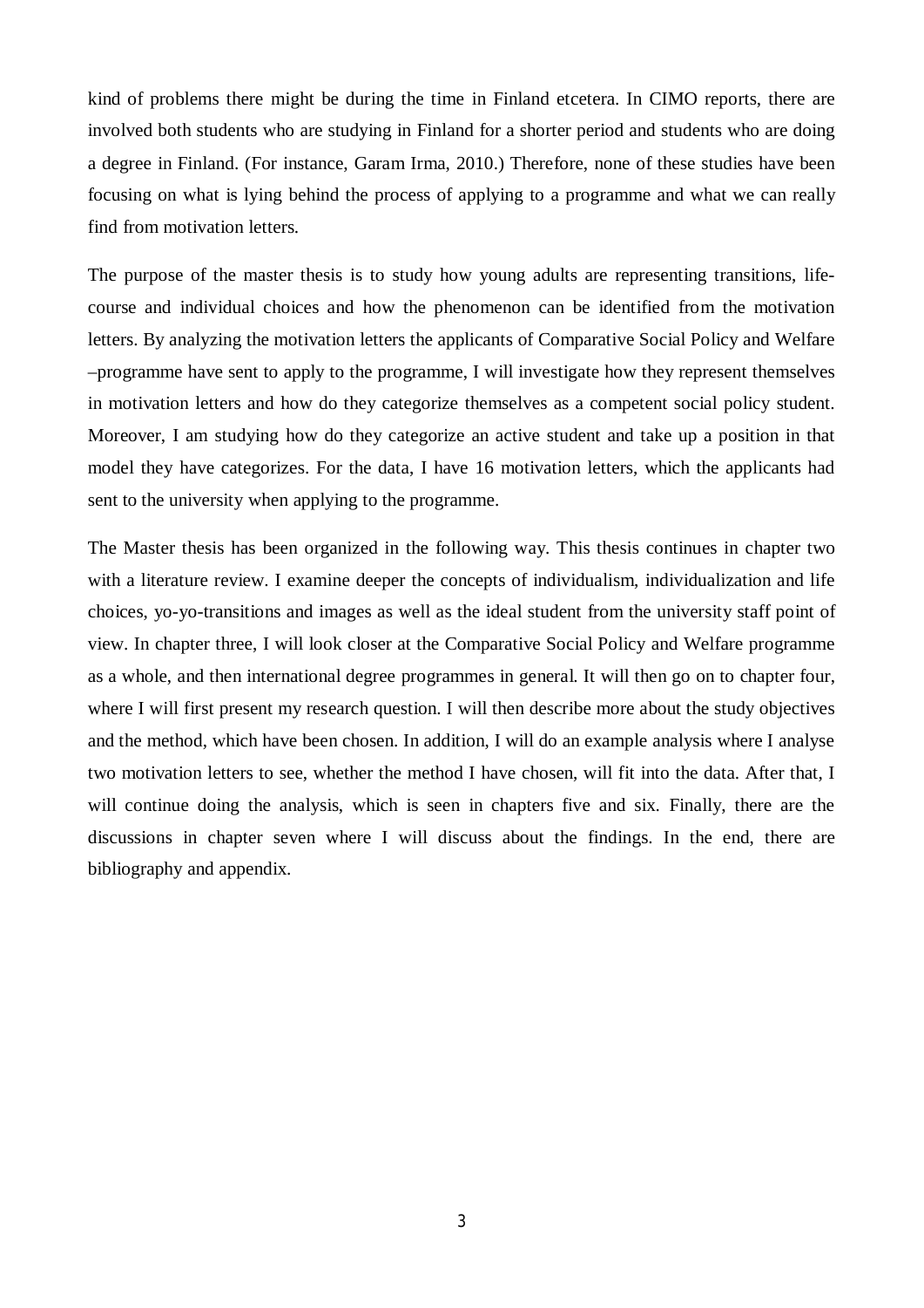kind of problems there might be during the time in Finland etcetera. In CIMO reports, there are involved both students who are studying in Finland for a shorter period and students who are doing a degree in Finland. (For instance, Garam Irma, 2010.) Therefore, none of these studies have been focusing on what is lying behind the process of applying to a programme and what we can really find from motivation letters.

The purpose of the master thesis is to study how young adults are representing transitions, life-course and individual choices and how the phenomenon can be identified from the motivation letters. By analyzing the motivation letters the applicants of Comparative Social Policy and Welfare –programme have sent to apply to the programme, I will investigate how they represent themselves in motivation letters and how do they categorize themselves as a competent social policy student. Moreover, I am studying how do they categorize an active student and take up a position in that model they have categorizes. For the data, I have 16 motivation letters, which the applicants had sent to the university when applying to the programme.

The Master thesis has been organized in the following way. This thesis continues in chapter two with a literature review. I examine deeper the concepts of individualism, individualization and life choices, yo-yo-transitions and images as well as the ideal student from the university staff point of view. In chapter three, I will look closer at the Comparative Social Policy and Welfare programme as a whole, and then international degree programmes in general. It will then go on to chapter four, where I will first present my research question. I will then describe more about the study objectives and the method, which have been chosen. In addition, I will do an example analysis where I analyse two motivation letters to see, whether the method I have chosen, will fit into the data. After that, I will continue doing the analysis, which is seen in chapters five and six. Finally, there are the discussions in chapter seven where I will discuss about the findings. In the end, there are bibliography and appendix.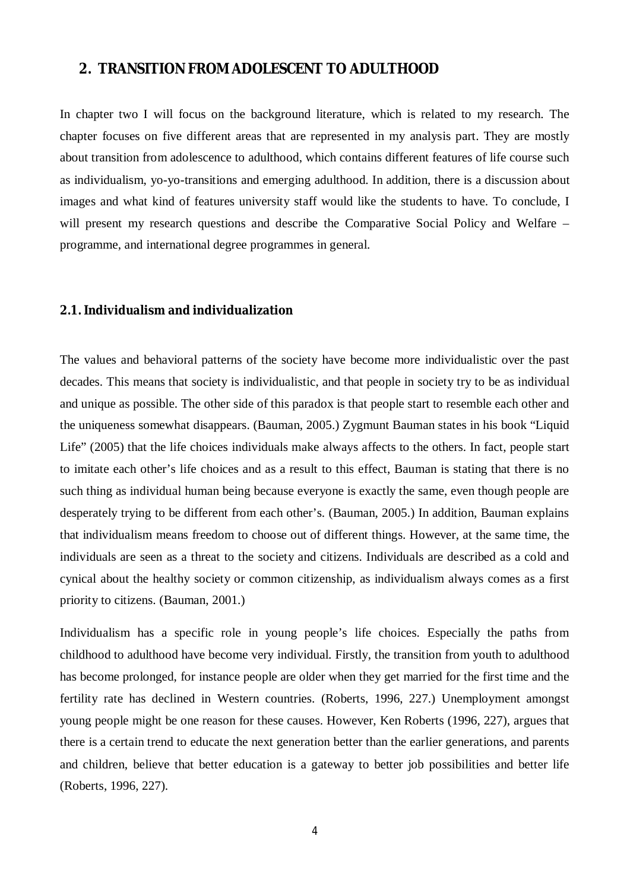## 2. TRANSITION FROM ADOLESCENT TO ADULTHOOD

In chapter two I will focus on the background literature, which is related to my research. The chapter focuses on five different areas that are represented in my analysis part. They are mostly about transition from adolescence to adulthood, which contains different features of life course such as individualism, yo-yo-transitions and emerging adulthood. In addition, there is a discussion about images and what kind of features university staff would like the students to have. To conclude, I will present my research questions and describe the Comparative Social Policy and Welfare – programme, and international degree programmes in general.

### 2.1. Individualism and individualization

The values and behavioral patterns of the society have become more individualistic over the past decades. This means that society is individualistic, and that people in society try to be as individual and unique as possible. The other side of this paradox is that people start to resemble each other and the uniqueness somewhat disappears. (Bauman, 2005.) Zygmunt Bauman states in his book "Liquid Life" (2005) that the life choices individuals make always affects to the others. In fact, people start to imitate each other's life choices and as a result to this effect, Bauman is stating that there is no such thing as individual human being because everyone is exactly the same, even though people are desperately trying to be different from each other's. (Bauman, 2005.) In addition, Bauman explains that individualism means freedom to choose out of different things. However, at the same time, the individuals are seen as a threat to the society and citizens. Individuals are described as a cold and cynical about the healthy society or common citizenship, as individualism always comes as a first priority to citizens. (Bauman, 2001.)

Individualism has a specific role in young people's life choices. Especially the paths from childhood to adulthood have become very individual. Firstly, the transition from youth to adulthood has become prolonged, for instance people are older when they get married for the first time and the fertility rate has declined in Western countries. (Roberts, 1996, 227.) Unemployment amongst young people might be one reason for these causes. However, Ken Roberts (1996, 227), argues that there is a certain trend to educate the next generation better than the earlier generations, and parents and children, believe that better education is a gateway to better job possibilities and better life (Roberts, 1996, 227).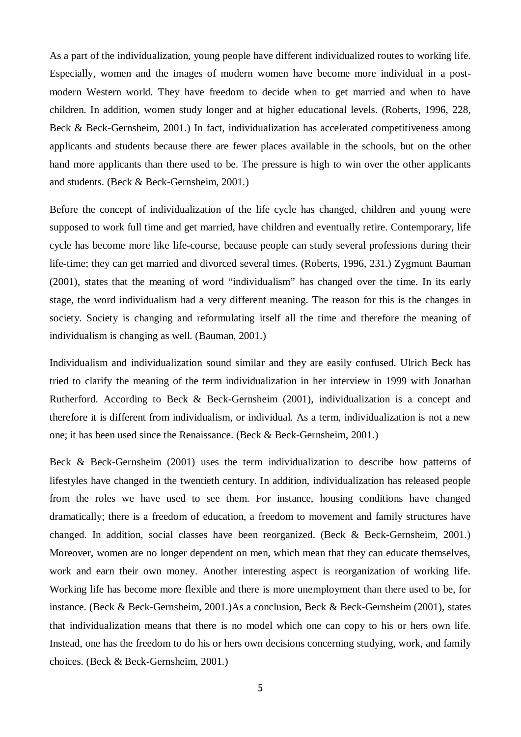As a part of the individualization, young people have different individualized routes to working life. Especially, women and the images of modern women have become more individual in a post-modern Western world. They have freedom to decide when to get married and when to have children. In addition, women study longer and at higher educational levels. (Roberts, 1996, 228, Beck & Beck-Gernsheim, 2001.) In fact, individualization has accelerated competitiveness among applicants and students because there are fewer places available in the schools, but on the other hand more applicants than there used to be. The pressure is high to win over the other applicants and students. (Beck & Beck-Gernsheim, 2001.)

Before the concept of individualization of the life cycle has changed, children and young were supposed to work full time and get married, have children and eventually retire. Contemporary, life cycle has become more like life-course, because people can study several professions during their life-time; they can get married and divorced several times. (Roberts, 1996, 231.) Zygmunt Bauman (2001), states that the meaning of word "individualism" has changed over the time. In its early stage, the word individualism had a very different meaning. The reason for this is the changes in society. Society is changing and reformulating itself all the time and therefore the meaning of individualism is changing as well. (Bauman, 2001.)

Individualism and individualization sound similar and they are easily confused. Ulrich Beck has tried to clarify the meaning of the term individualization in her interview in 1999 with Jonathan Rutherford. According to Beck & Beck-Gernsheim (2001), individualization is a concept and therefore it is different from individualism, or individual. As a term, individualization is not a new one; it has been used since the Renaissance. (Beck & Beck-Gernsheim, 2001.)

Beck & Beck-Gernsheim (2001) uses the term individualization to describe how patterns of lifestyles have changed in the twentieth century. In addition, individualization has released people from the roles we have used to see them. For instance, housing conditions have changed dramatically; there is a freedom of education, a freedom to movement and family structures have changed. In addition, social classes have been reorganized. (Beck & Beck-Gernsheim, 2001.) Moreover, women are no longer dependent on men, which mean that they can educate themselves, work and earn their own money. Another interesting aspect is reorganization of working life. Working life has become more flexible and there is more unemployment than there used to be, for instance. (Beck & Beck-Gernsheim, 2001.)As a conclusion, Beck & Beck-Gernsheim (2001), states that individualization means that there is no model which one can copy to his or hers own life. Instead, one has the freedom to do his or hers own decisions concerning studying, work, and family choices. (Beck & Beck-Gernsheim, 2001.)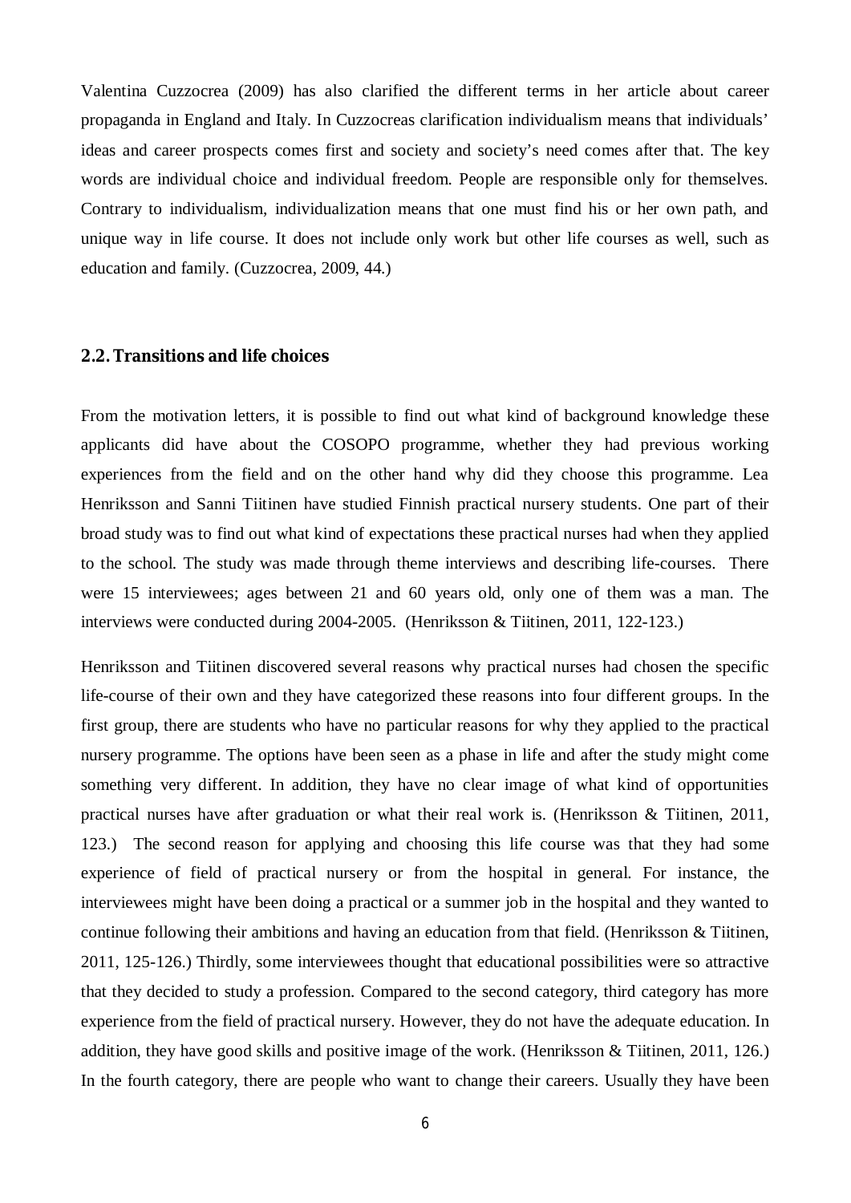Valentina Cuzzocrea (2009) has also clarified the different terms in her article about career propaganda in England and Italy. In Cuzzocreas clarification individualism means that individuals' ideas and career prospects comes first and society and society's need comes after that. The key words are individual choice and individual freedom. People are responsible only for themselves. Contrary to individualism, individualization means that one must find his or her own path, and unique way in life course. It does not include only work but other life courses as well, such as education and family. (Cuzzocrea, 2009, 44.)

## 2.2. Transitions and life choices

From the motivation letters, it is possible to find out what kind of background knowledge these applicants did have about the COSOPO programme, whether they had previous working experiences from the field and on the other hand why did they choose this programme. Lea Henriksson and Sanni Tiitinen have studied Finnish practical nursery students. One part of their broad study was to find out what kind of expectations these practical nurses had when they applied to the school. The study was made through theme interviews and describing life-courses. There were 15 interviewees; ages between 21 and 60 years old, only one of them was a man. The interviews were conducted during 2004-2005. (Henriksson & Tiitinen, 2011, 122-123.)

Henriksson and Tiitinen discovered several reasons why practical nurses had chosen the specific life-course of their own and they have categorized these reasons into four different groups. In the first group, there are students who have no particular reasons for why they applied to the practical nursery programme. The options have been seen as a phase in life and after the study might come something very different. In addition, they have no clear image of what kind of opportunities practical nurses have after graduation or what their real work is. (Henriksson & Tiitinen, 2011, 123.) The second reason for applying and choosing this life course was that they had some experience of field of practical nursery or from the hospital in general. For instance, the interviewees might have been doing a practical or a summer job in the hospital and they wanted to continue following their ambitions and having an education from that field. (Henriksson & Tiitinen, 2011, 125-126.) Thirdly, some interviewees thought that educational possibilities were so attractive that they decided to study a profession. Compared to the second category, third category has more experience from the field of practical nursery. However, they do not have the adequate education. In addition, they have good skills and positive image of the work. (Henriksson & Tiitinen, 2011, 126.) In the fourth category, there are people who want to change their careers. Usually they have been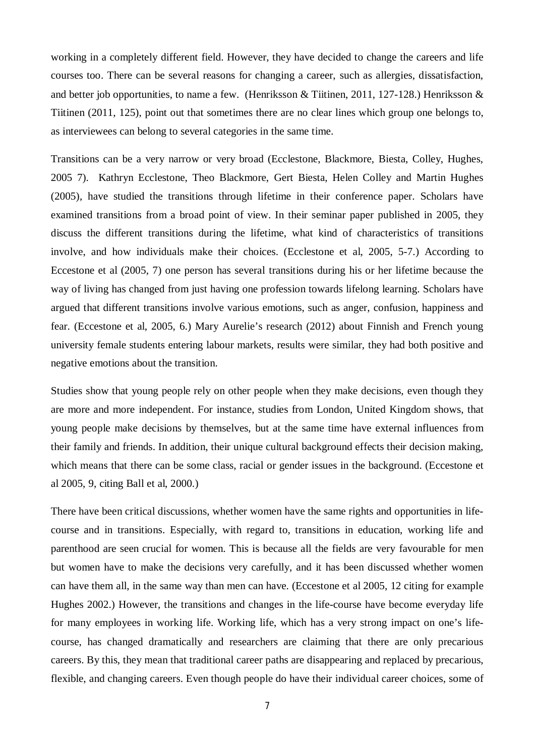working in a completely different field. However, they have decided to change the careers and life courses too. There can be several reasons for changing a career, such as allergies, dissatisfaction, and better job opportunities, to name a few. (Henriksson & Tiitinen, 2011, 127-128.) Henriksson & Tiitinen (2011, 125), point out that sometimes there are no clear lines which group one belongs to, as interviewees can belong to several categories in the same time.

Transitions can be a very narrow or very broad (Ecclestone, Blackmore, Biesta, Colley, Hughes, 2005 7). Kathryn Ecclestone, Theo Blackmore, Gert Biesta, Helen Colley and Martin Hughes (2005), have studied the transitions through lifetime in their conference paper. Scholars have examined transitions from a broad point of view. In their seminar paper published in 2005, they discuss the different transitions during the lifetime, what kind of characteristics of transitions involve, and how individuals make their choices. (Ecclestone et al, 2005, 5-7.) According to Eccestone et al (2005, 7) one person has several transitions during his or her lifetime because the way of living has changed from just having one profession towards lifelong learning. Scholars have argued that different transitions involve various emotions, such as anger, confusion, happiness and fear. (Eccestone et al, 2005, 6.) Mary Aurelie's research (2012) about Finnish and French young university female students entering labour markets, results were similar, they had both positive and negative emotions about the transition.

Studies show that young people rely on other people when they make decisions, even though they are more and more independent. For instance, studies from London, United Kingdom shows, that young people make decisions by themselves, but at the same time have external influences from their family and friends. In addition, their unique cultural background effects their decision making, which means that there can be some class, racial or gender issues in the background. (Eccestone et al 2005, 9, citing Ball et al, 2000.)

There have been critical discussions, whether women have the same rights and opportunities in life-course and in transitions. Especially, with regard to, transitions in education, working life and parenthood are seen crucial for women. This is because all the fields are very favourable for men but women have to make the decisions very carefully, and it has been discussed whether women can have them all, in the same way than men can have. (Eccestone et al 2005, 12 citing for example Hughes 2002.) However, the transitions and changes in the life-course have become everyday life for many employees in working life. Working life, which has a very strong impact on one's life-course, has changed dramatically and researchers are claiming that there are only precarious careers. By this, they mean that traditional career paths are disappearing and replaced by precarious, flexible, and changing careers. Even though people do have their individual career choices, some of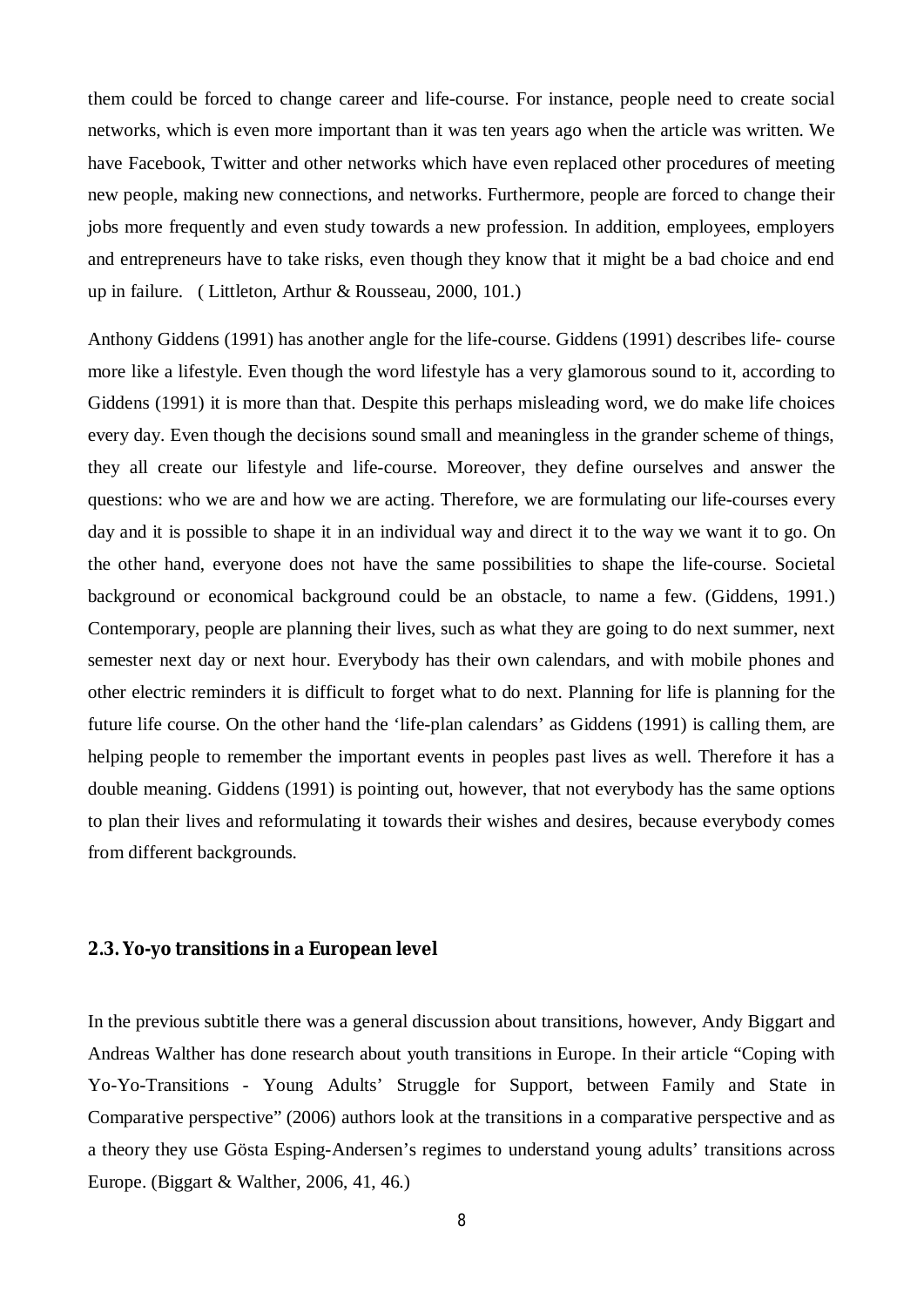them could be forced to change career and life-course. For instance, people need to create social networks, which is even more important than it was ten years ago when the article was written. We have Facebook, Twitter and other networks which have even replaced other procedures of meeting new people, making new connections, and networks. Furthermore, people are forced to change their jobs more frequently and even study towards a new profession. In addition, employees, employers and entrepreneurs have to take risks, even though they know that it might be a bad choice and end up in failure. ( Littleton, Arthur & Rousseau, 2000, 101.)

Anthony Giddens (1991) has another angle for the life-course. Giddens (1991) describes life- course more like a lifestyle. Even though the word lifestyle has a very glamorous sound to it, according to Giddens (1991) it is more than that. Despite this perhaps misleading word, we do make life choices every day. Even though the decisions sound small and meaningless in the grander scheme of things, they all create our lifestyle and life-course. Moreover, they define ourselves and answer the questions: who we are and how we are acting. Therefore, we are formulating our life-courses every day and it is possible to shape it in an individual way and direct it to the way we want it to go. On the other hand, everyone does not have the same possibilities to shape the life-course. Societal background or economical background could be an obstacle, to name a few. (Giddens, 1991.) Contemporary, people are planning their lives, such as what they are going to do next summer, next semester next day or next hour. Everybody has their own calendars, and with mobile phones and other electric reminders it is difficult to forget what to do next. Planning for life is planning for the future life course. On the other hand the 'life-plan calendars' as Giddens (1991) is calling them, are helping people to remember the important events in peoples past lives as well. Therefore it has a double meaning. Giddens (1991) is pointing out, however, that not everybody has the same options to plan their lives and reformulating it towards their wishes and desires, because everybody comes from different backgrounds.

### 2.3. Yo-yo transitions in a European level

In the previous subtitle there was a general discussion about transitions, however, Andy Biggart and Andreas Walther has done research about youth transitions in Europe. In their article "Coping with Yo-Yo-Transitions - Young Adults' Struggle for Support, between Family and State in Comparative perspective" (2006) authors look at the transitions in a comparative perspective and as a theory they use Gösta Esping-Andersen's regimes to understand young adults' transitions across Europe. (Biggart & Walther, 2006, 41, 46.)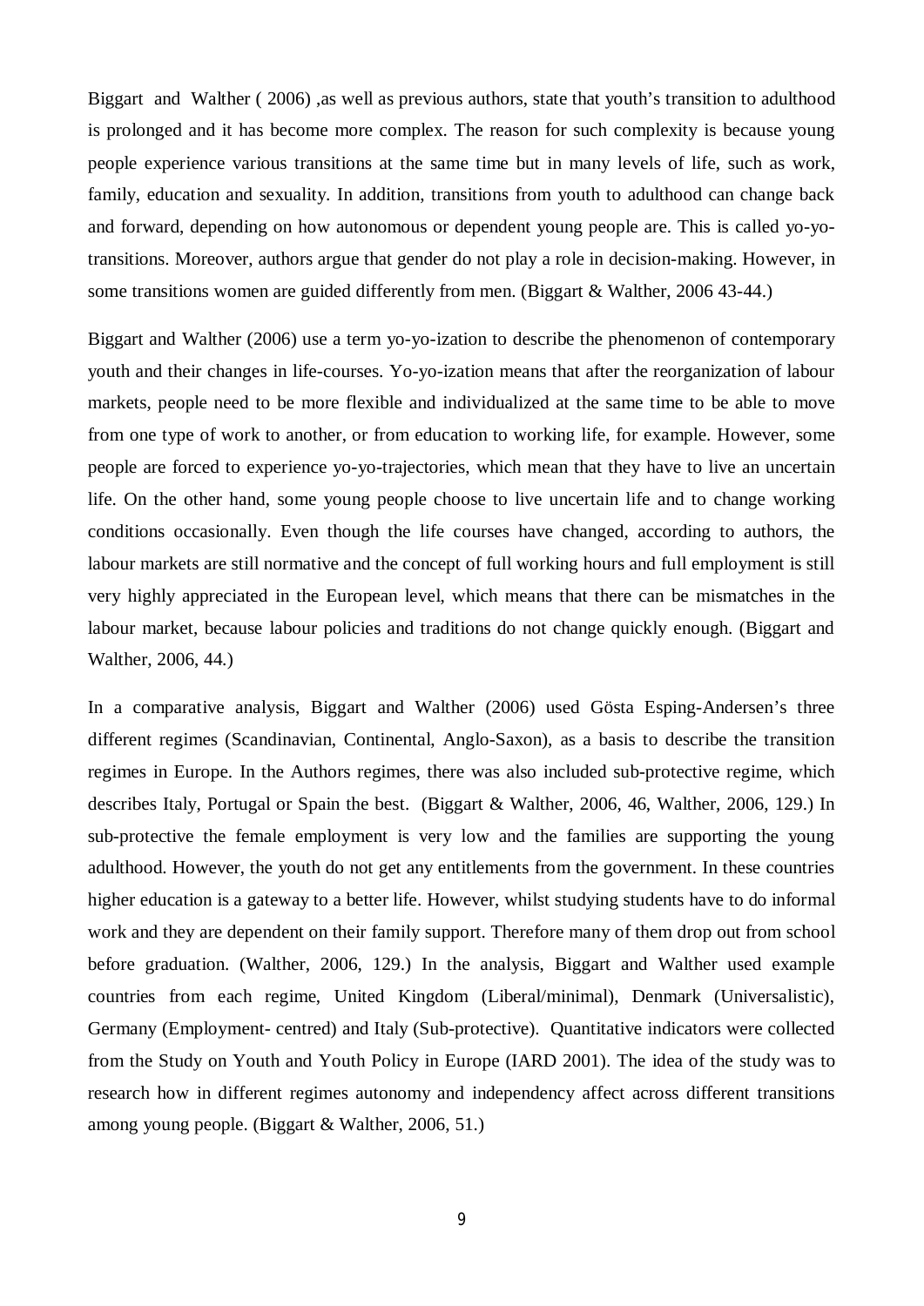Biggart and Walther ( 2006) ,as well as previous authors, state that youth's transition to adulthood is prolonged and it has become more complex. The reason for such complexity is because young people experience various transitions at the same time but in many levels of life, such as work, family, education and sexuality. In addition, transitions from youth to adulthood can change back and forward, depending on how autonomous or dependent young people are. This is called yo-yo-transitions. Moreover, authors argue that gender do not play a role in decision-making. However, in some transitions women are guided differently from men. (Biggart & Walther, 2006 43-44.)

Biggart and Walther (2006) use a term yo-yo-ization to describe the phenomenon of contemporary youth and their changes in life-courses. Yo-yo-ization means that after the reorganization of labour markets, people need to be more flexible and individualized at the same time to be able to move from one type of work to another, or from education to working life, for example. However, some people are forced to experience yo-yo-trajectories, which mean that they have to live an uncertain life. On the other hand, some young people choose to live uncertain life and to change working conditions occasionally. Even though the life courses have changed, according to authors, the labour markets are still normative and the concept of full working hours and full employment is still very highly appreciated in the European level, which means that there can be mismatches in the labour market, because labour policies and traditions do not change quickly enough. (Biggart and Walther, 2006, 44.)

In a comparative analysis, Biggart and Walther (2006) used Gösta Esping-Andersen's three different regimes (Scandinavian, Continental, Anglo-Saxon), as a basis to describe the transition regimes in Europe. In the Authors regimes, there was also included sub-protective regime, which describes Italy, Portugal or Spain the best. (Biggart & Walther, 2006, 46, Walther, 2006, 129.) In sub-protective the female employment is very low and the families are supporting the young adulthood. However, the youth do not get any entitlements from the government. In these countries higher education is a gateway to a better life. However, whilst studying students have to do informal work and they are dependent on their family support. Therefore many of them drop out from school before graduation. (Walther, 2006, 129.) In the analysis, Biggart and Walther used example countries from each regime, United Kingdom (Liberal/minimal), Denmark (Universalistic), Germany (Employment- centred) and Italy (Sub-protective). Quantitative indicators were collected from the Study on Youth and Youth Policy in Europe (IARD 2001). The idea of the study was to research how in different regimes autonomy and independency affect across different transitions among young people. (Biggart & Walther, 2006, 51.)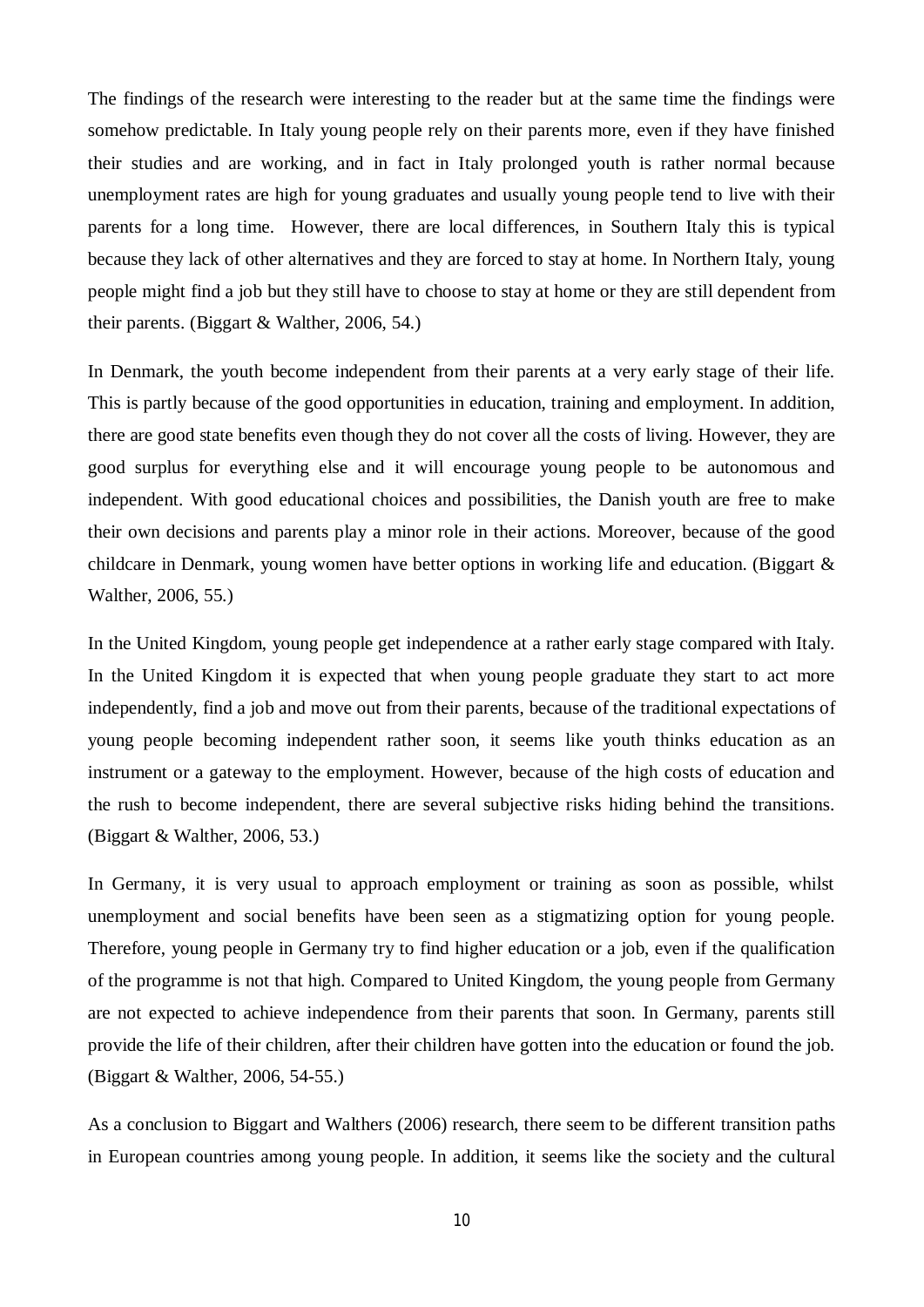The findings of the research were interesting to the reader but at the same time the findings were somehow predictable. In Italy young people rely on their parents more, even if they have finished their studies and are working, and in fact in Italy prolonged youth is rather normal because unemployment rates are high for young graduates and usually young people tend to live with their parents for a long time. However, there are local differences, in Southern Italy this is typical because they lack of other alternatives and they are forced to stay at home. In Northern Italy, young people might find a job but they still have to choose to stay at home or they are still dependent from their parents. (Biggart & Walther, 2006, 54.)

In Denmark, the youth become independent from their parents at a very early stage of their life. This is partly because of the good opportunities in education, training and employment. In addition, there are good state benefits even though they do not cover all the costs of living. However, they are good surplus for everything else and it will encourage young people to be autonomous and independent. With good educational choices and possibilities, the Danish youth are free to make their own decisions and parents play a minor role in their actions. Moreover, because of the good childcare in Denmark, young women have better options in working life and education. (Biggart & Walther, 2006, 55.)

In the United Kingdom, young people get independence at a rather early stage compared with Italy. In the United Kingdom it is expected that when young people graduate they start to act more independently, find a job and move out from their parents, because of the traditional expectations of young people becoming independent rather soon, it seems like youth thinks education as an instrument or a gateway to the employment. However, because of the high costs of education and the rush to become independent, there are several subjective risks hiding behind the transitions. (Biggart & Walther, 2006, 53.)

In Germany, it is very usual to approach employment or training as soon as possible, whilst unemployment and social benefits have been seen as a stigmatizing option for young people. Therefore, young people in Germany try to find higher education or a job, even if the qualification of the programme is not that high. Compared to United Kingdom, the young people from Germany are not expected to achieve independence from their parents that soon. In Germany, parents still provide the life of their children, after their children have gotten into the education or found the job. (Biggart & Walther, 2006, 54-55.)

As a conclusion to Biggart and Walthers (2006) research, there seem to be different transition paths in European countries among young people. In addition, it seems like the society and the cultural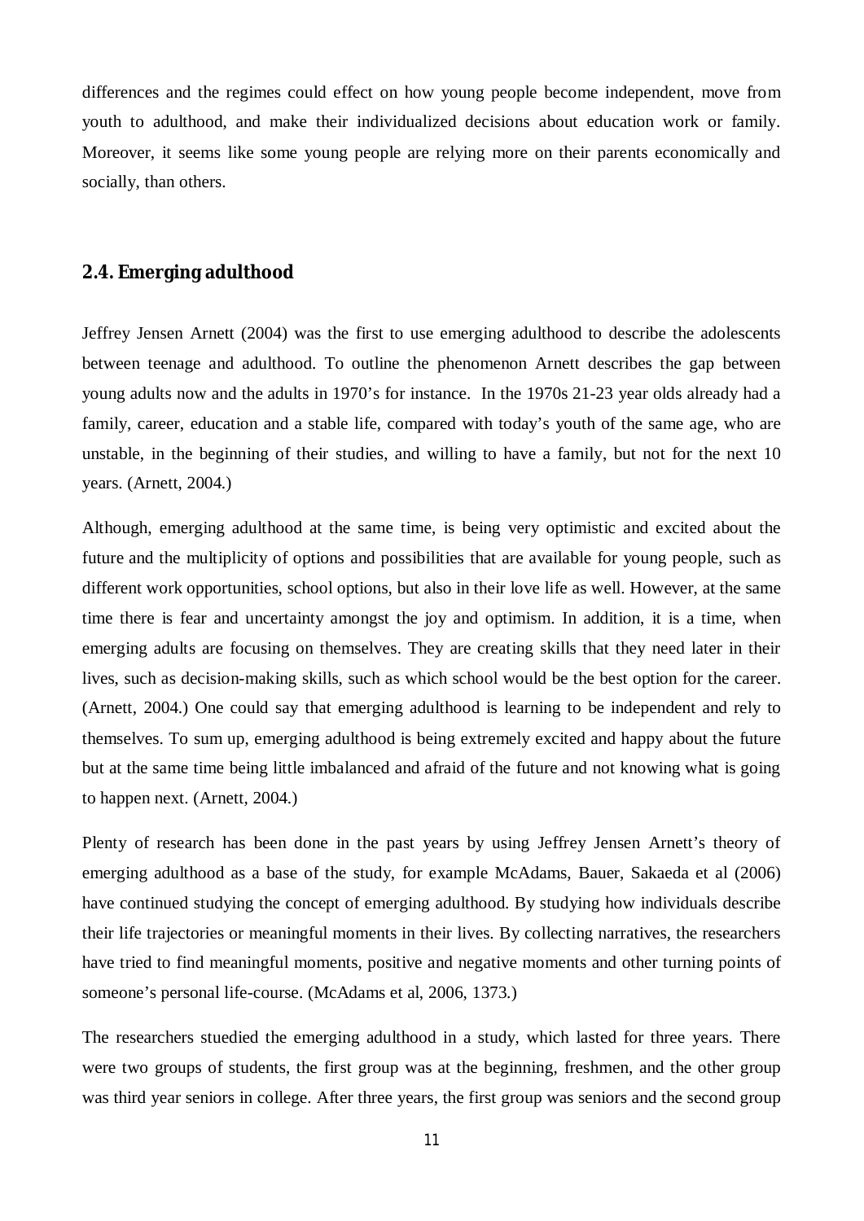differences and the regimes could effect on how young people become independent, move from youth to adulthood, and make their individualized decisions about education work or family. Moreover, it seems like some young people are relying more on their parents economically and socially, than others.

## 2.4. Emerging adulthood

Jeffrey Jensen Arnett (2004) was the first to use emerging adulthood to describe the adolescents between teenage and adulthood. To outline the phenomenon Arnett describes the gap between young adults now and the adults in 1970's for instance. In the 1970s 21-23 year olds already had a family, career, education and a stable life, compared with today's youth of the same age, who are unstable, in the beginning of their studies, and willing to have a family, but not for the next 10 years. (Arnett, 2004.)

Although, emerging adulthood at the same time, is being very optimistic and excited about the future and the multiplicity of options and possibilities that are available for young people, such as different work opportunities, school options, but also in their love life as well. However, at the same time there is fear and uncertainty amongst the joy and optimism. In addition, it is a time, when emerging adults are focusing on themselves. They are creating skills that they need later in their lives, such as decision-making skills, such as which school would be the best option for the career. (Arnett, 2004.) One could say that emerging adulthood is learning to be independent and rely to themselves. To sum up, emerging adulthood is being extremely excited and happy about the future but at the same time being little imbalanced and afraid of the future and not knowing what is going to happen next. (Arnett, 2004.)

Plenty of research has been done in the past years by using Jeffrey Jensen Arnett's theory of emerging adulthood as a base of the study, for example McAdams, Bauer, Sakaeda et al (2006) have continued studying the concept of emerging adulthood. By studying how individuals describe their life trajectories or meaningful moments in their lives. By collecting narratives, the researchers have tried to find meaningful moments, positive and negative moments and other turning points of someone's personal life-course. (McAdams et al, 2006, 1373.)

The researchers stuedied the emerging adulthood in a study, which lasted for three years. There were two groups of students, the first group was at the beginning, freshmen, and the other group was third year seniors in college. After three years, the first group was seniors and the second group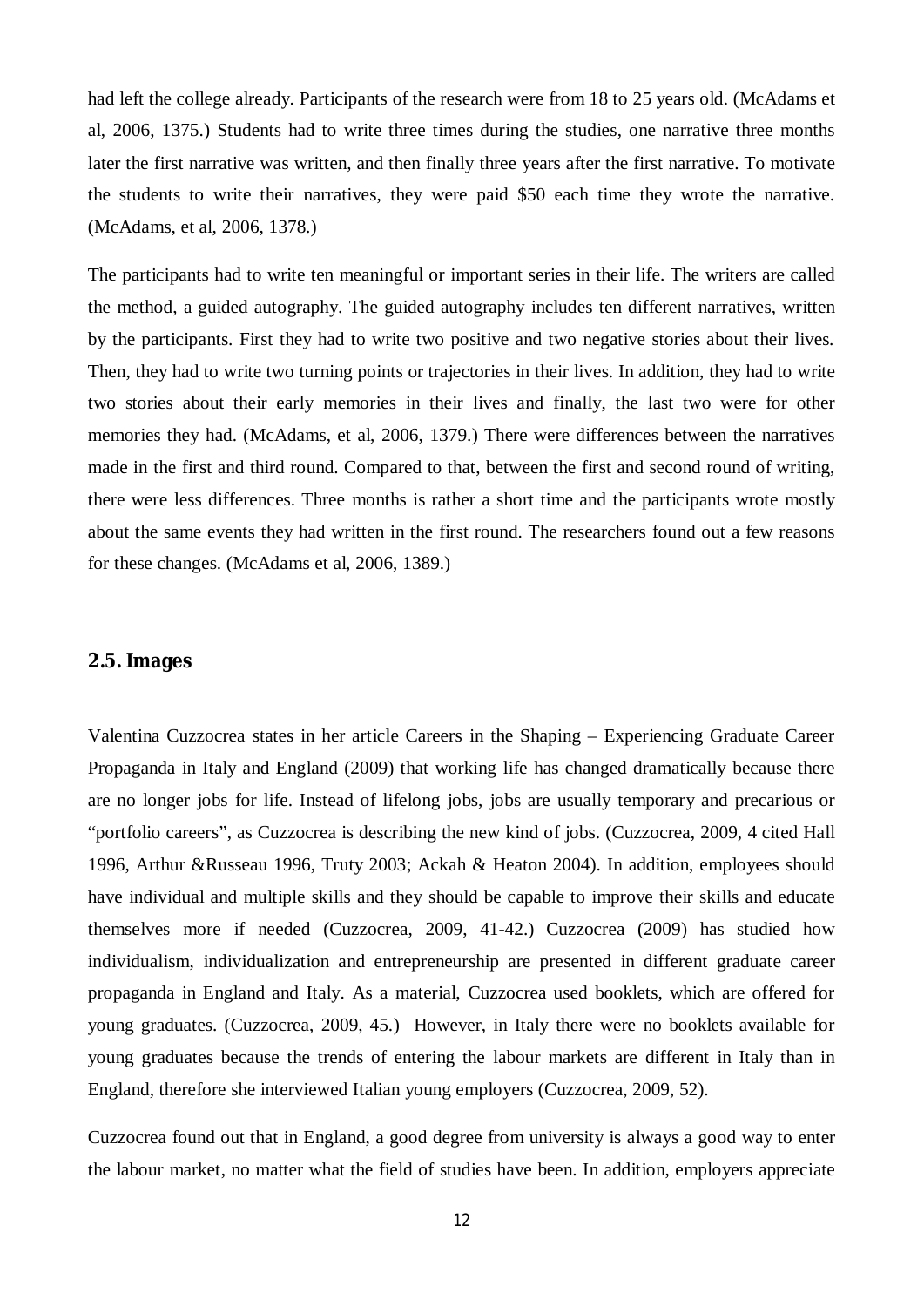had left the college already. Participants of the research were from 18 to 25 years old. (McAdams et al, 2006, 1375.) Students had to write three times during the studies, one narrative three months later the first narrative was written, and then finally three years after the first narrative. To motivate the students to write their narratives, they were paid $50 each time they wrote the narrative. (McAdams, et al, 2006, 1378.)

The participants had to write ten meaningful or important series in their life. The writers are called the method, a guided autography. The guided autography includes ten different narratives, written by the participants. First they had to write two positive and two negative stories about their lives. Then, they had to write two turning points or trajectories in their lives. In addition, they had to write two stories about their early memories in their lives and finally, the last two were for other memories they had. (McAdams, et al, 2006, 1379.) There were differences between the narratives made in the first and third round. Compared to that, between the first and second round of writing, there were less differences. Three months is rather a short time and the participants wrote mostly about the same events they had written in the first round. The researchers found out a few reasons for these changes. (McAdams et al, 2006, 1389.)

## 2.5. Images

Valentina Cuzzocrea states in her article Careers in the Shaping – Experiencing Graduate Career Propaganda in Italy and England (2009) that working life has changed dramatically because there are no longer jobs for life. Instead of lifelong jobs, jobs are usually temporary and precarious or "portfolio careers", as Cuzzocrea is describing the new kind of jobs. (Cuzzocrea, 2009, 4 cited Hall 1996, Arthur &Russeau 1996, Truty 2003; Ackah & Heaton 2004). In addition, employees should have individual and multiple skills and they should be capable to improve their skills and educate themselves more if needed (Cuzzocrea, 2009, 41-42.) Cuzzocrea (2009) has studied how individualism, individualization and entrepreneurship are presented in different graduate career propaganda in England and Italy. As a material, Cuzzocrea used booklets, which are offered for young graduates. (Cuzzocrea, 2009, 45.) However, in Italy there were no booklets available for young graduates because the trends of entering the labour markets are different in Italy than in England, therefore she interviewed Italian young employers (Cuzzocrea, 2009, 52).

Cuzzocrea found out that in England, a good degree from university is always a good way to enter the labour market, no matter what the field of studies have been. In addition, employers appreciate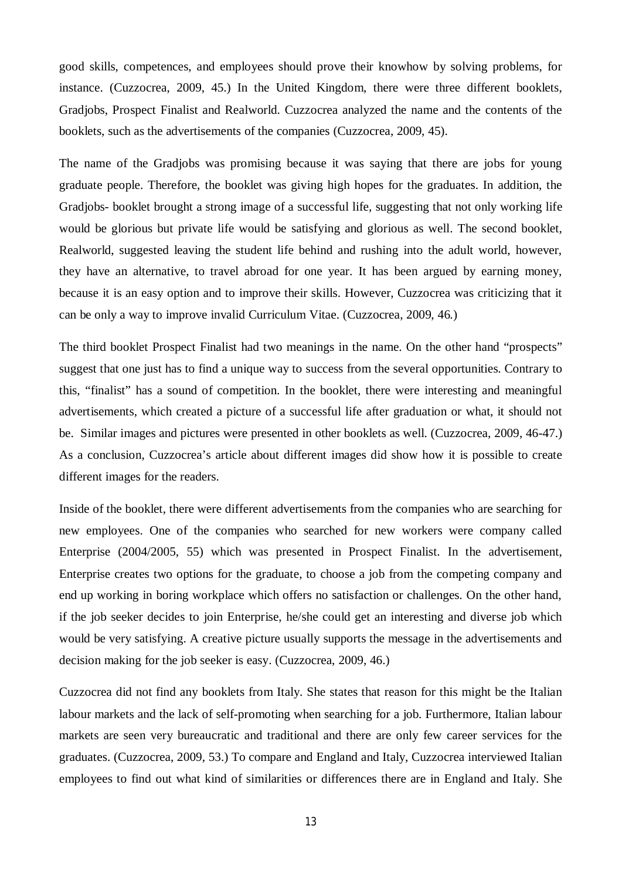good skills, competences, and employees should prove their knowhow by solving problems, for instance. (Cuzzocrea, 2009, 45.) In the United Kingdom, there were three different booklets, Gradjobs, Prospect Finalist and Realworld. Cuzzocrea analyzed the name and the contents of the booklets, such as the advertisements of the companies (Cuzzocrea, 2009, 45).

The name of the Gradjobs was promising because it was saying that there are jobs for young graduate people. Therefore, the booklet was giving high hopes for the graduates. In addition, the Gradjobs- booklet brought a strong image of a successful life, suggesting that not only working life would be glorious but private life would be satisfying and glorious as well. The second booklet, Realworld, suggested leaving the student life behind and rushing into the adult world, however, they have an alternative, to travel abroad for one year. It has been argued by earning money, because it is an easy option and to improve their skills. However, Cuzzocrea was criticizing that it can be only a way to improve invalid Curriculum Vitae. (Cuzzocrea, 2009, 46.)

The third booklet Prospect Finalist had two meanings in the name. On the other hand "prospects" suggest that one just has to find a unique way to success from the several opportunities. Contrary to this, "finalist" has a sound of competition. In the booklet, there were interesting and meaningful advertisements, which created a picture of a successful life after graduation or what, it should not be. Similar images and pictures were presented in other booklets as well. (Cuzzocrea, 2009, 46-47.) As a conclusion, Cuzzocrea's article about different images did show how it is possible to create different images for the readers.

Inside of the booklet, there were different advertisements from the companies who are searching for new employees. One of the companies who searched for new workers were company called Enterprise (2004/2005, 55) which was presented in Prospect Finalist. In the advertisement, Enterprise creates two options for the graduate, to choose a job from the competing company and end up working in boring workplace which offers no satisfaction or challenges. On the other hand, if the job seeker decides to join Enterprise, he/she could get an interesting and diverse job which would be very satisfying. A creative picture usually supports the message in the advertisements and decision making for the job seeker is easy. (Cuzzocrea, 2009, 46.)

Cuzzocrea did not find any booklets from Italy. She states that reason for this might be the Italian labour markets and the lack of self-promoting when searching for a job. Furthermore, Italian labour markets are seen very bureaucratic and traditional and there are only few career services for the graduates. (Cuzzocrea, 2009, 53.) To compare and England and Italy, Cuzzocrea interviewed Italian employees to find out what kind of similarities or differences there are in England and Italy. She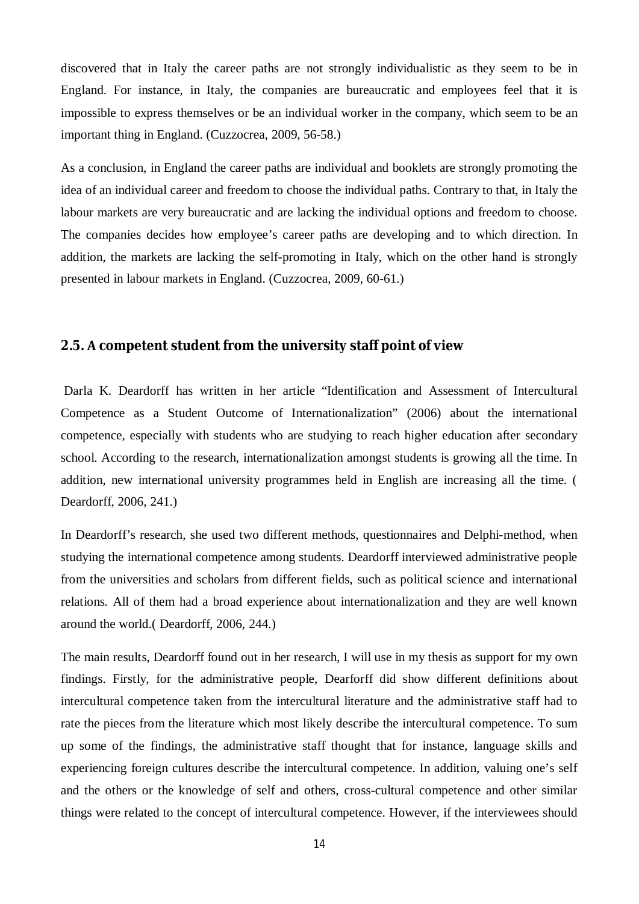discovered that in Italy the career paths are not strongly individualistic as they seem to be in England. For instance, in Italy, the companies are bureaucratic and employees feel that it is impossible to express themselves or be an individual worker in the company, which seem to be an important thing in England. (Cuzzocrea, 2009, 56-58.)

As a conclusion, in England the career paths are individual and booklets are strongly promoting the idea of an individual career and freedom to choose the individual paths. Contrary to that, in Italy the labour markets are very bureaucratic and are lacking the individual options and freedom to choose. The companies decides how employee's career paths are developing and to which direction. In addition, the markets are lacking the self-promoting in Italy, which on the other hand is strongly presented in labour markets in England. (Cuzzocrea, 2009, 60-61.)

## 2.5. A competent student from the university staff point of view

Darla K. Deardorff has written in her article "Identification and Assessment of Intercultural Competence as a Student Outcome of Internationalization" (2006) about the international competence, especially with students who are studying to reach higher education after secondary school. According to the research, internationalization amongst students is growing all the time. In addition, new international university programmes held in English are increasing all the time. ( Deardorff, 2006, 241.)

In Deardorff's research, she used two different methods, questionnaires and Delphi-method, when studying the international competence among students. Deardorff interviewed administrative people from the universities and scholars from different fields, such as political science and international relations. All of them had a broad experience about internationalization and they are well known around the world.( Deardorff, 2006, 244.)

The main results, Deardorff found out in her research, I will use in my thesis as support for my own findings. Firstly, for the administrative people, Dearforff did show different definitions about intercultural competence taken from the intercultural literature and the administrative staff had to rate the pieces from the literature which most likely describe the intercultural competence. To sum up some of the findings, the administrative staff thought that for instance, language skills and experiencing foreign cultures describe the intercultural competence. In addition, valuing one's self and the others or the knowledge of self and others, cross-cultural competence and other similar things were related to the concept of intercultural competence. However, if the interviewees should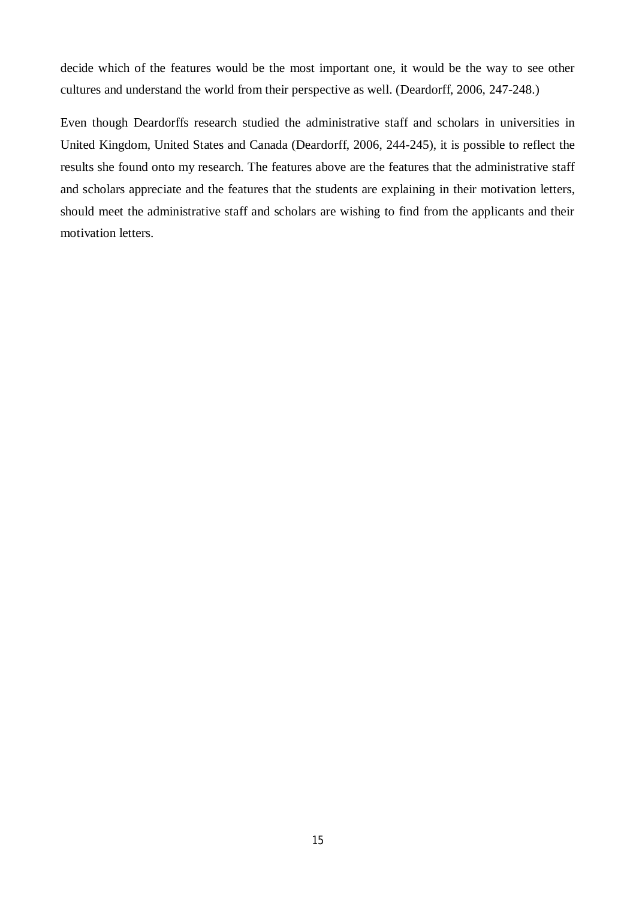decide which of the features would be the most important one, it would be the way to see other cultures and understand the world from their perspective as well. (Deardorff, 2006, 247-248.)

Even though Deardorffs research studied the administrative staff and scholars in universities in United Kingdom, United States and Canada (Deardorff, 2006, 244-245), it is possible to reflect the results she found onto my research. The features above are the features that the administrative staff and scholars appreciate and the features that the students are explaining in their motivation letters, should meet the administrative staff and scholars are wishing to find from the applicants and their motivation letters.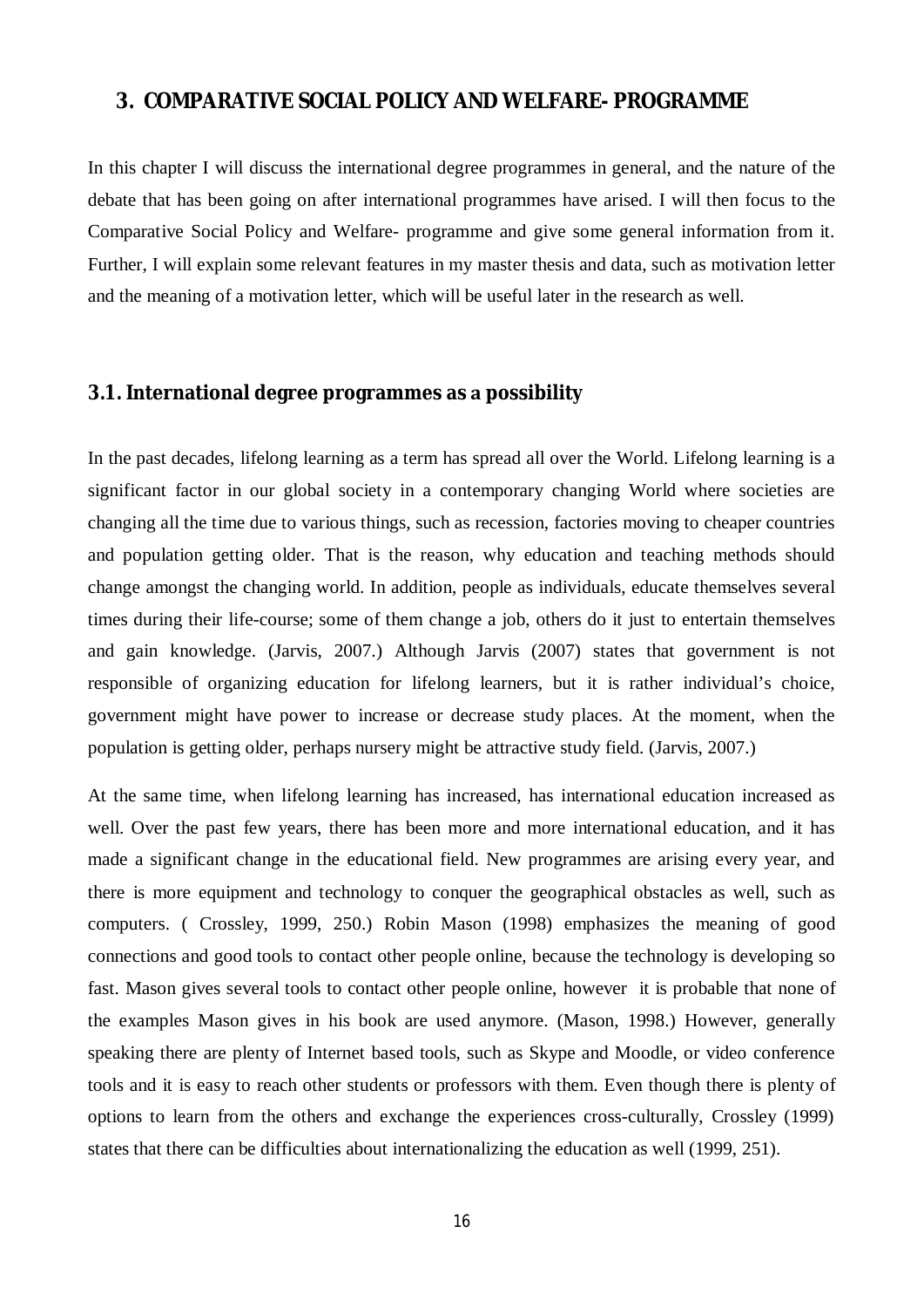## 3. COMPARATIVE SOCIAL POLICY AND WELFARE- PROGRAMME

In this chapter I will discuss the international degree programmes in general, and the nature of the debate that has been going on after international programmes have arised. I will then focus to the Comparative Social Policy and Welfare- programme and give some general information from it. Further, I will explain some relevant features in my master thesis and data, such as motivation letter and the meaning of a motivation letter, which will be useful later in the research as well.

### 3.1. International degree programmes as a possibility

In the past decades, lifelong learning as a term has spread all over the World. Lifelong learning is a significant factor in our global society in a contemporary changing World where societies are changing all the time due to various things, such as recession, factories moving to cheaper countries and population getting older. That is the reason, why education and teaching methods should change amongst the changing world. In addition, people as individuals, educate themselves several times during their life-course; some of them change a job, others do it just to entertain themselves and gain knowledge. (Jarvis, 2007.) Although Jarvis (2007) states that government is not responsible of organizing education for lifelong learners, but it is rather individual's choice, government might have power to increase or decrease study places. At the moment, when the population is getting older, perhaps nursery might be attractive study field. (Jarvis, 2007.)

At the same time, when lifelong learning has increased, has international education increased as well. Over the past few years, there has been more and more international education, and it has made a significant change in the educational field. New programmes are arising every year, and there is more equipment and technology to conquer the geographical obstacles as well, such as computers. ( Crossley, 1999, 250.) Robin Mason (1998) emphasizes the meaning of good connections and good tools to contact other people online, because the technology is developing so fast. Mason gives several tools to contact other people online, however it is probable that none of the examples Mason gives in his book are used anymore. (Mason, 1998.) However, generally speaking there are plenty of Internet based tools, such as Skype and Moodle, or video conference tools and it is easy to reach other students or professors with them. Even though there is plenty of options to learn from the others and exchange the experiences cross-culturally, Crossley (1999) states that there can be difficulties about internationalizing the education as well (1999, 251).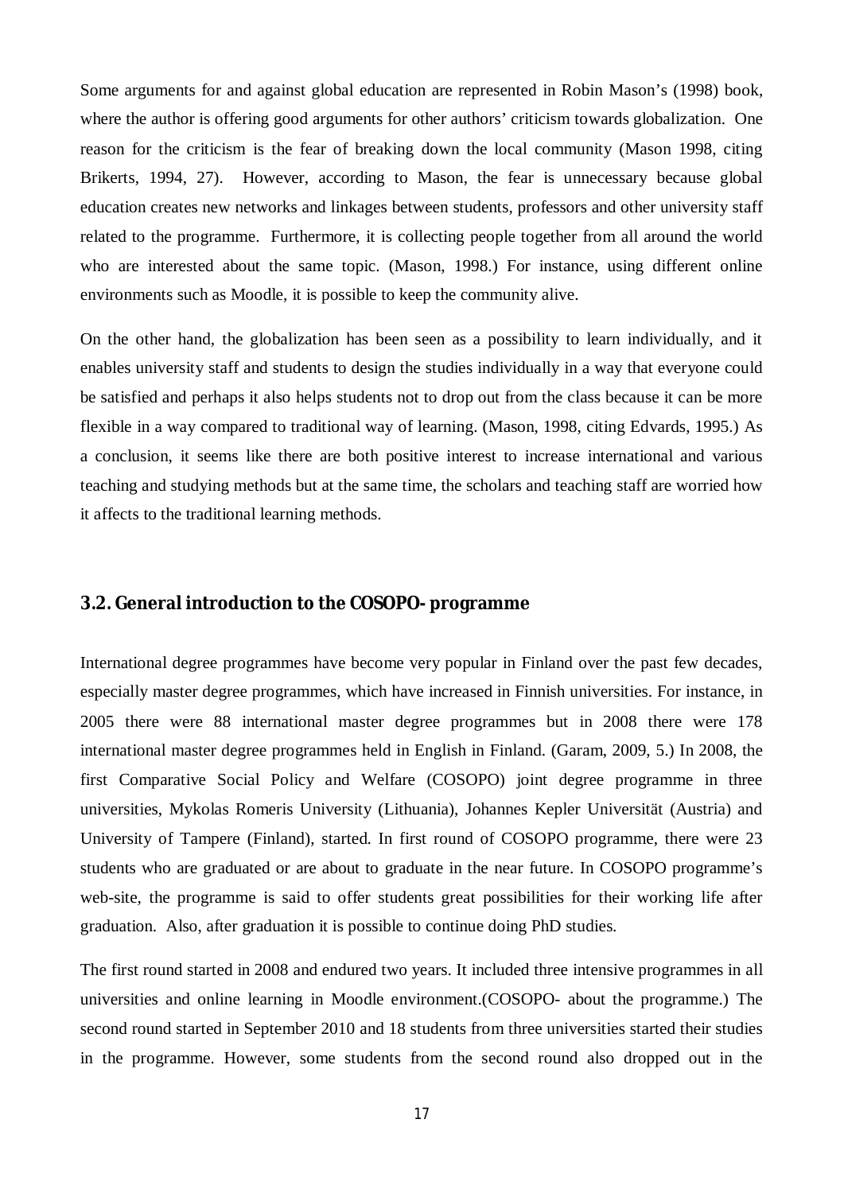Some arguments for and against global education are represented in Robin Mason's (1998) book, where the author is offering good arguments for other authors' criticism towards globalization. One reason for the criticism is the fear of breaking down the local community (Mason 1998, citing Brikerts, 1994, 27). However, according to Mason, the fear is unnecessary because global education creates new networks and linkages between students, professors and other university staff related to the programme. Furthermore, it is collecting people together from all around the world who are interested about the same topic. (Mason, 1998.) For instance, using different online environments such as Moodle, it is possible to keep the community alive.

On the other hand, the globalization has been seen as a possibility to learn individually, and it enables university staff and students to design the studies individually in a way that everyone could be satisfied and perhaps it also helps students not to drop out from the class because it can be more flexible in a way compared to traditional way of learning. (Mason, 1998, citing Edvards, 1995.) As a conclusion, it seems like there are both positive interest to increase international and various teaching and studying methods but at the same time, the scholars and teaching staff are worried how it affects to the traditional learning methods.

### 3.2. General introduction to the COSOPO- programme

International degree programmes have become very popular in Finland over the past few decades, especially master degree programmes, which have increased in Finnish universities. For instance, in 2005 there were 88 international master degree programmes but in 2008 there were 178 international master degree programmes held in English in Finland. (Garam, 2009, 5.) In 2008, the first Comparative Social Policy and Welfare (COSOPO) joint degree programme in three universities, Mykolas Romeris University (Lithuania), Johannes Kepler Universität (Austria) and University of Tampere (Finland), started. In first round of COSOPO programme, there were 23 students who are graduated or are about to graduate in the near future. In COSOPO programme's web-site, the programme is said to offer students great possibilities for their working life after graduation. Also, after graduation it is possible to continue doing PhD studies.

The first round started in 2008 and endured two years. It included three intensive programmes in all universities and online learning in Moodle environment.(COSOPO- about the programme.) The second round started in September 2010 and 18 students from three universities started their studies in the programme. However, some students from the second round also dropped out in the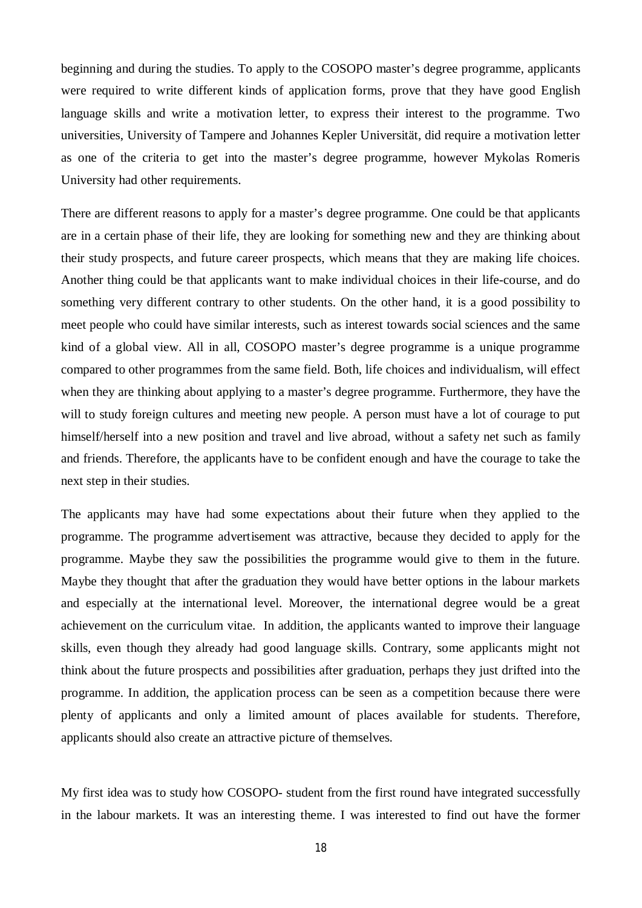beginning and during the studies. To apply to the COSOPO master's degree programme, applicants were required to write different kinds of application forms, prove that they have good English language skills and write a motivation letter, to express their interest to the programme. Two universities, University of Tampere and Johannes Kepler Universität, did require a motivation letter as one of the criteria to get into the master's degree programme, however Mykolas Romeris University had other requirements.

There are different reasons to apply for a master's degree programme. One could be that applicants are in a certain phase of their life, they are looking for something new and they are thinking about their study prospects, and future career prospects, which means that they are making life choices. Another thing could be that applicants want to make individual choices in their life-course, and do something very different contrary to other students. On the other hand, it is a good possibility to meet people who could have similar interests, such as interest towards social sciences and the same kind of a global view. All in all, COSOPO master's degree programme is a unique programme compared to other programmes from the same field. Both, life choices and individualism, will effect when they are thinking about applying to a master's degree programme. Furthermore, they have the will to study foreign cultures and meeting new people. A person must have a lot of courage to put himself/herself into a new position and travel and live abroad, without a safety net such as family and friends. Therefore, the applicants have to be confident enough and have the courage to take the next step in their studies.

The applicants may have had some expectations about their future when they applied to the programme. The programme advertisement was attractive, because they decided to apply for the programme. Maybe they saw the possibilities the programme would give to them in the future. Maybe they thought that after the graduation they would have better options in the labour markets and especially at the international level. Moreover, the international degree would be a great achievement on the curriculum vitae. In addition, the applicants wanted to improve their language skills, even though they already had good language skills. Contrary, some applicants might not think about the future prospects and possibilities after graduation, perhaps they just drifted into the programme. In addition, the application process can be seen as a competition because there were plenty of applicants and only a limited amount of places available for students. Therefore, applicants should also create an attractive picture of themselves.

My first idea was to study how COSOPO- student from the first round have integrated successfully in the labour markets. It was an interesting theme. I was interested to find out have the former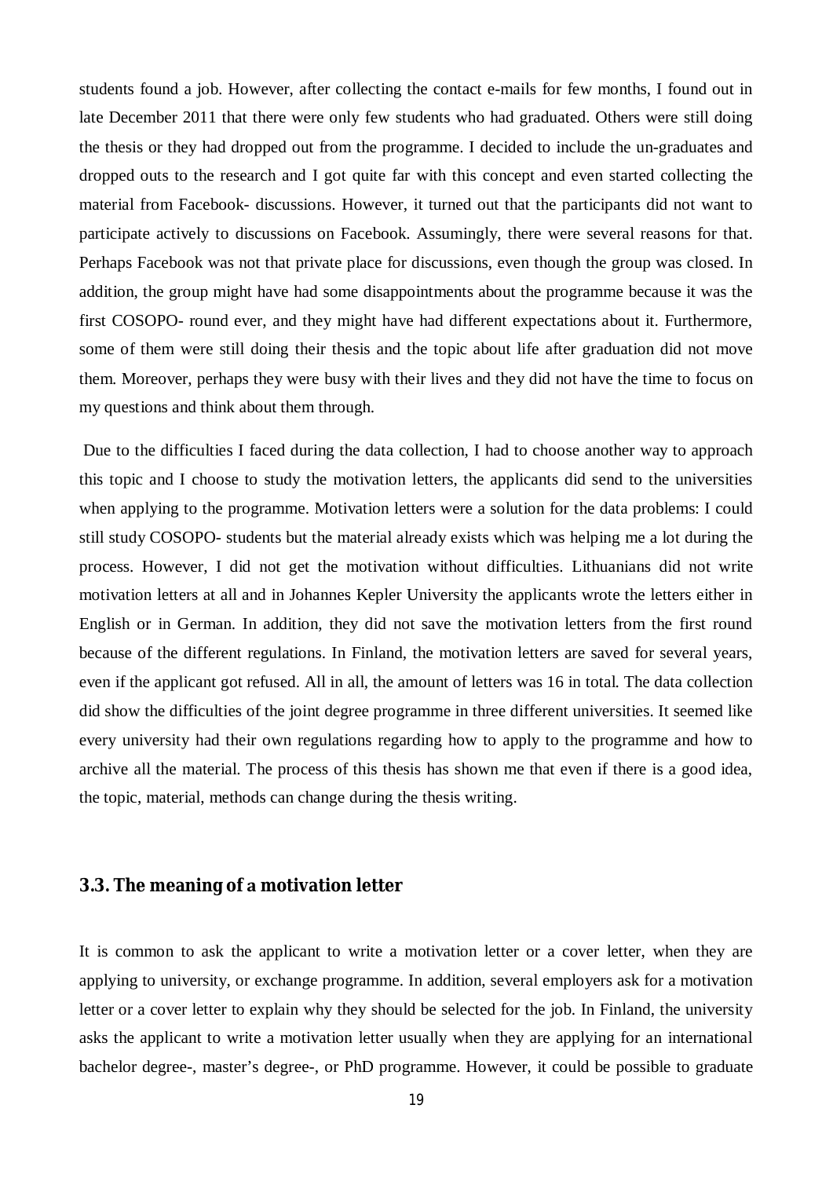students found a job. However, after collecting the contact e-mails for few months, I found out in late December 2011 that there were only few students who had graduated. Others were still doing the thesis or they had dropped out from the programme. I decided to include the un-graduates and dropped outs to the research and I got quite far with this concept and even started collecting the material from Facebook- discussions. However, it turned out that the participants did not want to participate actively to discussions on Facebook. Assumingly, there were several reasons for that. Perhaps Facebook was not that private place for discussions, even though the group was closed. In addition, the group might have had some disappointments about the programme because it was the first COSOPO- round ever, and they might have had different expectations about it. Furthermore, some of them were still doing their thesis and the topic about life after graduation did not move them. Moreover, perhaps they were busy with their lives and they did not have the time to focus on my questions and think about them through.

Due to the difficulties I faced during the data collection, I had to choose another way to approach this topic and I choose to study the motivation letters, the applicants did send to the universities when applying to the programme. Motivation letters were a solution for the data problems: I could still study COSOPO- students but the material already exists which was helping me a lot during the process. However, I did not get the motivation without difficulties. Lithuanians did not write motivation letters at all and in Johannes Kepler University the applicants wrote the letters either in English or in German. In addition, they did not save the motivation letters from the first round because of the different regulations. In Finland, the motivation letters are saved for several years, even if the applicant got refused. All in all, the amount of letters was 16 in total. The data collection did show the difficulties of the joint degree programme in three different universities. It seemed like every university had their own regulations regarding how to apply to the programme and how to archive all the material. The process of this thesis has shown me that even if there is a good idea, the topic, material, methods can change during the thesis writing.

### 3.3. The meaning of a motivation letter

It is common to ask the applicant to write a motivation letter or a cover letter, when they are applying to university, or exchange programme. In addition, several employers ask for a motivation letter or a cover letter to explain why they should be selected for the job. In Finland, the university asks the applicant to write a motivation letter usually when they are applying for an international bachelor degree-, master's degree-, or PhD programme. However, it could be possible to graduate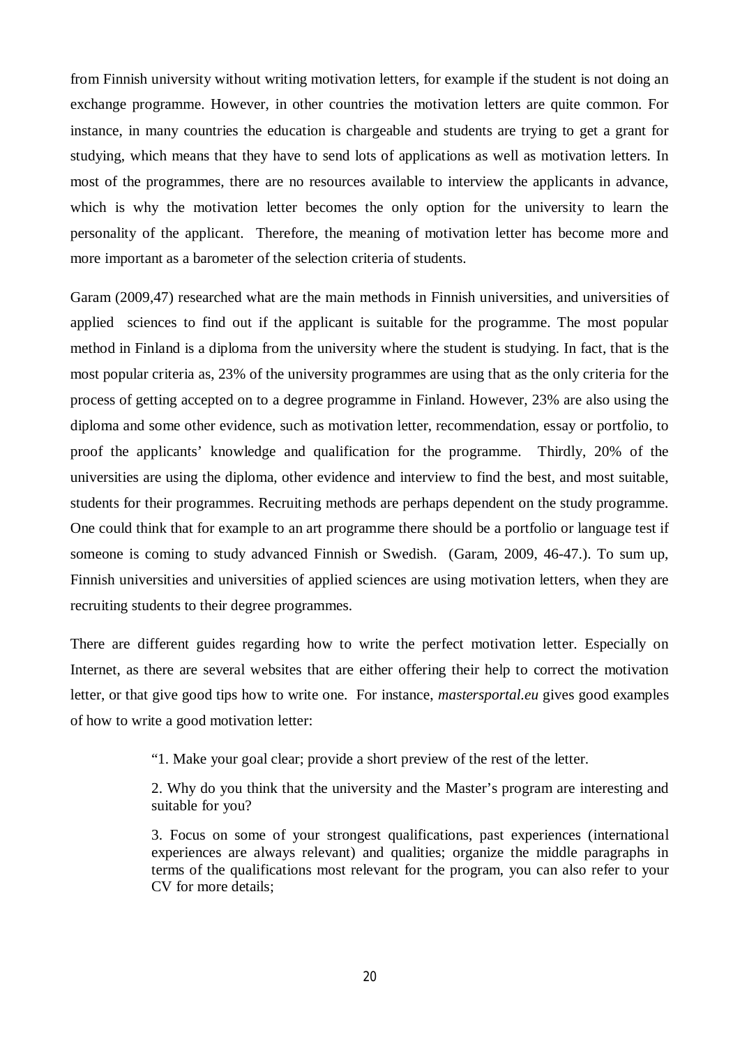from Finnish university without writing motivation letters, for example if the student is not doing an exchange programme. However, in other countries the motivation letters are quite common. For instance, in many countries the education is chargeable and students are trying to get a grant for studying, which means that they have to send lots of applications as well as motivation letters. In most of the programmes, there are no resources available to interview the applicants in advance, which is why the motivation letter becomes the only option for the university to learn the personality of the applicant. Therefore, the meaning of motivation letter has become more and more important as a barometer of the selection criteria of students.

Garam (2009,47) researched what are the main methods in Finnish universities, and universities of applied sciences to find out if the applicant is suitable for the programme. The most popular method in Finland is a diploma from the university where the student is studying. In fact, that is the most popular criteria as, 23% of the university programmes are using that as the only criteria for the process of getting accepted on to a degree programme in Finland. However, 23% are also using the diploma and some other evidence, such as motivation letter, recommendation, essay or portfolio, to proof the applicants' knowledge and qualification for the programme. Thirdly, 20% of the universities are using the diploma, other evidence and interview to find the best, and most suitable, students for their programmes. Recruiting methods are perhaps dependent on the study programme. One could think that for example to an art programme there should be a portfolio or language test if someone is coming to study advanced Finnish or Swedish. (Garam, 2009, 46-47.). To sum up, Finnish universities and universities of applied sciences are using motivation letters, when they are recruiting students to their degree programmes.

There are different guides regarding how to write the perfect motivation letter. Especially on Internet, as there are several websites that are either offering their help to correct the motivation letter, or that give good tips how to write one. For instance, *mastersportal.eu* gives good examples of how to write a good motivation letter:

> "1. Make your goal clear; provide a short preview of the rest of the letter.
>
> 2. Why do you think that the university and the Master's program are interesting and suitable for you?
>
> 3. Focus on some of your strongest qualifications, past experiences (international experiences are always relevant) and qualities; organize the middle paragraphs in terms of the qualifications most relevant for the program, you can also refer to your CV for more details;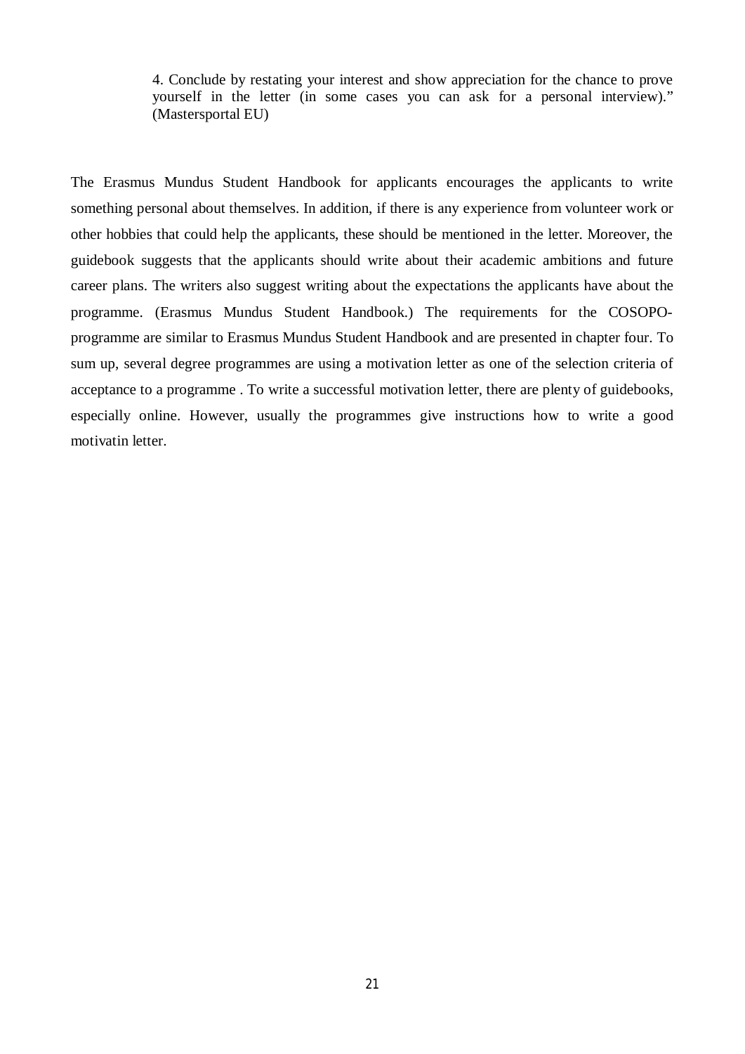> 4. Conclude by restating your interest and show appreciation for the chance to prove yourself in the letter (in some cases you can ask for a personal interview)." (Mastersportal EU)

The Erasmus Mundus Student Handbook for applicants encourages the applicants to write something personal about themselves. In addition, if there is any experience from volunteer work or other hobbies that could help the applicants, these should be mentioned in the letter. Moreover, the guidebook suggests that the applicants should write about their academic ambitions and future career plans. The writers also suggest writing about the expectations the applicants have about the programme. (Erasmus Mundus Student Handbook.) The requirements for the COSOPO-programme are similar to Erasmus Mundus Student Handbook and are presented in chapter four. To sum up, several degree programmes are using a motivation letter as one of the selection criteria of acceptance to a programme . To write a successful motivation letter, there are plenty of guidebooks, especially online. However, usually the programmes give instructions how to write a good motivatin letter.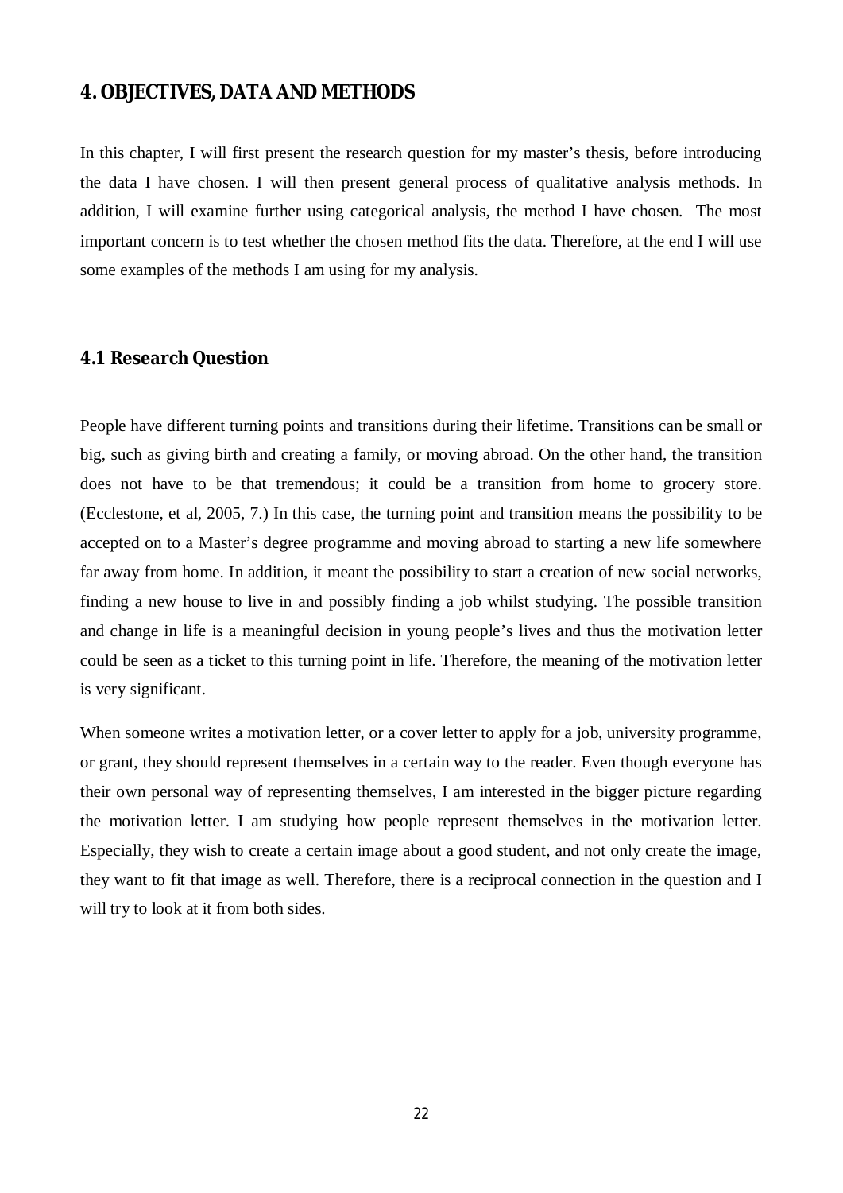# 4. OBJECTIVES, DATA AND METHODS

In this chapter, I will first present the research question for my master's thesis, before introducing the data I have chosen. I will then present general process of qualitative analysis methods. In addition, I will examine further using categorical analysis, the method I have chosen. The most important concern is to test whether the chosen method fits the data. Therefore, at the end I will use some examples of the methods I am using for my analysis.

## 4.1 Research Question

People have different turning points and transitions during their lifetime. Transitions can be small or big, such as giving birth and creating a family, or moving abroad. On the other hand, the transition does not have to be that tremendous; it could be a transition from home to grocery store. (Ecclestone, et al, 2005, 7.) In this case, the turning point and transition means the possibility to be accepted on to a Master's degree programme and moving abroad to starting a new life somewhere far away from home. In addition, it meant the possibility to start a creation of new social networks, finding a new house to live in and possibly finding a job whilst studying. The possible transition and change in life is a meaningful decision in young people's lives and thus the motivation letter could be seen as a ticket to this turning point in life. Therefore, the meaning of the motivation letter is very significant.

When someone writes a motivation letter, or a cover letter to apply for a job, university programme, or grant, they should represent themselves in a certain way to the reader. Even though everyone has their own personal way of representing themselves, I am interested in the bigger picture regarding the motivation letter. I am studying how people represent themselves in the motivation letter. Especially, they wish to create a certain image about a good student, and not only create the image, they want to fit that image as well. Therefore, there is a reciprocal connection in the question and I will try to look at it from both sides.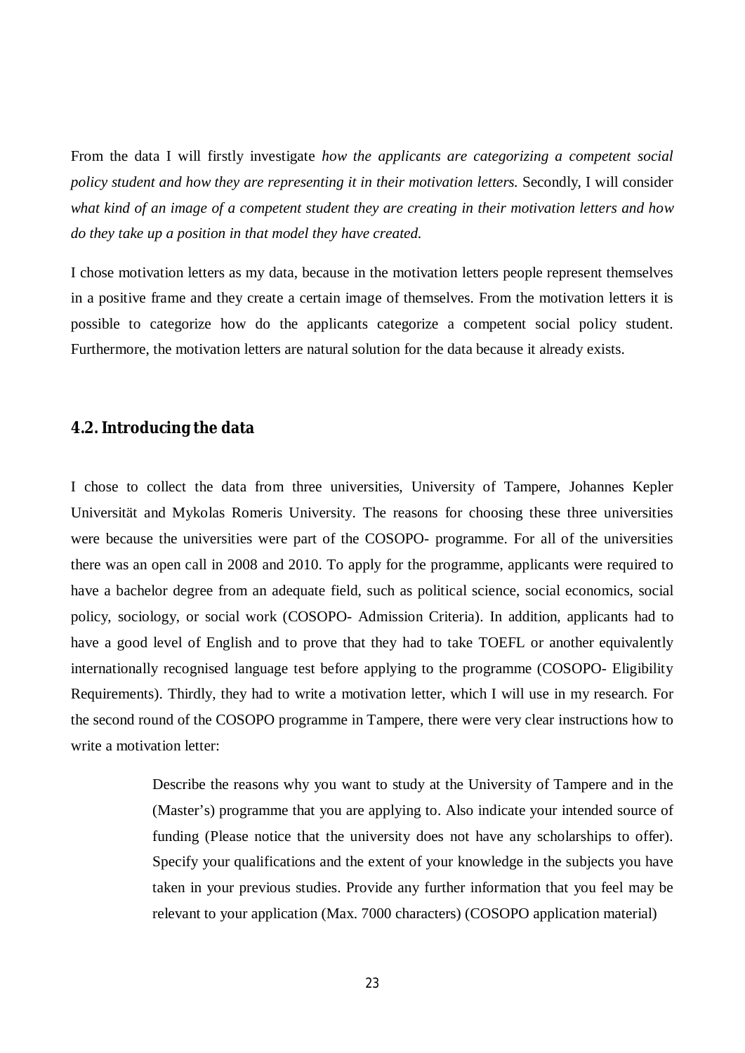From the data I will firstly investigate *how the applicants are categorizing a competent social policy student and how they are representing it in their motivation letters.* Secondly, I will consider *what kind of an image of a competent student they are creating in their motivation letters and how do they take up a position in that model they have created.*

I chose motivation letters as my data, because in the motivation letters people represent themselves in a positive frame and they create a certain image of themselves. From the motivation letters it is possible to categorize how do the applicants categorize a competent social policy student. Furthermore, the motivation letters are natural solution for the data because it already exists.

## 4.2. Introducing the data

I chose to collect the data from three universities, University of Tampere, Johannes Kepler Universität and Mykolas Romeris University. The reasons for choosing these three universities were because the universities were part of the COSOPO- programme. For all of the universities there was an open call in 2008 and 2010. To apply for the programme, applicants were required to have a bachelor degree from an adequate field, such as political science, social economics, social policy, sociology, or social work (COSOPO- Admission Criteria). In addition, applicants had to have a good level of English and to prove that they had to take TOEFL or another equivalently internationally recognised language test before applying to the programme (COSOPO- Eligibility Requirements). Thirdly, they had to write a motivation letter, which I will use in my research. For the second round of the COSOPO programme in Tampere, there were very clear instructions how to write a motivation letter:

> Describe the reasons why you want to study at the University of Tampere and in the (Master's) programme that you are applying to. Also indicate your intended source of funding (Please notice that the university does not have any scholarships to offer). Specify your qualifications and the extent of your knowledge in the subjects you have taken in your previous studies. Provide any further information that you feel may be relevant to your application (Max. 7000 characters) (COSOPO application material)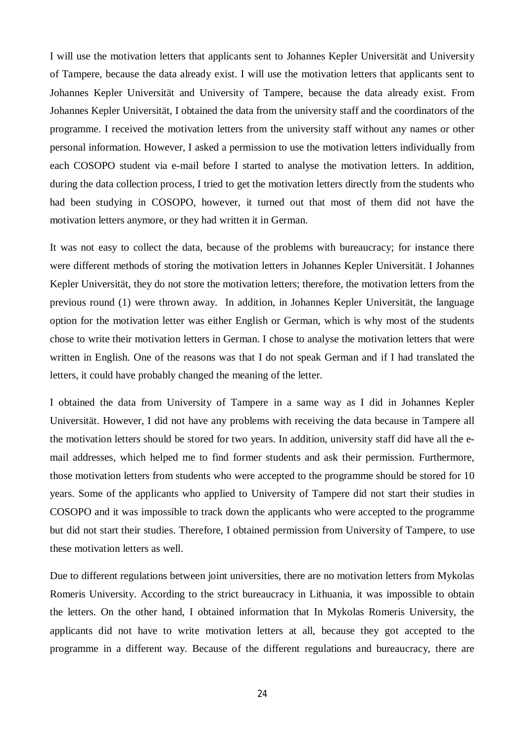I will use the motivation letters that applicants sent to Johannes Kepler Universität and University of Tampere, because the data already exist. I will use the motivation letters that applicants sent to Johannes Kepler Universität and University of Tampere, because the data already exist. From Johannes Kepler Universität, I obtained the data from the university staff and the coordinators of the programme. I received the motivation letters from the university staff without any names or other personal information. However, I asked a permission to use the motivation letters individually from each COSOPO student via e-mail before I started to analyse the motivation letters. In addition, during the data collection process, I tried to get the motivation letters directly from the students who had been studying in COSOPO, however, it turned out that most of them did not have the motivation letters anymore, or they had written it in German.

It was not easy to collect the data, because of the problems with bureaucracy; for instance there were different methods of storing the motivation letters in Johannes Kepler Universität. I Johannes Kepler Universität, they do not store the motivation letters; therefore, the motivation letters from the previous round (1) were thrown away. In addition, in Johannes Kepler Universität, the language option for the motivation letter was either English or German, which is why most of the students chose to write their motivation letters in German. I chose to analyse the motivation letters that were written in English. One of the reasons was that I do not speak German and if I had translated the letters, it could have probably changed the meaning of the letter.

I obtained the data from University of Tampere in a same way as I did in Johannes Kepler Universität. However, I did not have any problems with receiving the data because in Tampere all the motivation letters should be stored for two years. In addition, university staff did have all the e-mail addresses, which helped me to find former students and ask their permission. Furthermore, those motivation letters from students who were accepted to the programme should be stored for 10 years. Some of the applicants who applied to University of Tampere did not start their studies in COSOPO and it was impossible to track down the applicants who were accepted to the programme but did not start their studies. Therefore, I obtained permission from University of Tampere, to use these motivation letters as well.

Due to different regulations between joint universities, there are no motivation letters from Mykolas Romeris University. According to the strict bureaucracy in Lithuania, it was impossible to obtain the letters. On the other hand, I obtained information that In Mykolas Romeris University, the applicants did not have to write motivation letters at all, because they got accepted to the programme in a different way. Because of the different regulations and bureaucracy, there are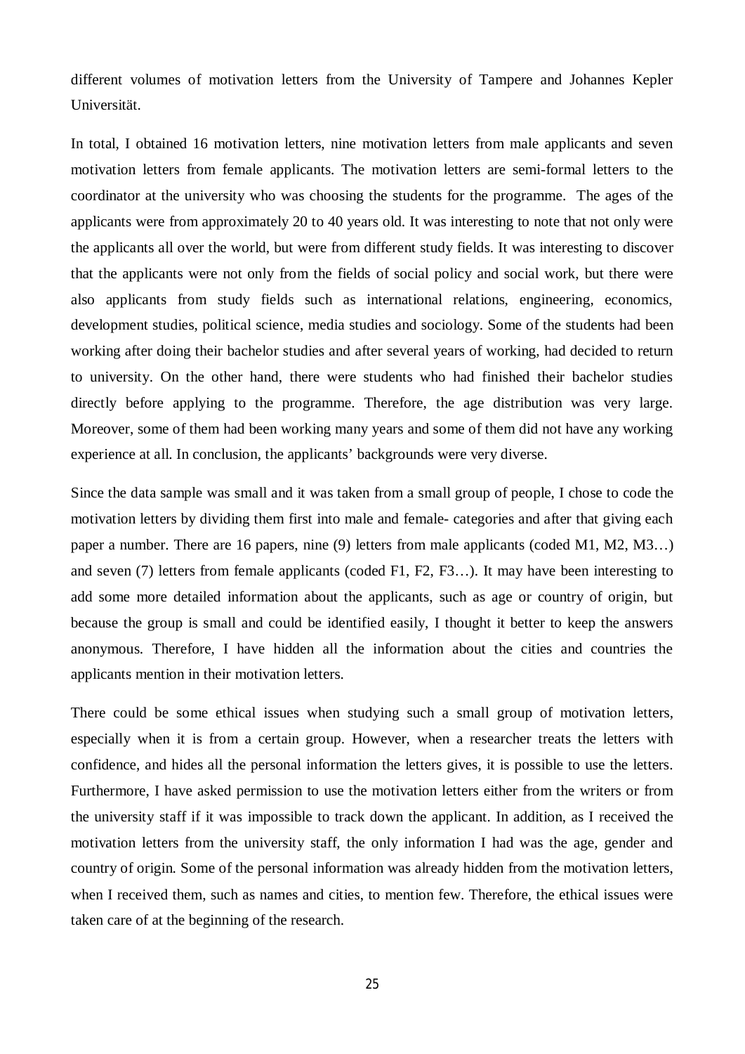different volumes of motivation letters from the University of Tampere and Johannes Kepler Universität.

In total, I obtained 16 motivation letters, nine motivation letters from male applicants and seven motivation letters from female applicants. The motivation letters are semi-formal letters to the coordinator at the university who was choosing the students for the programme. The ages of the applicants were from approximately 20 to 40 years old. It was interesting to note that not only were the applicants all over the world, but were from different study fields. It was interesting to discover that the applicants were not only from the fields of social policy and social work, but there were also applicants from study fields such as international relations, engineering, economics, development studies, political science, media studies and sociology. Some of the students had been working after doing their bachelor studies and after several years of working, had decided to return to university. On the other hand, there were students who had finished their bachelor studies directly before applying to the programme. Therefore, the age distribution was very large. Moreover, some of them had been working many years and some of them did not have any working experience at all. In conclusion, the applicants' backgrounds were very diverse.

Since the data sample was small and it was taken from a small group of people, I chose to code the motivation letters by dividing them first into male and female- categories and after that giving each paper a number. There are 16 papers, nine (9) letters from male applicants (coded M1, M2, M3…) and seven (7) letters from female applicants (coded F1, F2, F3…). It may have been interesting to add some more detailed information about the applicants, such as age or country of origin, but because the group is small and could be identified easily, I thought it better to keep the answers anonymous. Therefore, I have hidden all the information about the cities and countries the applicants mention in their motivation letters.

There could be some ethical issues when studying such a small group of motivation letters, especially when it is from a certain group. However, when a researcher treats the letters with confidence, and hides all the personal information the letters gives, it is possible to use the letters. Furthermore, I have asked permission to use the motivation letters either from the writers or from the university staff if it was impossible to track down the applicant. In addition, as I received the motivation letters from the university staff, the only information I had was the age, gender and country of origin. Some of the personal information was already hidden from the motivation letters, when I received them, such as names and cities, to mention few. Therefore, the ethical issues were taken care of at the beginning of the research.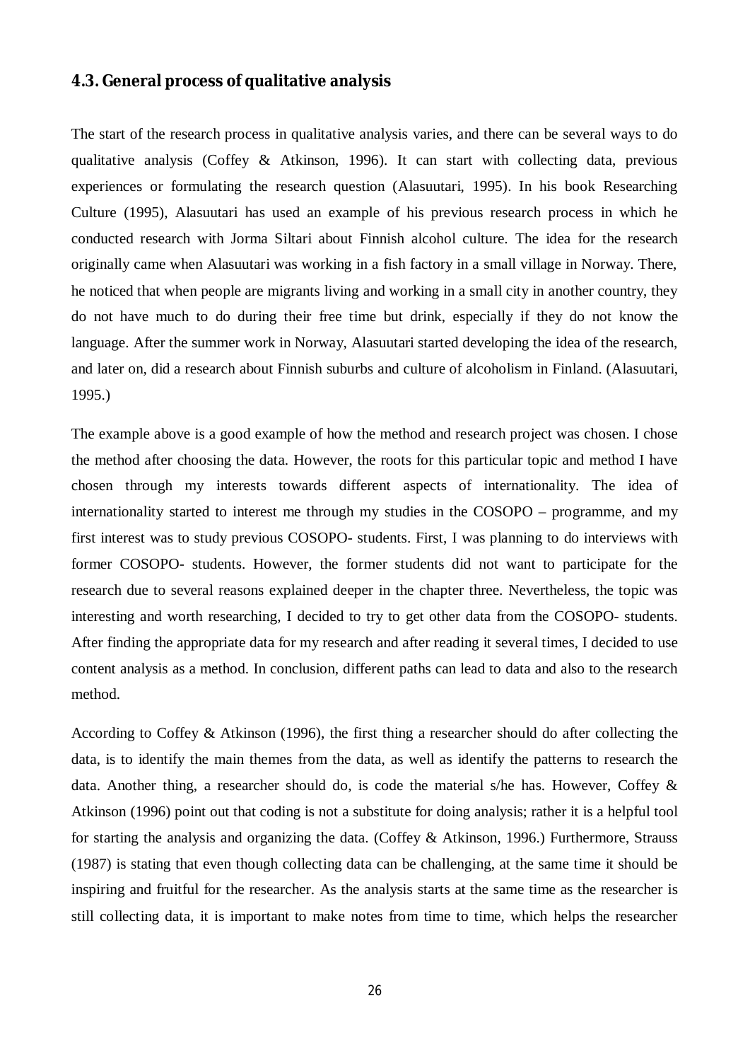### 4.3. General process of qualitative analysis

The start of the research process in qualitative analysis varies, and there can be several ways to do qualitative analysis (Coffey & Atkinson, 1996). It can start with collecting data, previous experiences or formulating the research question (Alasuutari, 1995). In his book Researching Culture (1995), Alasuutari has used an example of his previous research process in which he conducted research with Jorma Siltari about Finnish alcohol culture. The idea for the research originally came when Alasuutari was working in a fish factory in a small village in Norway. There, he noticed that when people are migrants living and working in a small city in another country, they do not have much to do during their free time but drink, especially if they do not know the language. After the summer work in Norway, Alasuutari started developing the idea of the research, and later on, did a research about Finnish suburbs and culture of alcoholism in Finland. (Alasuutari, 1995.)

The example above is a good example of how the method and research project was chosen. I chose the method after choosing the data. However, the roots for this particular topic and method I have chosen through my interests towards different aspects of internationality. The idea of internationality started to interest me through my studies in the COSOPO – programme, and my first interest was to study previous COSOPO- students. First, I was planning to do interviews with former COSOPO- students. However, the former students did not want to participate for the research due to several reasons explained deeper in the chapter three. Nevertheless, the topic was interesting and worth researching, I decided to try to get other data from the COSOPO- students. After finding the appropriate data for my research and after reading it several times, I decided to use content analysis as a method. In conclusion, different paths can lead to data and also to the research method.

According to Coffey & Atkinson (1996), the first thing a researcher should do after collecting the data, is to identify the main themes from the data, as well as identify the patterns to research the data. Another thing, a researcher should do, is code the material s/he has. However, Coffey & Atkinson (1996) point out that coding is not a substitute for doing analysis; rather it is a helpful tool for starting the analysis and organizing the data. (Coffey & Atkinson, 1996.) Furthermore, Strauss (1987) is stating that even though collecting data can be challenging, at the same time it should be inspiring and fruitful for the researcher. As the analysis starts at the same time as the researcher is still collecting data, it is important to make notes from time to time, which helps the researcher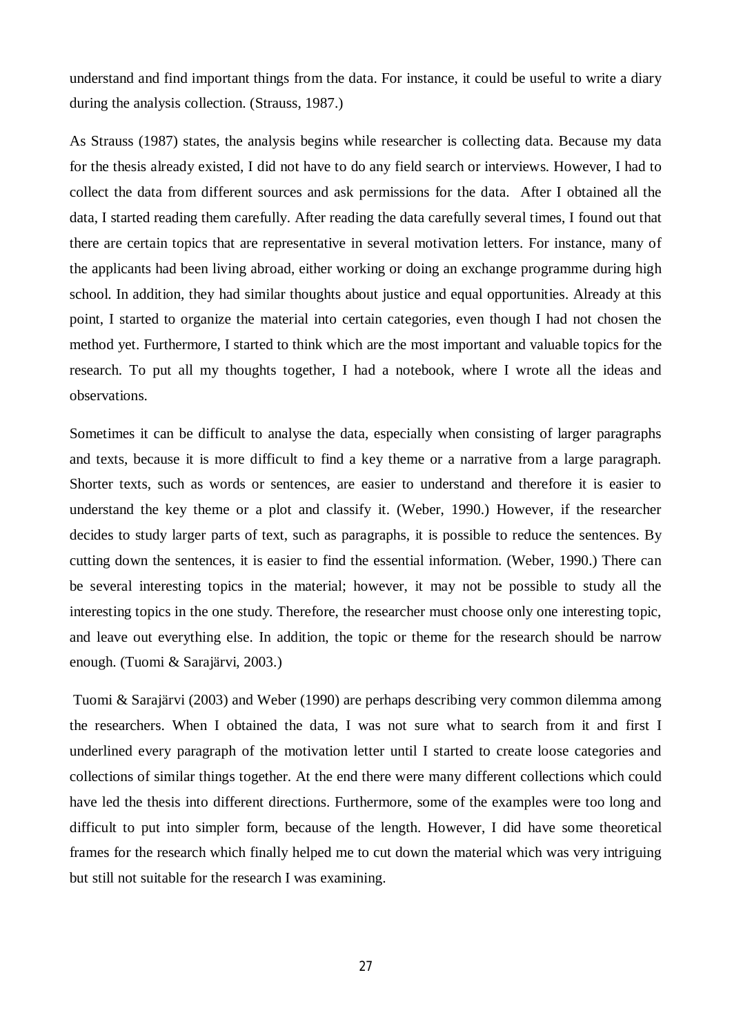understand and find important things from the data. For instance, it could be useful to write a diary during the analysis collection. (Strauss, 1987.)

As Strauss (1987) states, the analysis begins while researcher is collecting data. Because my data for the thesis already existed, I did not have to do any field search or interviews. However, I had to collect the data from different sources and ask permissions for the data. After I obtained all the data, I started reading them carefully. After reading the data carefully several times, I found out that there are certain topics that are representative in several motivation letters. For instance, many of the applicants had been living abroad, either working or doing an exchange programme during high school. In addition, they had similar thoughts about justice and equal opportunities. Already at this point, I started to organize the material into certain categories, even though I had not chosen the method yet. Furthermore, I started to think which are the most important and valuable topics for the research. To put all my thoughts together, I had a notebook, where I wrote all the ideas and observations.

Sometimes it can be difficult to analyse the data, especially when consisting of larger paragraphs and texts, because it is more difficult to find a key theme or a narrative from a large paragraph. Shorter texts, such as words or sentences, are easier to understand and therefore it is easier to understand the key theme or a plot and classify it. (Weber, 1990.) However, if the researcher decides to study larger parts of text, such as paragraphs, it is possible to reduce the sentences. By cutting down the sentences, it is easier to find the essential information. (Weber, 1990.) There can be several interesting topics in the material; however, it may not be possible to study all the interesting topics in the one study. Therefore, the researcher must choose only one interesting topic, and leave out everything else. In addition, the topic or theme for the research should be narrow enough. (Tuomi & Sarajärvi, 2003.)

Tuomi & Sarajärvi (2003) and Weber (1990) are perhaps describing very common dilemma among the researchers. When I obtained the data, I was not sure what to search from it and first I underlined every paragraph of the motivation letter until I started to create loose categories and collections of similar things together. At the end there were many different collections which could have led the thesis into different directions. Furthermore, some of the examples were too long and difficult to put into simpler form, because of the length. However, I did have some theoretical frames for the research which finally helped me to cut down the material which was very intriguing but still not suitable for the research I was examining.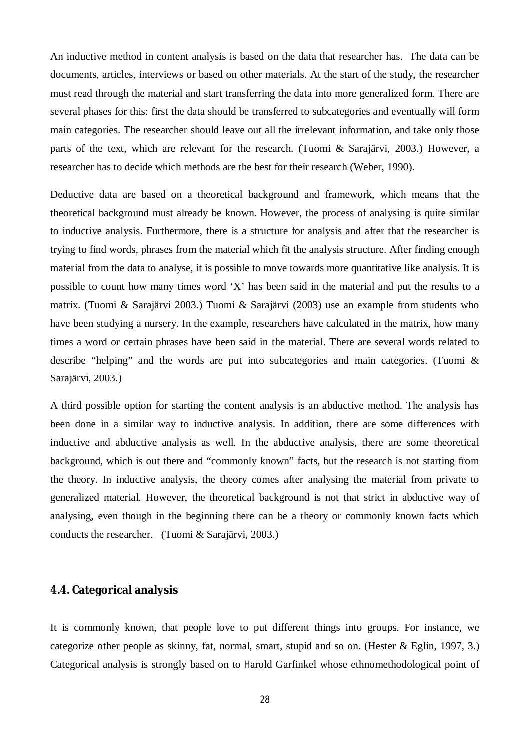An inductive method in content analysis is based on the data that researcher has. The data can be documents, articles, interviews or based on other materials. At the start of the study, the researcher must read through the material and start transferring the data into more generalized form. There are several phases for this: first the data should be transferred to subcategories and eventually will form main categories. The researcher should leave out all the irrelevant information, and take only those parts of the text, which are relevant for the research. (Tuomi & Sarajärvi, 2003.) However, a researcher has to decide which methods are the best for their research (Weber, 1990).

Deductive data are based on a theoretical background and framework, which means that the theoretical background must already be known. However, the process of analysing is quite similar to inductive analysis. Furthermore, there is a structure for analysis and after that the researcher is trying to find words, phrases from the material which fit the analysis structure. After finding enough material from the data to analyse, it is possible to move towards more quantitative like analysis. It is possible to count how many times word 'X' has been said in the material and put the results to a matrix. (Tuomi & Sarajärvi 2003.) Tuomi & Sarajärvi (2003) use an example from students who have been studying a nursery. In the example, researchers have calculated in the matrix, how many times a word or certain phrases have been said in the material. There are several words related to describe "helping" and the words are put into subcategories and main categories. (Tuomi & Sarajärvi, 2003.)

A third possible option for starting the content analysis is an abductive method. The analysis has been done in a similar way to inductive analysis. In addition, there are some differences with inductive and abductive analysis as well. In the abductive analysis, there are some theoretical background, which is out there and "commonly known" facts, but the research is not starting from the theory. In inductive analysis, the theory comes after analysing the material from private to generalized material. However, the theoretical background is not that strict in abductive way of analysing, even though in the beginning there can be a theory or commonly known facts which conducts the researcher. (Tuomi & Sarajärvi, 2003.)

## 4.4. Categorical analysis

It is commonly known, that people love to put different things into groups. For instance, we categorize other people as skinny, fat, normal, smart, stupid and so on. (Hester & Eglin, 1997, 3.) Categorical analysis is strongly based on to Harold Garfinkel whose ethnomethodological point of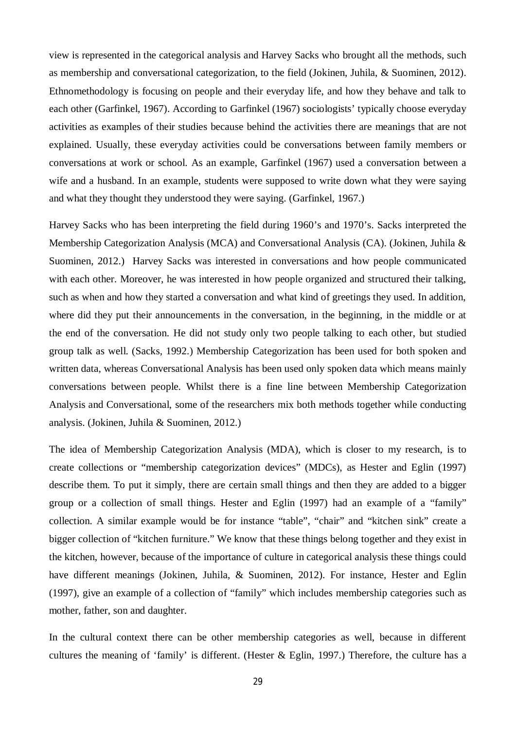view is represented in the categorical analysis and Harvey Sacks who brought all the methods, such as membership and conversational categorization, to the field (Jokinen, Juhila, & Suominen, 2012). Ethnomethodology is focusing on people and their everyday life, and how they behave and talk to each other (Garfinkel, 1967). According to Garfinkel (1967) sociologists' typically choose everyday activities as examples of their studies because behind the activities there are meanings that are not explained. Usually, these everyday activities could be conversations between family members or conversations at work or school. As an example, Garfinkel (1967) used a conversation between a wife and a husband. In an example, students were supposed to write down what they were saying and what they thought they understood they were saying. (Garfinkel, 1967.)

Harvey Sacks who has been interpreting the field during 1960's and 1970's. Sacks interpreted the Membership Categorization Analysis (MCA) and Conversational Analysis (CA). (Jokinen, Juhila & Suominen, 2012.) Harvey Sacks was interested in conversations and how people communicated with each other. Moreover, he was interested in how people organized and structured their talking, such as when and how they started a conversation and what kind of greetings they used. In addition, where did they put their announcements in the conversation, in the beginning, in the middle or at the end of the conversation. He did not study only two people talking to each other, but studied group talk as well. (Sacks, 1992.) Membership Categorization has been used for both spoken and written data, whereas Conversational Analysis has been used only spoken data which means mainly conversations between people. Whilst there is a fine line between Membership Categorization Analysis and Conversational, some of the researchers mix both methods together while conducting analysis. (Jokinen, Juhila & Suominen, 2012.)

The idea of Membership Categorization Analysis (MDA), which is closer to my research, is to create collections or "membership categorization devices" (MDCs), as Hester and Eglin (1997) describe them. To put it simply, there are certain small things and then they are added to a bigger group or a collection of small things. Hester and Eglin (1997) had an example of a "family" collection. A similar example would be for instance "table", "chair" and "kitchen sink" create a bigger collection of "kitchen furniture." We know that these things belong together and they exist in the kitchen, however, because of the importance of culture in categorical analysis these things could have different meanings (Jokinen, Juhila, & Suominen, 2012). For instance, Hester and Eglin (1997), give an example of a collection of "family" which includes membership categories such as mother, father, son and daughter.

In the cultural context there can be other membership categories as well, because in different cultures the meaning of 'family' is different. (Hester & Eglin, 1997.) Therefore, the culture has a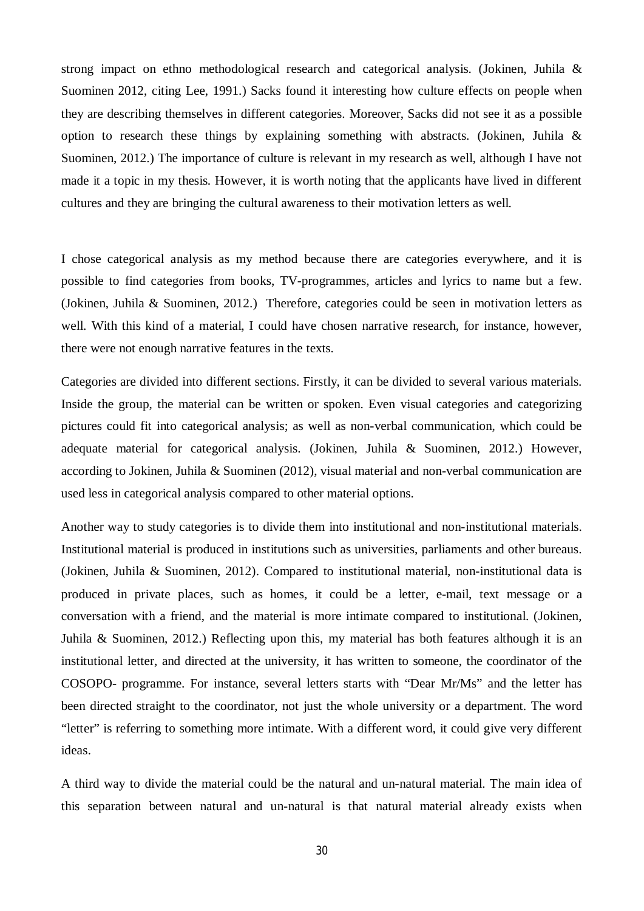strong impact on ethno methodological research and categorical analysis. (Jokinen, Juhila & Suominen 2012, citing Lee, 1991.) Sacks found it interesting how culture effects on people when they are describing themselves in different categories. Moreover, Sacks did not see it as a possible option to research these things by explaining something with abstracts. (Jokinen, Juhila & Suominen, 2012.) The importance of culture is relevant in my research as well, although I have not made it a topic in my thesis. However, it is worth noting that the applicants have lived in different cultures and they are bringing the cultural awareness to their motivation letters as well.

I chose categorical analysis as my method because there are categories everywhere, and it is possible to find categories from books, TV-programmes, articles and lyrics to name but a few. (Jokinen, Juhila & Suominen, 2012.) Therefore, categories could be seen in motivation letters as well. With this kind of a material, I could have chosen narrative research, for instance, however, there were not enough narrative features in the texts.

Categories are divided into different sections. Firstly, it can be divided to several various materials. Inside the group, the material can be written or spoken. Even visual categories and categorizing pictures could fit into categorical analysis; as well as non-verbal communication, which could be adequate material for categorical analysis. (Jokinen, Juhila & Suominen, 2012.) However, according to Jokinen, Juhila & Suominen (2012), visual material and non-verbal communication are used less in categorical analysis compared to other material options.

Another way to study categories is to divide them into institutional and non-institutional materials. Institutional material is produced in institutions such as universities, parliaments and other bureaus. (Jokinen, Juhila & Suominen, 2012). Compared to institutional material, non-institutional data is produced in private places, such as homes, it could be a letter, e-mail, text message or a conversation with a friend, and the material is more intimate compared to institutional. (Jokinen, Juhila & Suominen, 2012.) Reflecting upon this, my material has both features although it is an institutional letter, and directed at the university, it has written to someone, the coordinator of the COSOPO- programme. For instance, several letters starts with "Dear Mr/Ms" and the letter has been directed straight to the coordinator, not just the whole university or a department. The word "letter" is referring to something more intimate. With a different word, it could give very different ideas.

A third way to divide the material could be the natural and un-natural material. The main idea of this separation between natural and un-natural is that natural material already exists when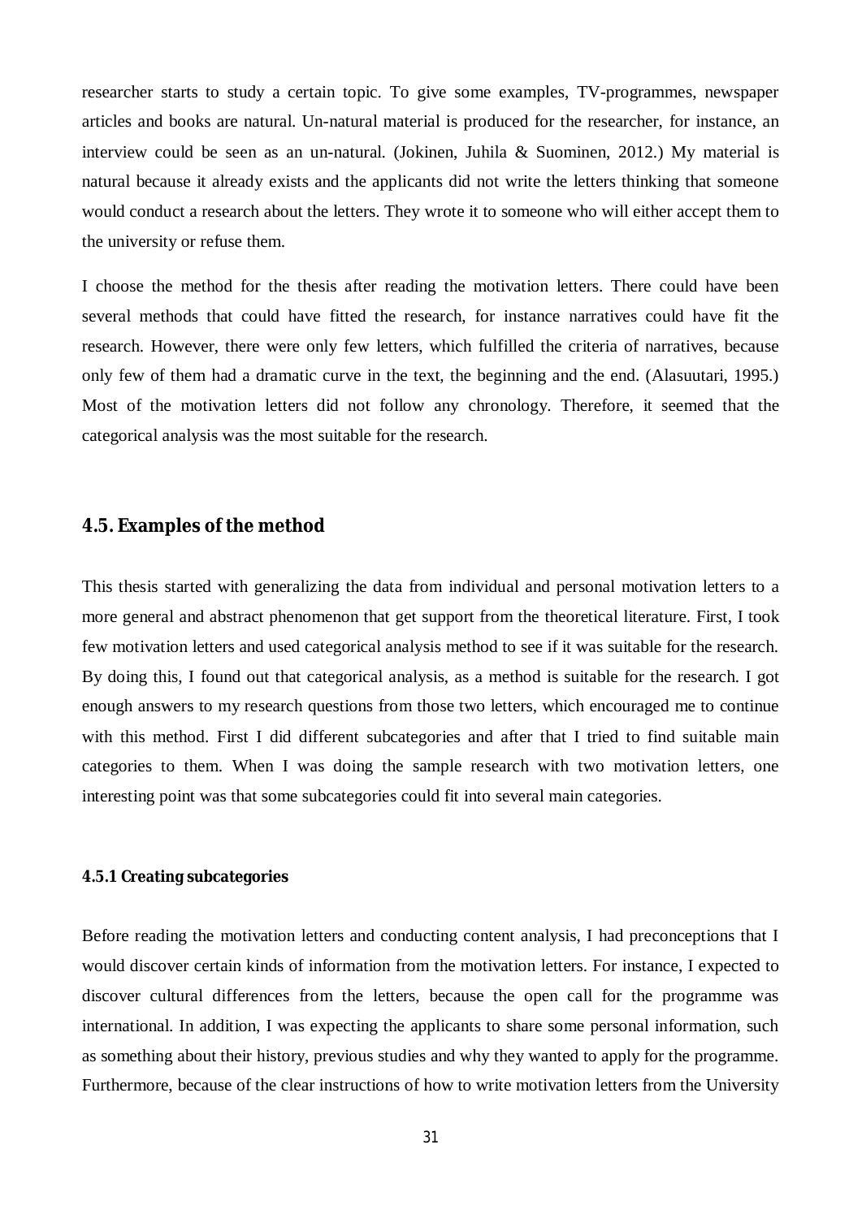researcher starts to study a certain topic. To give some examples, TV-programmes, newspaper articles and books are natural. Un-natural material is produced for the researcher, for instance, an interview could be seen as an un-natural. (Jokinen, Juhila & Suominen, 2012.) My material is natural because it already exists and the applicants did not write the letters thinking that someone would conduct a research about the letters. They wrote it to someone who will either accept them to the university or refuse them.

I choose the method for the thesis after reading the motivation letters. There could have been several methods that could have fitted the research, for instance narratives could have fit the research. However, there were only few letters, which fulfilled the criteria of narratives, because only few of them had a dramatic curve in the text, the beginning and the end. (Alasuutari, 1995.) Most of the motivation letters did not follow any chronology. Therefore, it seemed that the categorical analysis was the most suitable for the research.

## 4.5. Examples of the method

This thesis started with generalizing the data from individual and personal motivation letters to a more general and abstract phenomenon that get support from the theoretical literature. First, I took few motivation letters and used categorical analysis method to see if it was suitable for the research. By doing this, I found out that categorical analysis, as a method is suitable for the research. I got enough answers to my research questions from those two letters, which encouraged me to continue with this method. First I did different subcategories and after that I tried to find suitable main categories to them. When I was doing the sample research with two motivation letters, one interesting point was that some subcategories could fit into several main categories.

### 4.5.1 Creating subcategories

Before reading the motivation letters and conducting content analysis, I had preconceptions that I would discover certain kinds of information from the motivation letters. For instance, I expected to discover cultural differences from the letters, because the open call for the programme was international. In addition, I was expecting the applicants to share some personal information, such as something about their history, previous studies and why they wanted to apply for the programme. Furthermore, because of the clear instructions of how to write motivation letters from the University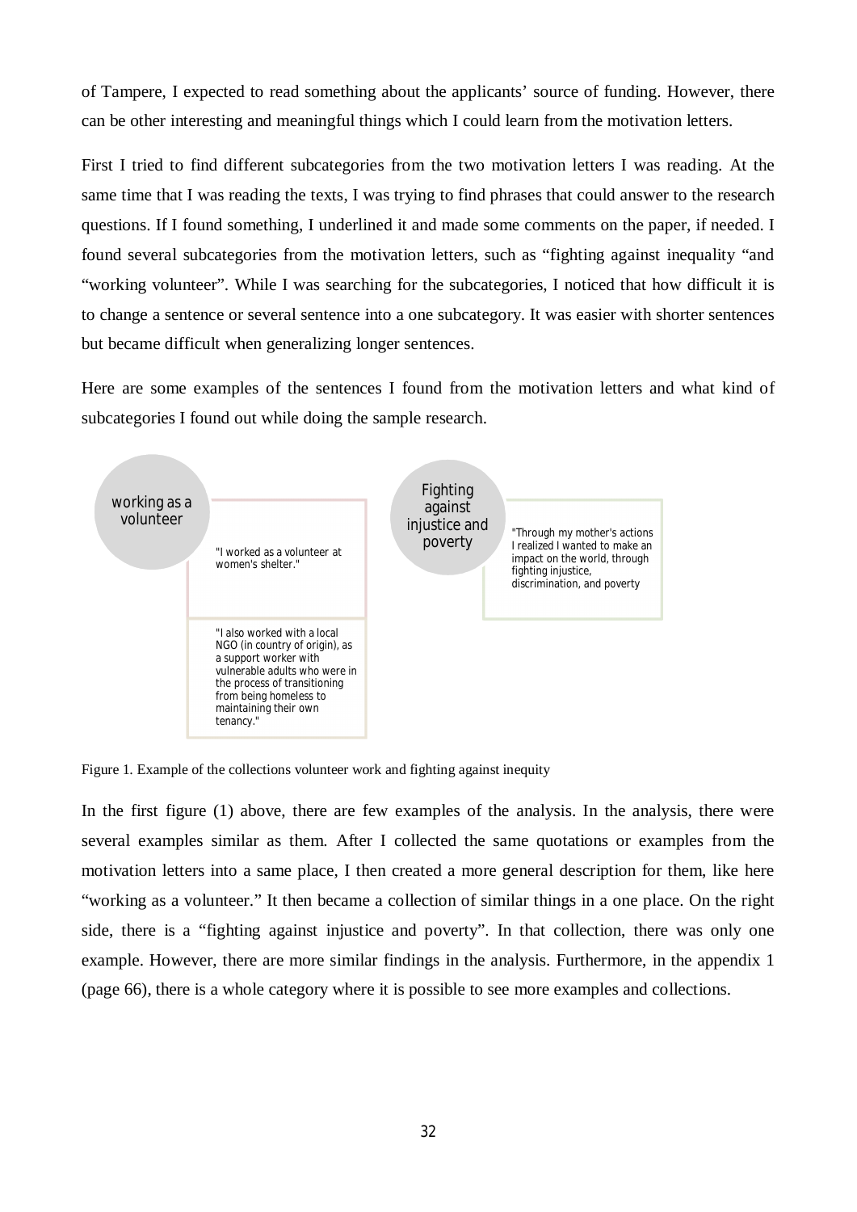of Tampere, I expected to read something about the applicants' source of funding. However, there can be other interesting and meaningful things which I could learn from the motivation letters.

First I tried to find different subcategories from the two motivation letters I was reading. At the same time that I was reading the texts, I was trying to find phrases that could answer to the research questions. If I found something, I underlined it and made some comments on the paper, if needed. I found several subcategories from the motivation letters, such as "fighting against inequality "and "working volunteer". While I was searching for the subcategories, I noticed that how difficult it is to change a sentence or several sentence into a one subcategory. It was easier with shorter sentences but became difficult when generalizing longer sentences.

Here are some examples of the sentences I found from the motivation letters and what kind of subcategories I found out while doing the sample research.

working as a volunteer

"I worked as a volunteer at women's shelter."

"I also worked with a local NGO (in country of origin), as a support worker with vulnerable adults who were in the process of transitioning from being homeless to maintaining their own tenancy."

Fighting against injustice and poverty

"Through my mother's actions I realized I wanted to make an impact on the world, through fighting injustice, discrimination, and poverty

Figure 1. Example of the collections volunteer work and fighting against inequity

In the first figure (1) above, there are few examples of the analysis. In the analysis, there were several examples similar as them. After I collected the same quotations or examples from the motivation letters into a same place, I then created a more general description for them, like here "working as a volunteer." It then became a collection of similar things in a one place. On the right side, there is a "fighting against injustice and poverty". In that collection, there was only one example. However, there are more similar findings in the analysis. Furthermore, in the appendix 1 (page 66), there is a whole category where it is possible to see more examples and collections.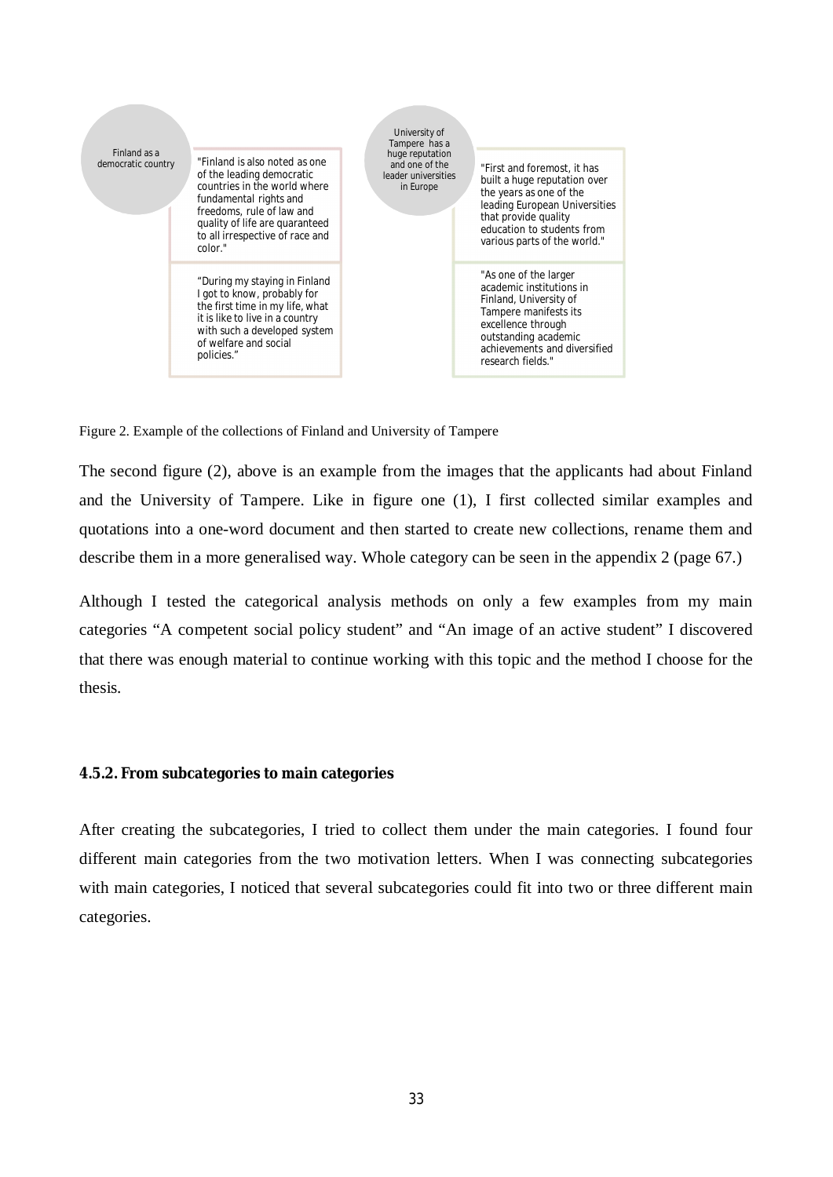Finland as a democratic country

"Finland is also noted as one of the leading democratic countries in the world where fundamental rights and freedoms, rule of law and quality of life are quaranteed to all irrespective of race and color."

"During my staying in Finland I got to know, probably for the first time in my life, what it is like to live in a country with such a developed system of welfare and social policies."

University of Tampere has a huge reputation and one of the leader universities in Europe

"First and foremost, it has built a huge reputation over the years as one of the leading European Universities that provide quality education to students from various parts of the world."

"As one of the larger academic institutions in Finland, University of Tampere manifests its excellence through outstanding academic achievements and diversified research fields."

Figure 2. Example of the collections of Finland and University of Tampere

The second figure (2), above is an example from the images that the applicants had about Finland and the University of Tampere. Like in figure one (1), I first collected similar examples and quotations into a one-word document and then started to create new collections, rename them and describe them in a more generalised way. Whole category can be seen in the appendix 2 (page 67.)

Although I tested the categorical analysis methods on only a few examples from my main categories "A competent social policy student" and "An image of an active student" I discovered that there was enough material to continue working with this topic and the method I choose for the thesis.

#### 4.5.2. From subcategories to main categories

After creating the subcategories, I tried to collect them under the main categories. I found four different main categories from the two motivation letters. When I was connecting subcategories with main categories, I noticed that several subcategories could fit into two or three different main categories.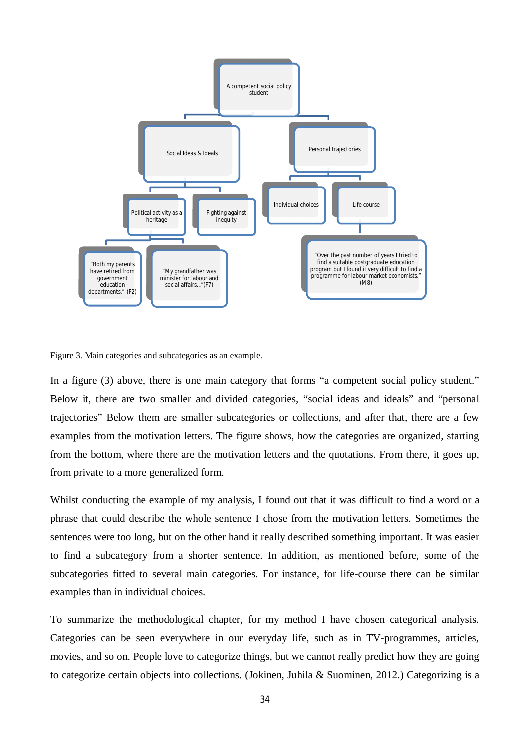Figure 3. Main categories and subcategories as an example.

In a figure (3) above, there is one main category that forms "a competent social policy student." Below it, there are two smaller and divided categories, "social ideas and ideals" and "personal trajectories" Below them are smaller subcategories or collections, and after that, there are a few examples from the motivation letters. The figure shows, how the categories are organized, starting from the bottom, where there are the motivation letters and the quotations. From there, it goes up, from private to a more generalized form.

Whilst conducting the example of my analysis, I found out that it was difficult to find a word or a phrase that could describe the whole sentence I chose from the motivation letters. Sometimes the sentences were too long, but on the other hand it really described something important. It was easier to find a subcategory from a shorter sentence. In addition, as mentioned before, some of the subcategories fitted to several main categories. For instance, for life-course there can be similar examples than in individual choices.

To summarize the methodological chapter, for my method I have chosen categorical analysis. Categories can be seen everywhere in our everyday life, such as in TV-programmes, articles, movies, and so on. People love to categorize things, but we cannot really predict how they are going to categorize certain objects into collections. (Jokinen, Juhila & Suominen, 2012.) Categorizing is a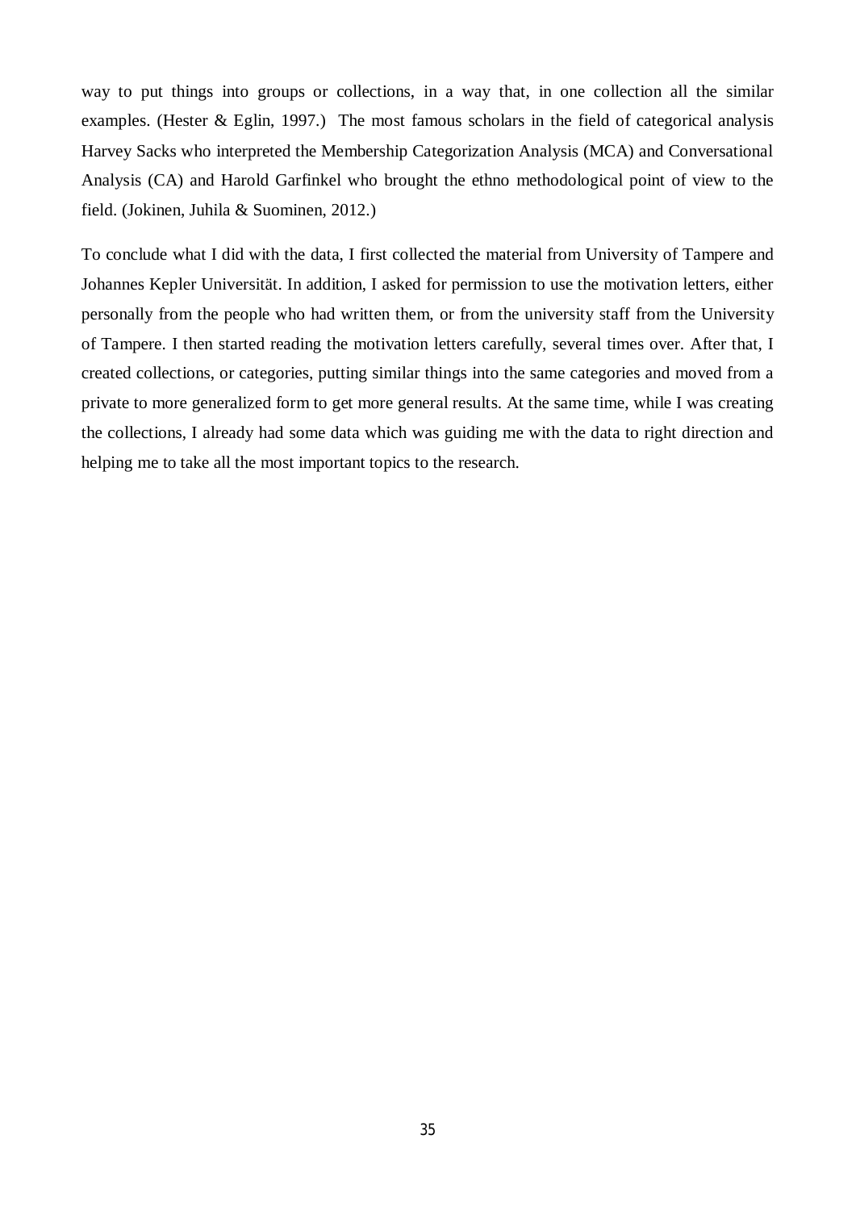way to put things into groups or collections, in a way that, in one collection all the similar examples. (Hester & Eglin, 1997.) The most famous scholars in the field of categorical analysis Harvey Sacks who interpreted the Membership Categorization Analysis (MCA) and Conversational Analysis (CA) and Harold Garfinkel who brought the ethno methodological point of view to the field. (Jokinen, Juhila & Suominen, 2012.)

To conclude what I did with the data, I first collected the material from University of Tampere and Johannes Kepler Universität. In addition, I asked for permission to use the motivation letters, either personally from the people who had written them, or from the university staff from the University of Tampere. I then started reading the motivation letters carefully, several times over. After that, I created collections, or categories, putting similar things into the same categories and moved from a private to more generalized form to get more general results. At the same time, while I was creating the collections, I already had some data which was guiding me with the data to right direction and helping me to take all the most important topics to the research.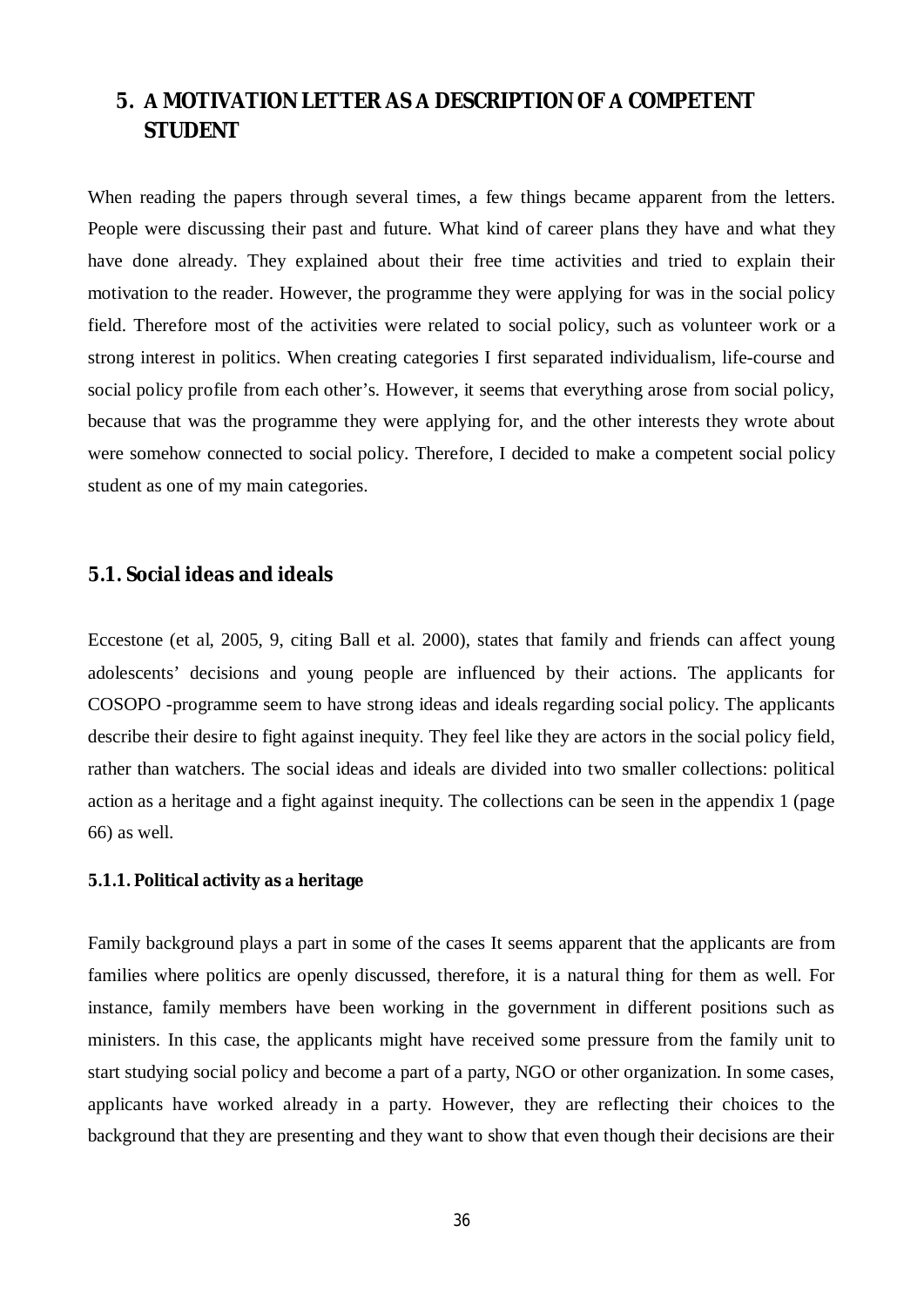# 5. A MOTIVATION LETTER AS A DESCRIPTION OF A COMPETENT STUDENT

When reading the papers through several times, a few things became apparent from the letters. People were discussing their past and future. What kind of career plans they have and what they have done already. They explained about their free time activities and tried to explain their motivation to the reader. However, the programme they were applying for was in the social policy field. Therefore most of the activities were related to social policy, such as volunteer work or a strong interest in politics. When creating categories I first separated individualism, life-course and social policy profile from each other's. However, it seems that everything arose from social policy, because that was the programme they were applying for, and the other interests they wrote about were somehow connected to social policy. Therefore, I decided to make a competent social policy student as one of my main categories.

## 5.1. Social ideas and ideals

Eccestone (et al, 2005, 9, citing Ball et al. 2000), states that family and friends can affect young adolescents' decisions and young people are influenced by their actions. The applicants for COSOPO -programme seem to have strong ideas and ideals regarding social policy. The applicants describe their desire to fight against inequity. They feel like they are actors in the social policy field, rather than watchers. The social ideas and ideals are divided into two smaller collections: political action as a heritage and a fight against inequity. The collections can be seen in the appendix 1 (page 66) as well.

### 5.1.1. Political activity as a heritage

Family background plays a part in some of the cases It seems apparent that the applicants are from families where politics are openly discussed, therefore, it is a natural thing for them as well. For instance, family members have been working in the government in different positions such as ministers. In this case, the applicants might have received some pressure from the family unit to start studying social policy and become a part of a party, NGO or other organization. In some cases, applicants have worked already in a party. However, they are reflecting their choices to the background that they are presenting and they want to show that even though their decisions are their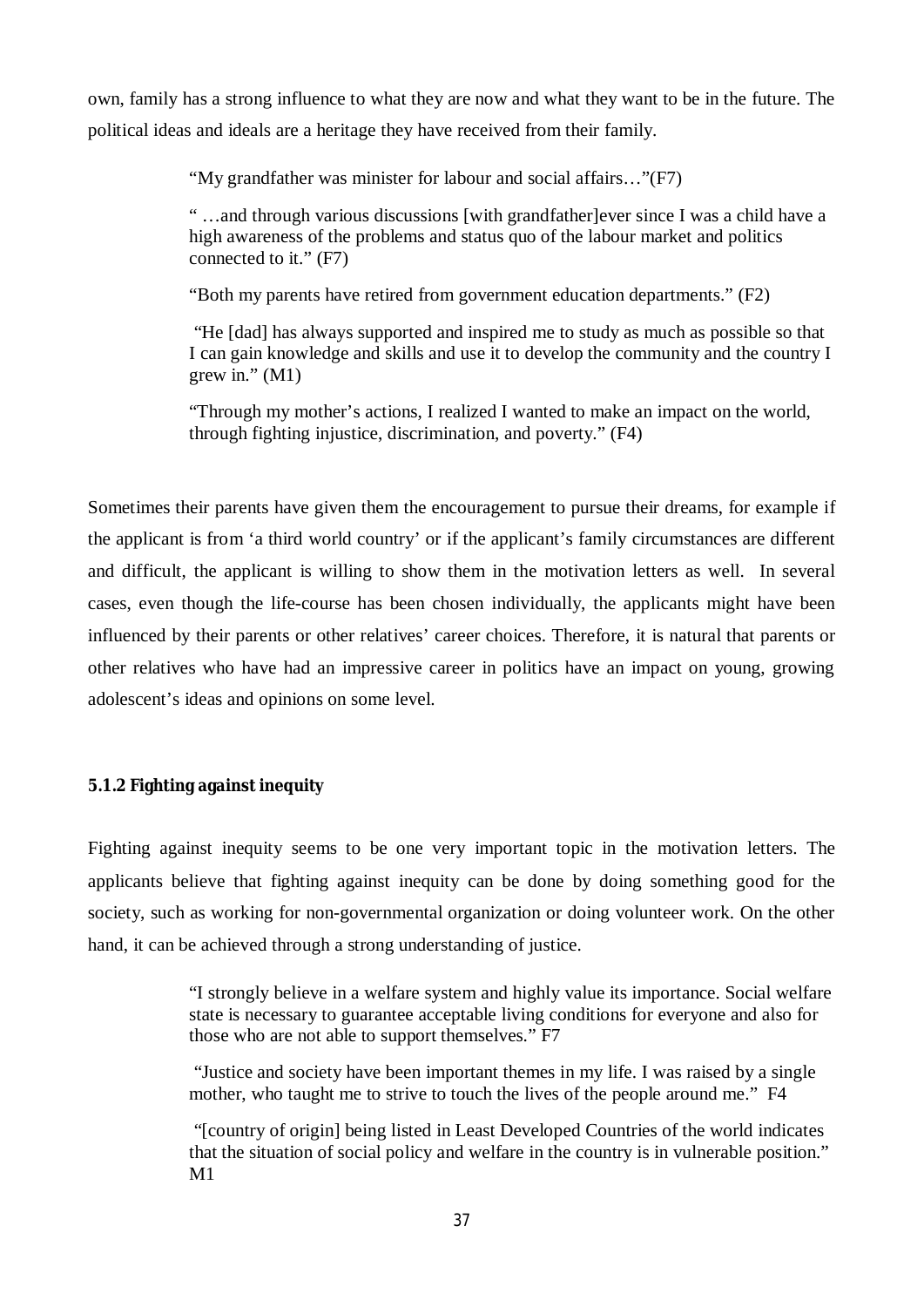own, family has a strong influence to what they are now and what they want to be in the future. The political ideas and ideals are a heritage they have received from their family.

> "My grandfather was minister for labour and social affairs…"(F7)
>
> " …and through various discussions [with grandfather]ever since I was a child have a high awareness of the problems and status quo of the labour market and politics connected to it." (F7)
>
> "Both my parents have retired from government education departments." (F2)
>
> "He [dad] has always supported and inspired me to study as much as possible so that I can gain knowledge and skills and use it to develop the community and the country I grew in." (M1)
>
> "Through my mother's actions, I realized I wanted to make an impact on the world, through fighting injustice, discrimination, and poverty." (F4)

Sometimes their parents have given them the encouragement to pursue their dreams, for example if the applicant is from 'a third world country' or if the applicant's family circumstances are different and difficult, the applicant is willing to show them in the motivation letters as well. In several cases, even though the life-course has been chosen individually, the applicants might have been influenced by their parents or other relatives' career choices. Therefore, it is natural that parents or other relatives who have had an impressive career in politics have an impact on young, growing adolescent's ideas and opinions on some level.

#### 5.1.2 Fighting against inequity

Fighting against inequity seems to be one very important topic in the motivation letters. The applicants believe that fighting against inequity can be done by doing something good for the society, such as working for non-governmental organization or doing volunteer work. On the other hand, it can be achieved through a strong understanding of justice.

> "I strongly believe in a welfare system and highly value its importance. Social welfare state is necessary to guarantee acceptable living conditions for everyone and also for those who are not able to support themselves." F7
>
> "Justice and society have been important themes in my life. I was raised by a single mother, who taught me to strive to touch the lives of the people around me." F4
>
> "[country of origin] being listed in Least Developed Countries of the world indicates that the situation of social policy and welfare in the country is in vulnerable position." M1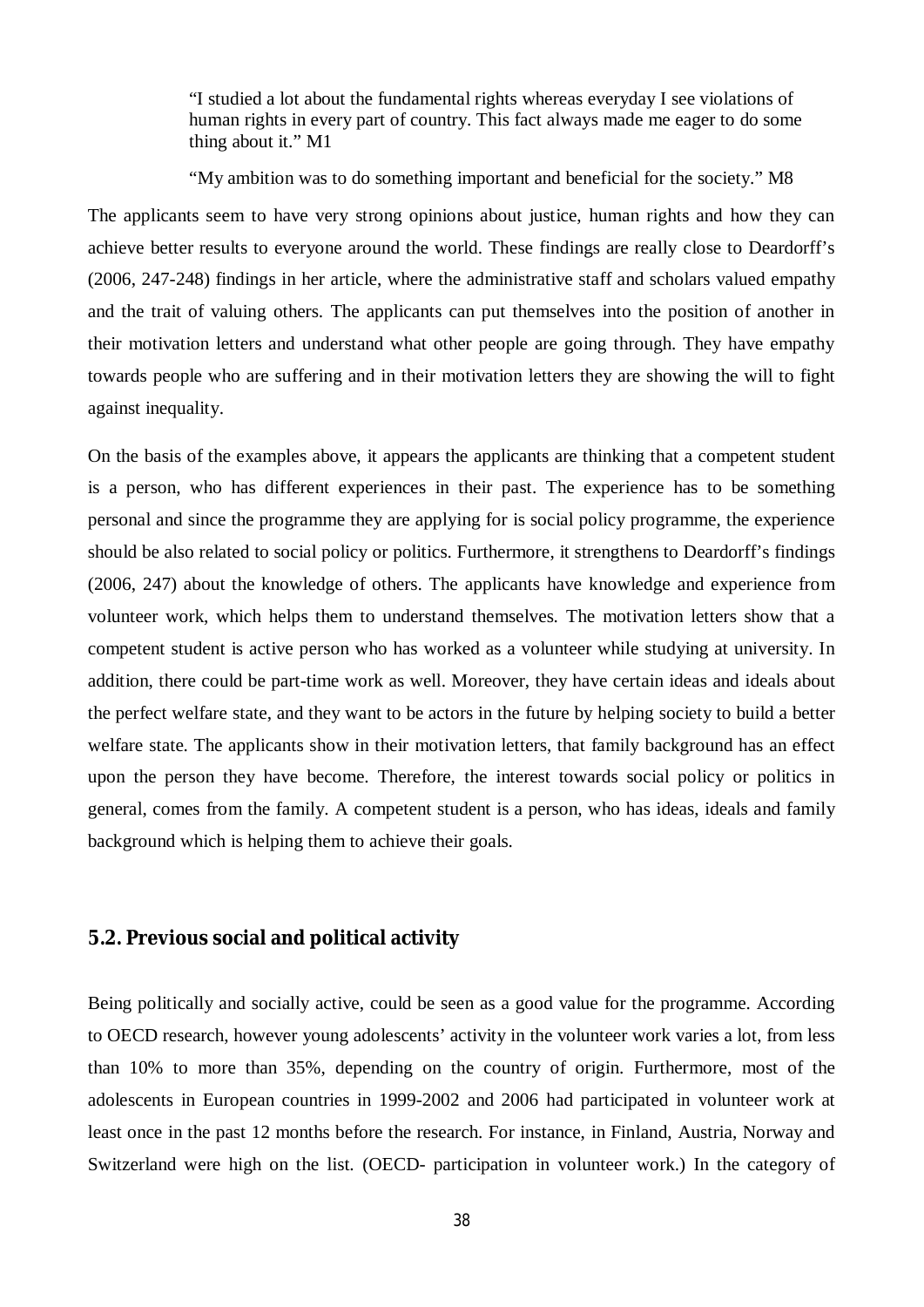> "I studied a lot about the fundamental rights whereas everyday I see violations of human rights in every part of country. This fact always made me eager to do some thing about it." M1

> "My ambition was to do something important and beneficial for the society." M8

The applicants seem to have very strong opinions about justice, human rights and how they can achieve better results to everyone around the world. These findings are really close to Deardorff's (2006, 247-248) findings in her article, where the administrative staff and scholars valued empathy and the trait of valuing others. The applicants can put themselves into the position of another in their motivation letters and understand what other people are going through. They have empathy towards people who are suffering and in their motivation letters they are showing the will to fight against inequality.

On the basis of the examples above, it appears the applicants are thinking that a competent student is a person, who has different experiences in their past. The experience has to be something personal and since the programme they are applying for is social policy programme, the experience should be also related to social policy or politics. Furthermore, it strengthens to Deardorff's findings (2006, 247) about the knowledge of others. The applicants have knowledge and experience from volunteer work, which helps them to understand themselves. The motivation letters show that a competent student is active person who has worked as a volunteer while studying at university. In addition, there could be part-time work as well. Moreover, they have certain ideas and ideals about the perfect welfare state, and they want to be actors in the future by helping society to build a better welfare state. The applicants show in their motivation letters, that family background has an effect upon the person they have become. Therefore, the interest towards social policy or politics in general, comes from the family. A competent student is a person, who has ideas, ideals and family background which is helping them to achieve their goals.

## 5.2. Previous social and political activity

Being politically and socially active, could be seen as a good value for the programme. According to OECD research, however young adolescents' activity in the volunteer work varies a lot, from less than 10% to more than 35%, depending on the country of origin. Furthermore, most of the adolescents in European countries in 1999-2002 and 2006 had participated in volunteer work at least once in the past 12 months before the research. For instance, in Finland, Austria, Norway and Switzerland were high on the list. (OECD- participation in volunteer work.) In the category of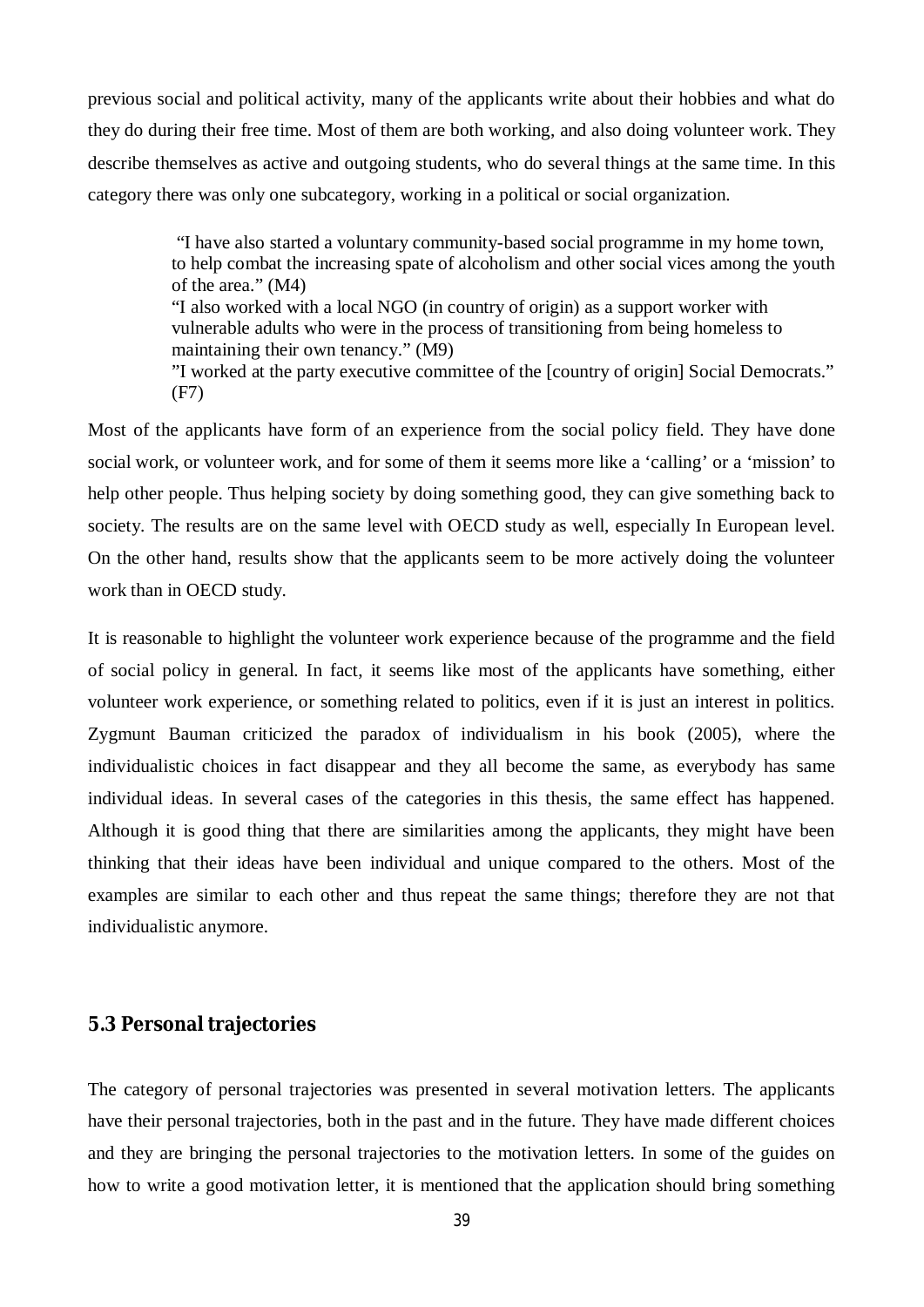previous social and political activity, many of the applicants write about their hobbies and what do they do during their free time. Most of them are both working, and also doing volunteer work. They describe themselves as active and outgoing students, who do several things at the same time. In this category there was only one subcategory, working in a political or social organization.

> "I have also started a voluntary community-based social programme in my home town, to help combat the increasing spate of alcoholism and other social vices among the youth of the area." (M4)
> "I also worked with a local NGO (in country of origin) as a support worker with vulnerable adults who were in the process of transitioning from being homeless to maintaining their own tenancy." (M9)
> "I worked at the party executive committee of the [country of origin] Social Democrats." (F7)

Most of the applicants have form of an experience from the social policy field. They have done social work, or volunteer work, and for some of them it seems more like a 'calling' or a 'mission' to help other people. Thus helping society by doing something good, they can give something back to society. The results are on the same level with OECD study as well, especially In European level. On the other hand, results show that the applicants seem to be more actively doing the volunteer work than in OECD study.

It is reasonable to highlight the volunteer work experience because of the programme and the field of social policy in general. In fact, it seems like most of the applicants have something, either volunteer work experience, or something related to politics, even if it is just an interest in politics. Zygmunt Bauman criticized the paradox of individualism in his book (2005), where the individualistic choices in fact disappear and they all become the same, as everybody has same individual ideas. In several cases of the categories in this thesis, the same effect has happened. Although it is good thing that there are similarities among the applicants, they might have been thinking that their ideas have been individual and unique compared to the others. Most of the examples are similar to each other and thus repeat the same things; therefore they are not that individualistic anymore.

## 5.3 Personal trajectories

The category of personal trajectories was presented in several motivation letters. The applicants have their personal trajectories, both in the past and in the future. They have made different choices and they are bringing the personal trajectories to the motivation letters. In some of the guides on how to write a good motivation letter, it is mentioned that the application should bring something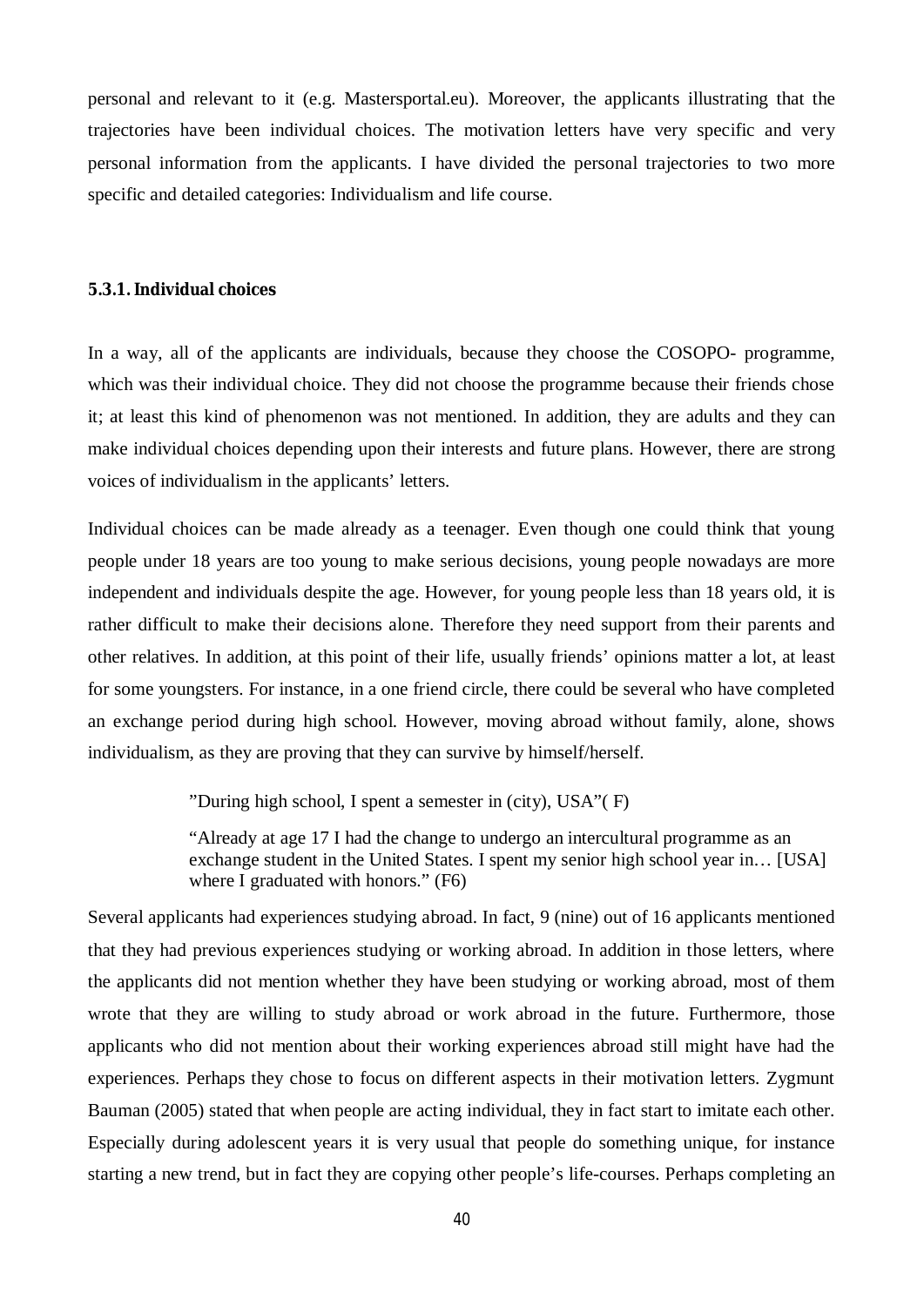personal and relevant to it (e.g. Mastersportal.eu). Moreover, the applicants illustrating that the trajectories have been individual choices. The motivation letters have very specific and very personal information from the applicants. I have divided the personal trajectories to two more specific and detailed categories: Individualism and life course.

### 5.3.1. Individual choices

In a way, all of the applicants are individuals, because they choose the COSOPO- programme, which was their individual choice. They did not choose the programme because their friends chose it; at least this kind of phenomenon was not mentioned. In addition, they are adults and they can make individual choices depending upon their interests and future plans. However, there are strong voices of individualism in the applicants' letters.

Individual choices can be made already as a teenager. Even though one could think that young people under 18 years are too young to make serious decisions, young people nowadays are more independent and individuals despite the age. However, for young people less than 18 years old, it is rather difficult to make their decisions alone. Therefore they need support from their parents and other relatives. In addition, at this point of their life, usually friends' opinions matter a lot, at least for some youngsters. For instance, in a one friend circle, there could be several who have completed an exchange period during high school. However, moving abroad without family, alone, shows individualism, as they are proving that they can survive by himself/herself.

> "During high school, I spent a semester in (city), USA"( F)
>
> "Already at age 17 I had the change to undergo an intercultural programme as an exchange student in the United States. I spent my senior high school year in… [USA] where I graduated with honors." (F6)

Several applicants had experiences studying abroad. In fact, 9 (nine) out of 16 applicants mentioned that they had previous experiences studying or working abroad. In addition in those letters, where the applicants did not mention whether they have been studying or working abroad, most of them wrote that they are willing to study abroad or work abroad in the future. Furthermore, those applicants who did not mention about their working experiences abroad still might have had the experiences. Perhaps they chose to focus on different aspects in their motivation letters. Zygmunt Bauman (2005) stated that when people are acting individual, they in fact start to imitate each other. Especially during adolescent years it is very usual that people do something unique, for instance starting a new trend, but in fact they are copying other people's life-courses. Perhaps completing an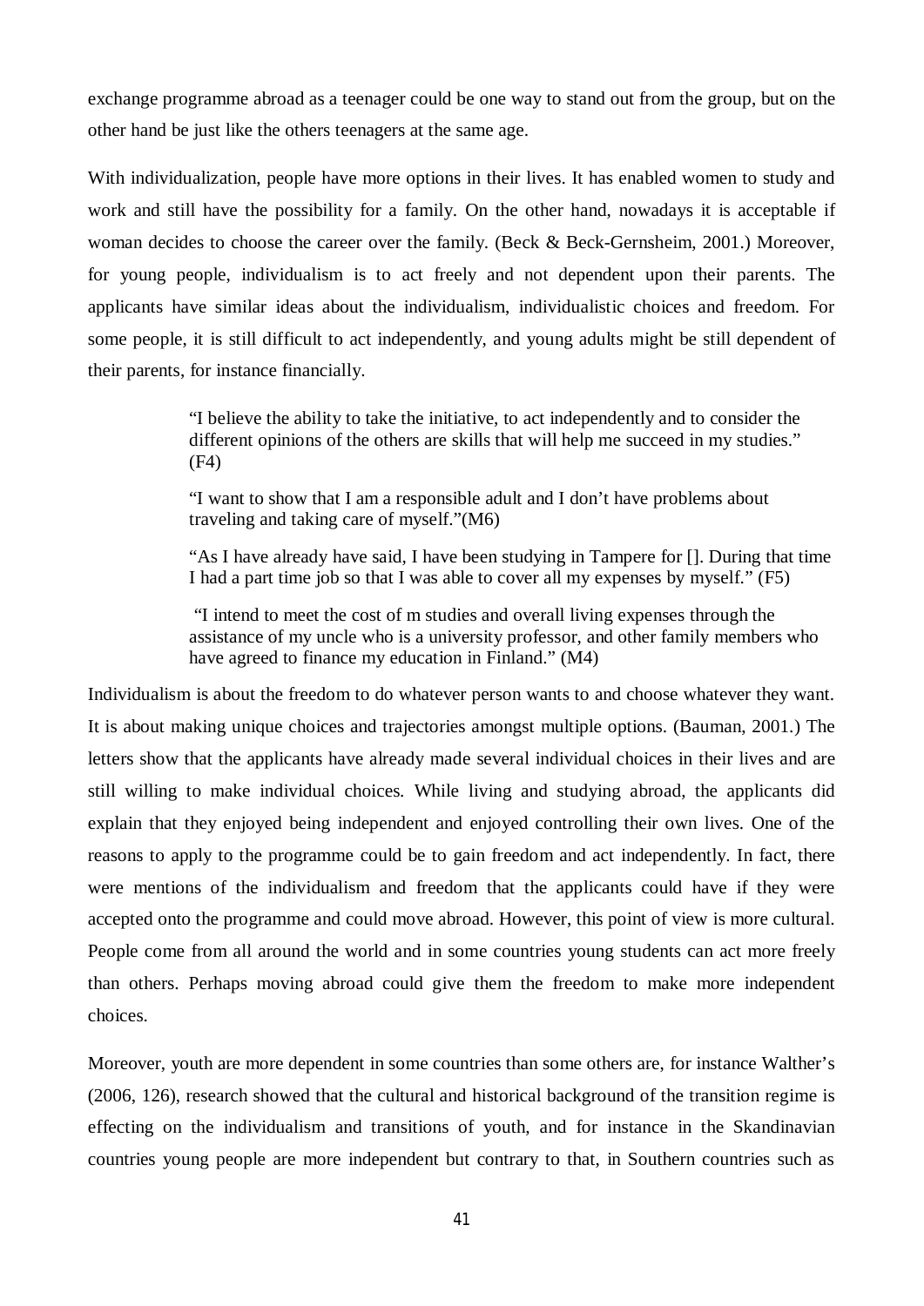exchange programme abroad as a teenager could be one way to stand out from the group, but on the other hand be just like the others teenagers at the same age.

With individualization, people have more options in their lives. It has enabled women to study and work and still have the possibility for a family. On the other hand, nowadays it is acceptable if woman decides to choose the career over the family. (Beck & Beck-Gernsheim, 2001.) Moreover, for young people, individualism is to act freely and not dependent upon their parents. The applicants have similar ideas about the individualism, individualistic choices and freedom. For some people, it is still difficult to act independently, and young adults might be still dependent of their parents, for instance financially.

> "I believe the ability to take the initiative, to act independently and to consider the different opinions of the others are skills that will help me succeed in my studies." (F4)
>
> "I want to show that I am a responsible adult and I don't have problems about traveling and taking care of myself."(M6)
>
> "As I have already have said, I have been studying in Tampere for []. During that time I had a part time job so that I was able to cover all my expenses by myself." (F5)
>
> "I intend to meet the cost of m studies and overall living expenses through the assistance of my uncle who is a university professor, and other family members who have agreed to finance my education in Finland." (M4)

Individualism is about the freedom to do whatever person wants to and choose whatever they want. It is about making unique choices and trajectories amongst multiple options. (Bauman, 2001.) The letters show that the applicants have already made several individual choices in their lives and are still willing to make individual choices. While living and studying abroad, the applicants did explain that they enjoyed being independent and enjoyed controlling their own lives. One of the reasons to apply to the programme could be to gain freedom and act independently. In fact, there were mentions of the individualism and freedom that the applicants could have if they were accepted onto the programme and could move abroad. However, this point of view is more cultural. People come from all around the world and in some countries young students can act more freely than others. Perhaps moving abroad could give them the freedom to make more independent choices.

Moreover, youth are more dependent in some countries than some others are, for instance Walther's (2006, 126), research showed that the cultural and historical background of the transition regime is effecting on the individualism and transitions of youth, and for instance in the Skandinavian countries young people are more independent but contrary to that, in Southern countries such as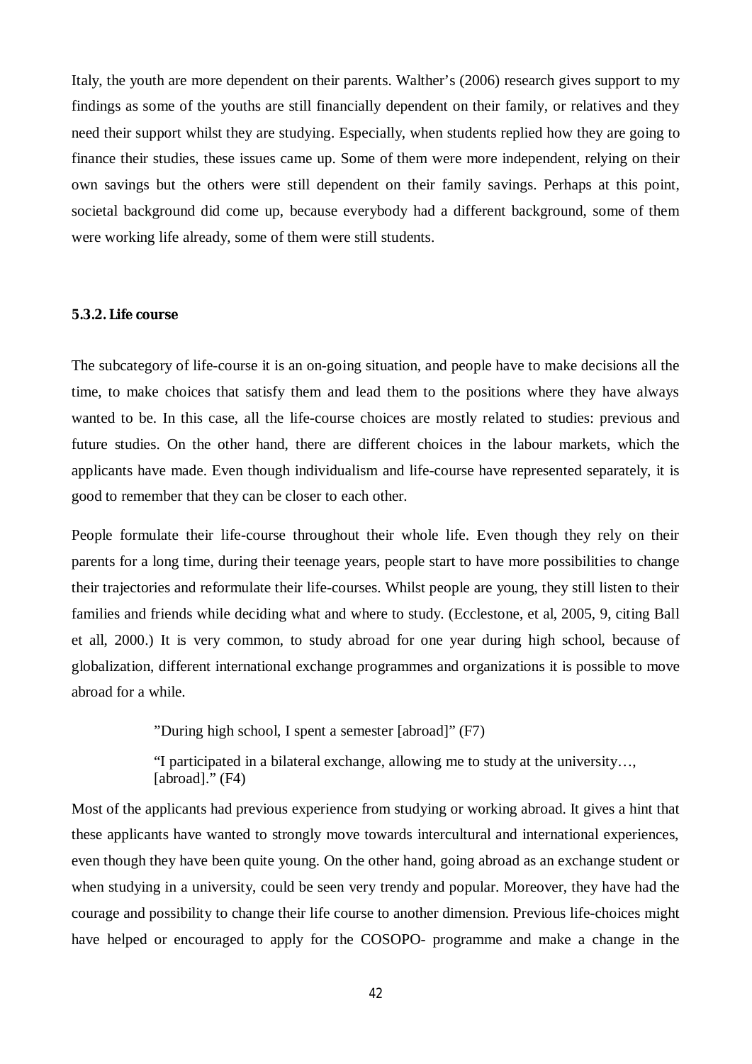Italy, the youth are more dependent on their parents. Walther's (2006) research gives support to my findings as some of the youths are still financially dependent on their family, or relatives and they need their support whilst they are studying. Especially, when students replied how they are going to finance their studies, these issues came up. Some of them were more independent, relying on their own savings but the others were still dependent on their family savings. Perhaps at this point, societal background did come up, because everybody had a different background, some of them were working life already, some of them were still students.

#### 5.3.2. Life course

The subcategory of life-course it is an on-going situation, and people have to make decisions all the time, to make choices that satisfy them and lead them to the positions where they have always wanted to be. In this case, all the life-course choices are mostly related to studies: previous and future studies. On the other hand, there are different choices in the labour markets, which the applicants have made. Even though individualism and life-course have represented separately, it is good to remember that they can be closer to each other.

People formulate their life-course throughout their whole life. Even though they rely on their parents for a long time, during their teenage years, people start to have more possibilities to change their trajectories and reformulate their life-courses. Whilst people are young, they still listen to their families and friends while deciding what and where to study. (Ecclestone, et al, 2005, 9, citing Ball et all, 2000.) It is very common, to study abroad for one year during high school, because of globalization, different international exchange programmes and organizations it is possible to move abroad for a while.

> ”During high school, I spent a semester [abroad]” (F7)
>
> “I participated in a bilateral exchange, allowing me to study at the university…, [abroad].” (F4)

Most of the applicants had previous experience from studying or working abroad. It gives a hint that these applicants have wanted to strongly move towards intercultural and international experiences, even though they have been quite young. On the other hand, going abroad as an exchange student or when studying in a university, could be seen very trendy and popular. Moreover, they have had the courage and possibility to change their life course to another dimension. Previous life-choices might have helped or encouraged to apply for the COSOPO- programme and make a change in the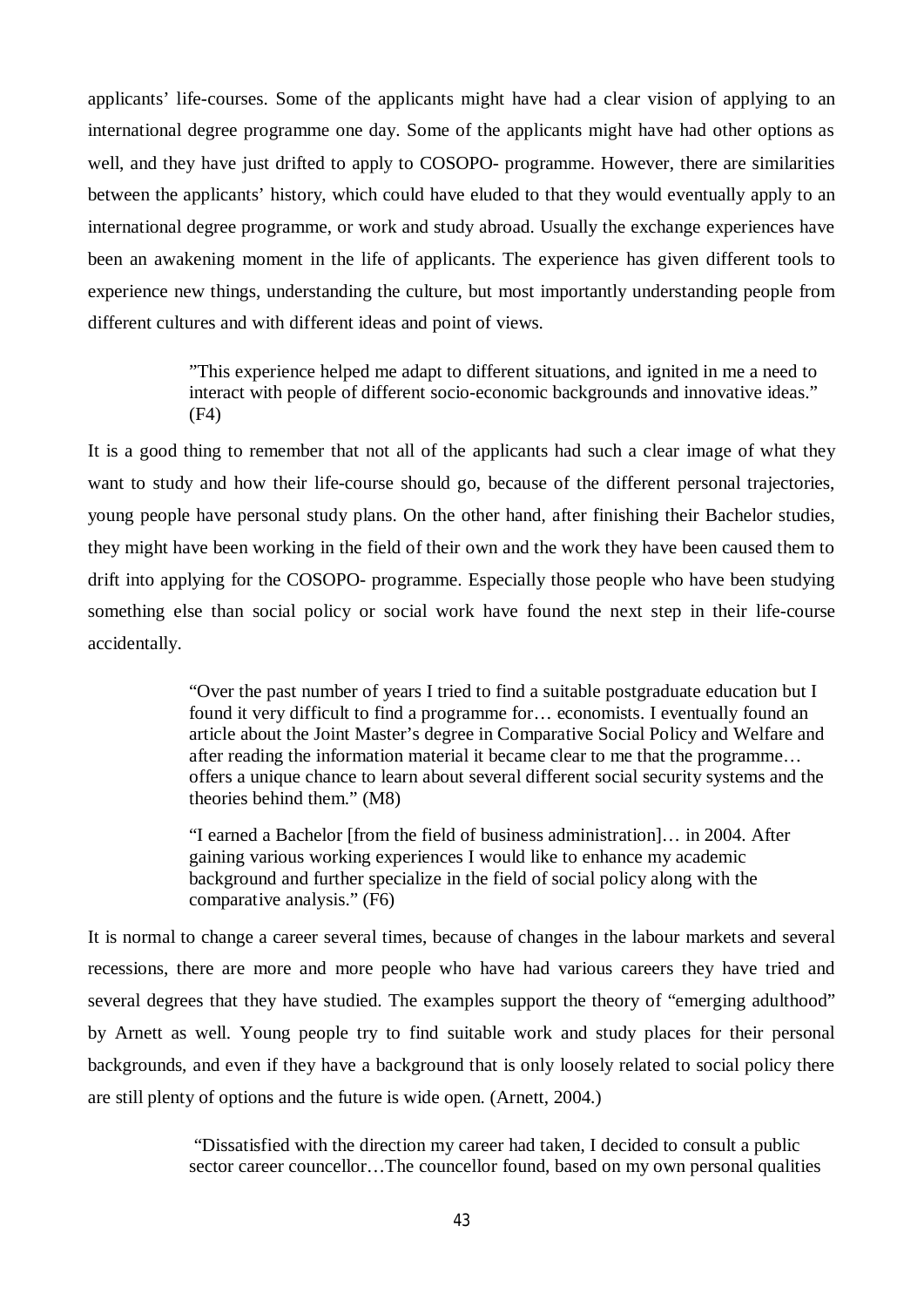applicants' life-courses. Some of the applicants might have had a clear vision of applying to an international degree programme one day. Some of the applicants might have had other options as well, and they have just drifted to apply to COSOPO- programme. However, there are similarities between the applicants' history, which could have eluded to that they would eventually apply to an international degree programme, or work and study abroad. Usually the exchange experiences have been an awakening moment in the life of applicants. The experience has given different tools to experience new things, understanding the culture, but most importantly understanding people from different cultures and with different ideas and point of views.

> "This experience helped me adapt to different situations, and ignited in me a need to interact with people of different socio-economic backgrounds and innovative ideas." (F4)

It is a good thing to remember that not all of the applicants had such a clear image of what they want to study and how their life-course should go, because of the different personal trajectories, young people have personal study plans. On the other hand, after finishing their Bachelor studies, they might have been working in the field of their own and the work they have been caused them to drift into applying for the COSOPO- programme. Especially those people who have been studying something else than social policy or social work have found the next step in their life-course accidentally.

> "Over the past number of years I tried to find a suitable postgraduate education but I found it very difficult to find a programme for… economists. I eventually found an article about the Joint Master's degree in Comparative Social Policy and Welfare and after reading the information material it became clear to me that the programme… offers a unique chance to learn about several different social security systems and the theories behind them." (M8)
>
> "I earned a Bachelor [from the field of business administration]… in 2004. After gaining various working experiences I would like to enhance my academic background and further specialize in the field of social policy along with the comparative analysis." (F6)

It is normal to change a career several times, because of changes in the labour markets and several recessions, there are more and more people who have had various careers they have tried and several degrees that they have studied. The examples support the theory of "emerging adulthood" by Arnett as well. Young people try to find suitable work and study places for their personal backgrounds, and even if they have a background that is only loosely related to social policy there are still plenty of options and the future is wide open. (Arnett, 2004.)

> "Dissatisfied with the direction my career had taken, I decided to consult a public sector career councellor…The councellor found, based on my own personal qualities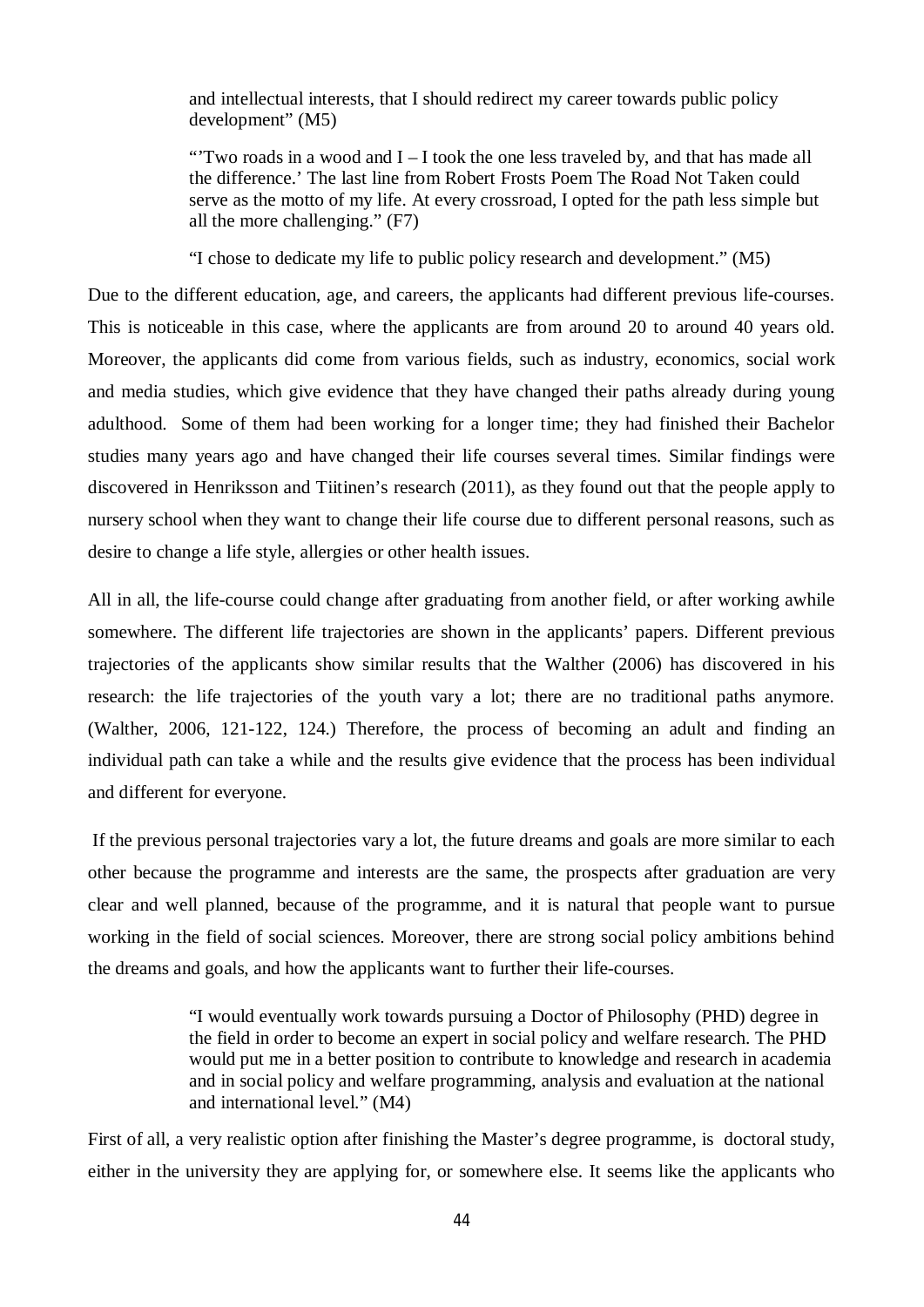> and intellectual interests, that I should redirect my career towards public policy development" (M5)
>
> "'Two roads in a wood and I – I took the one less traveled by, and that has made all the difference.' The last line from Robert Frosts Poem The Road Not Taken could serve as the motto of my life. At every crossroad, I opted for the path less simple but all the more challenging." (F7)
>
> "I chose to dedicate my life to public policy research and development." (M5)

Due to the different education, age, and careers, the applicants had different previous life-courses. This is noticeable in this case, where the applicants are from around 20 to around 40 years old. Moreover, the applicants did come from various fields, such as industry, economics, social work and media studies, which give evidence that they have changed their paths already during young adulthood. Some of them had been working for a longer time; they had finished their Bachelor studies many years ago and have changed their life courses several times. Similar findings were discovered in Henriksson and Tiitinen's research (2011), as they found out that the people apply to nursery school when they want to change their life course due to different personal reasons, such as desire to change a life style, allergies or other health issues.

All in all, the life-course could change after graduating from another field, or after working awhile somewhere. The different life trajectories are shown in the applicants' papers. Different previous trajectories of the applicants show similar results that the Walther (2006) has discovered in his research: the life trajectories of the youth vary a lot; there are no traditional paths anymore. (Walther, 2006, 121-122, 124.) Therefore, the process of becoming an adult and finding an individual path can take a while and the results give evidence that the process has been individual and different for everyone.

If the previous personal trajectories vary a lot, the future dreams and goals are more similar to each other because the programme and interests are the same, the prospects after graduation are very clear and well planned, because of the programme, and it is natural that people want to pursue working in the field of social sciences. Moreover, there are strong social policy ambitions behind the dreams and goals, and how the applicants want to further their life-courses.

> "I would eventually work towards pursuing a Doctor of Philosophy (PHD) degree in the field in order to become an expert in social policy and welfare research. The PHD would put me in a better position to contribute to knowledge and research in academia and in social policy and welfare programming, analysis and evaluation at the national and international level." (M4)

First of all, a very realistic option after finishing the Master's degree programme, is doctoral study, either in the university they are applying for, or somewhere else. It seems like the applicants who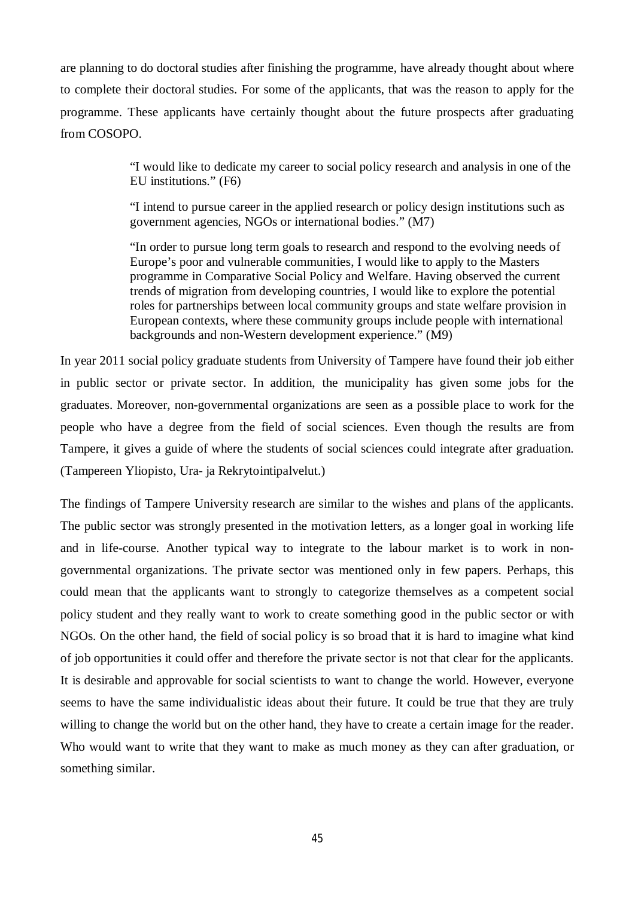are planning to do doctoral studies after finishing the programme, have already thought about where to complete their doctoral studies. For some of the applicants, that was the reason to apply for the programme. These applicants have certainly thought about the future prospects after graduating from COSOPO.

> "I would like to dedicate my career to social policy research and analysis in one of the EU institutions." (F6)
>
> "I intend to pursue career in the applied research or policy design institutions such as government agencies, NGOs or international bodies." (M7)
>
> "In order to pursue long term goals to research and respond to the evolving needs of Europe's poor and vulnerable communities, I would like to apply to the Masters programme in Comparative Social Policy and Welfare. Having observed the current trends of migration from developing countries, I would like to explore the potential roles for partnerships between local community groups and state welfare provision in European contexts, where these community groups include people with international backgrounds and non-Western development experience." (M9)

In year 2011 social policy graduate students from University of Tampere have found their job either in public sector or private sector. In addition, the municipality has given some jobs for the graduates. Moreover, non-governmental organizations are seen as a possible place to work for the people who have a degree from the field of social sciences. Even though the results are from Tampere, it gives a guide of where the students of social sciences could integrate after graduation. (Tampereen Yliopisto, Ura- ja Rekrytointipalvelut.)

The findings of Tampere University research are similar to the wishes and plans of the applicants. The public sector was strongly presented in the motivation letters, as a longer goal in working life and in life-course. Another typical way to integrate to the labour market is to work in non-governmental organizations. The private sector was mentioned only in few papers. Perhaps, this could mean that the applicants want to strongly to categorize themselves as a competent social policy student and they really want to work to create something good in the public sector or with NGOs. On the other hand, the field of social policy is so broad that it is hard to imagine what kind of job opportunities it could offer and therefore the private sector is not that clear for the applicants. It is desirable and approvable for social scientists to want to change the world. However, everyone seems to have the same individualistic ideas about their future. It could be true that they are truly willing to change the world but on the other hand, they have to create a certain image for the reader. Who would want to write that they want to make as much money as they can after graduation, or something similar.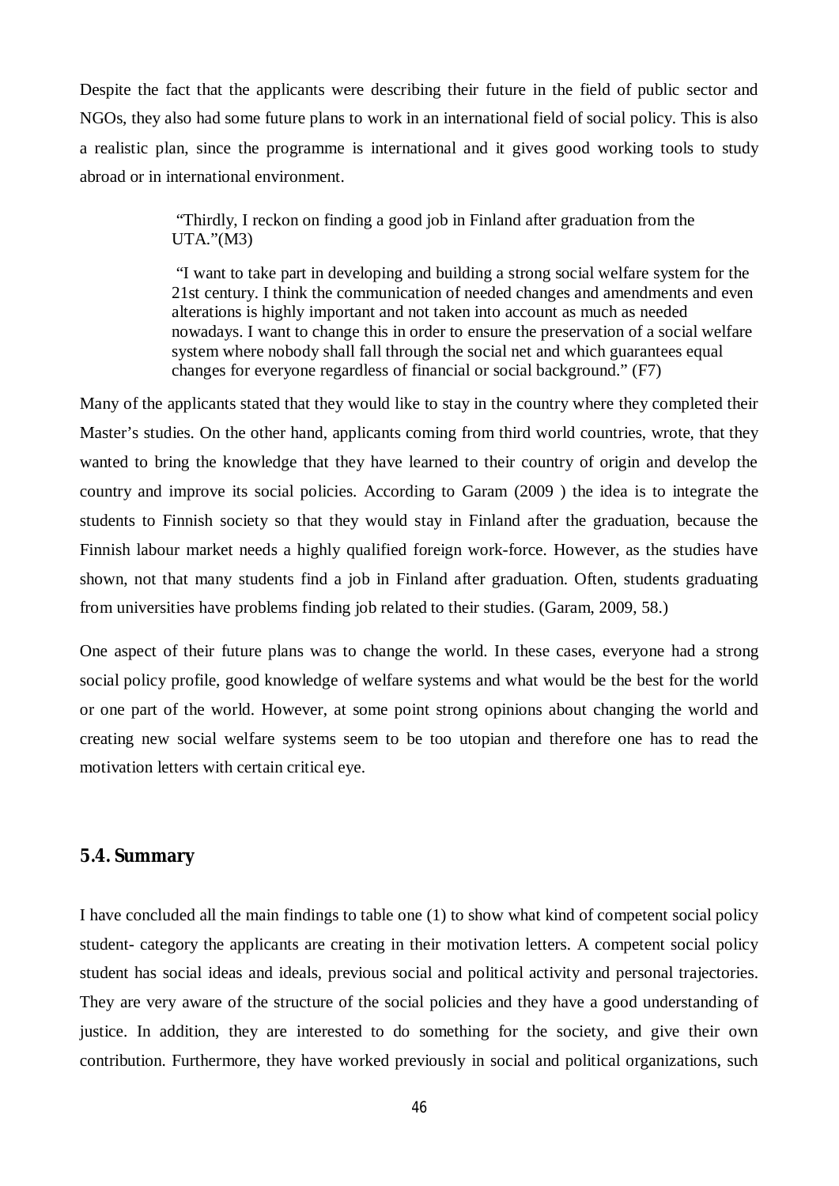Despite the fact that the applicants were describing their future in the field of public sector and NGOs, they also had some future plans to work in an international field of social policy. This is also a realistic plan, since the programme is international and it gives good working tools to study abroad or in international environment.

> "Thirdly, I reckon on finding a good job in Finland after graduation from the UTA."(M3)
>
> "I want to take part in developing and building a strong social welfare system for the 21st century. I think the communication of needed changes and amendments and even alterations is highly important and not taken into account as much as needed nowadays. I want to change this in order to ensure the preservation of a social welfare system where nobody shall fall through the social net and which guarantees equal changes for everyone regardless of financial or social background." (F7)

Many of the applicants stated that they would like to stay in the country where they completed their Master's studies. On the other hand, applicants coming from third world countries, wrote, that they wanted to bring the knowledge that they have learned to their country of origin and develop the country and improve its social policies. According to Garam (2009 ) the idea is to integrate the students to Finnish society so that they would stay in Finland after the graduation, because the Finnish labour market needs a highly qualified foreign work-force. However, as the studies have shown, not that many students find a job in Finland after graduation. Often, students graduating from universities have problems finding job related to their studies. (Garam, 2009, 58.)

One aspect of their future plans was to change the world. In these cases, everyone had a strong social policy profile, good knowledge of welfare systems and what would be the best for the world or one part of the world. However, at some point strong opinions about changing the world and creating new social welfare systems seem to be too utopian and therefore one has to read the motivation letters with certain critical eye.

## 5.4. Summary

I have concluded all the main findings to table one (1) to show what kind of competent social policy student- category the applicants are creating in their motivation letters. A competent social policy student has social ideas and ideals, previous social and political activity and personal trajectories. They are very aware of the structure of the social policies and they have a good understanding of justice. In addition, they are interested to do something for the society, and give their own contribution. Furthermore, they have worked previously in social and political organizations, such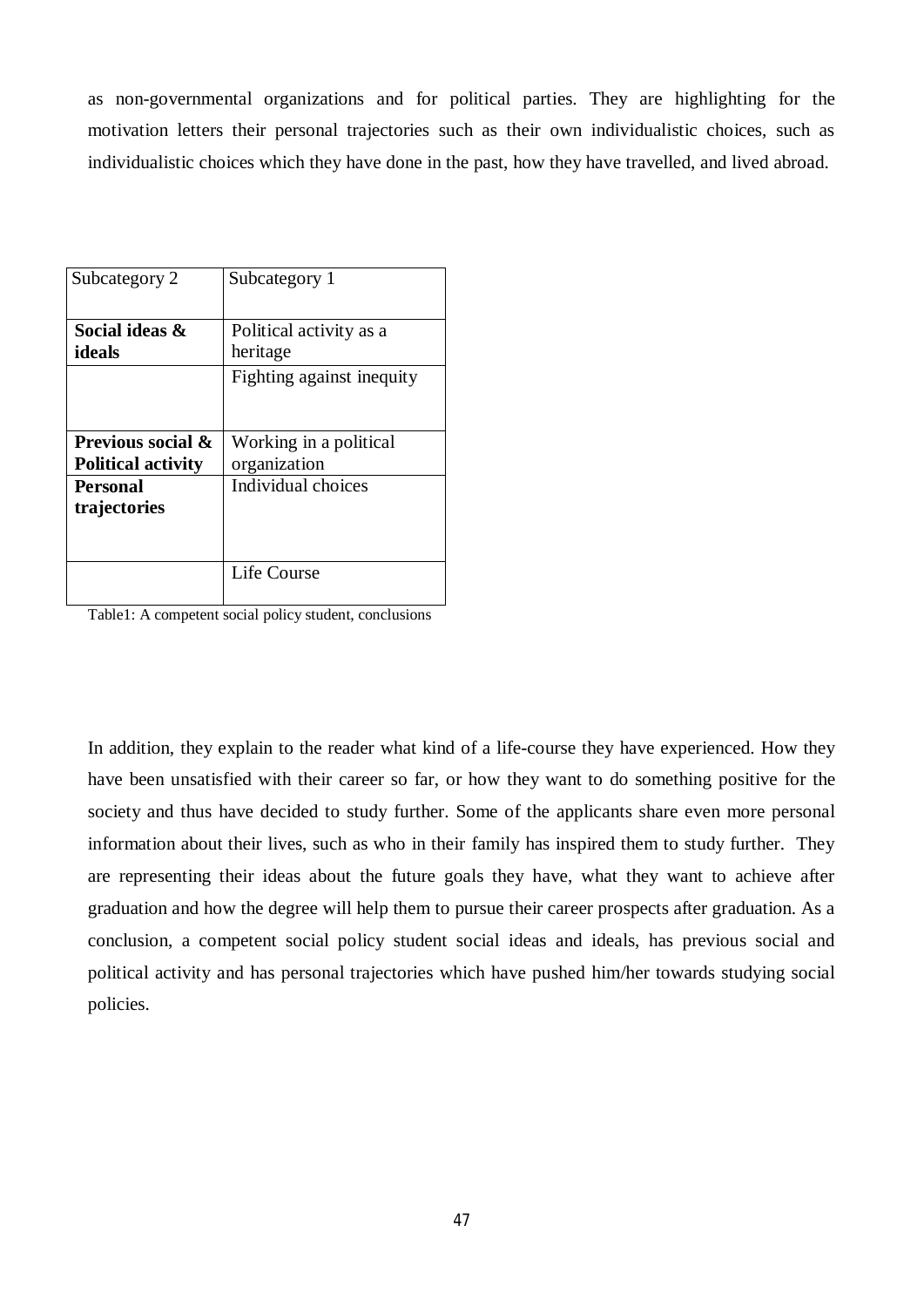as non-governmental organizations and for political parties. They are highlighting for the motivation letters their personal trajectories such as their own individualistic choices, such as individualistic choices which they have done in the past, how they have travelled, and lived abroad.

| Subcategory 2 | Subcategory 1 |
|---|---|
| **Social ideas & ideals** | Political activity as a heritage |
| | Fighting against inequity |
| **Previous social & Political activity** | Working in a political organization |
| **Personal trajectories** | Individual choices |
| | Life Course |

Table1: A competent social policy student, conclusions

In addition, they explain to the reader what kind of a life-course they have experienced. How they have been unsatisfied with their career so far, or how they want to do something positive for the society and thus have decided to study further. Some of the applicants share even more personal information about their lives, such as who in their family has inspired them to study further. They are representing their ideas about the future goals they have, what they want to achieve after graduation and how the degree will help them to pursue their career prospects after graduation. As a conclusion, a competent social policy student social ideas and ideals, has previous social and political activity and has personal trajectories which have pushed him/her towards studying social policies.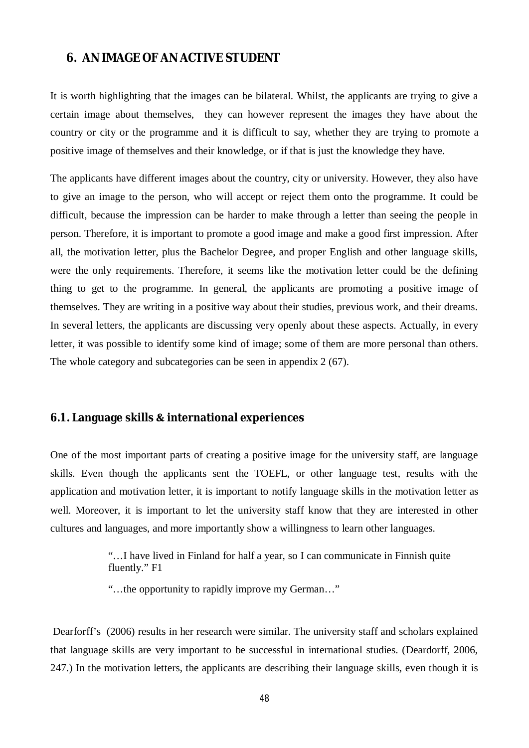# 6. AN IMAGE OF AN ACTIVE STUDENT

It is worth highlighting that the images can be bilateral. Whilst, the applicants are trying to give a certain image about themselves, they can however represent the images they have about the country or city or the programme and it is difficult to say, whether they are trying to promote a positive image of themselves and their knowledge, or if that is just the knowledge they have.

The applicants have different images about the country, city or university. However, they also have to give an image to the person, who will accept or reject them onto the programme. It could be difficult, because the impression can be harder to make through a letter than seeing the people in person. Therefore, it is important to promote a good image and make a good first impression. After all, the motivation letter, plus the Bachelor Degree, and proper English and other language skills, were the only requirements. Therefore, it seems like the motivation letter could be the defining thing to get to the programme. In general, the applicants are promoting a positive image of themselves. They are writing in a positive way about their studies, previous work, and their dreams. In several letters, the applicants are discussing very openly about these aspects. Actually, in every letter, it was possible to identify some kind of image; some of them are more personal than others. The whole category and subcategories can be seen in appendix 2 (67).

## 6.1. Language skills & international experiences

One of the most important parts of creating a positive image for the university staff, are language skills. Even though the applicants sent the TOEFL, or other language test, results with the application and motivation letter, it is important to notify language skills in the motivation letter as well. Moreover, it is important to let the university staff know that they are interested in other cultures and languages, and more importantly show a willingness to learn other languages.

> "…I have lived in Finland for half a year, so I can communicate in Finnish quite fluently." F1
>
> "…the opportunity to rapidly improve my German…"

Dearforff's (2006) results in her research were similar. The university staff and scholars explained that language skills are very important to be successful in international studies. (Deardorff, 2006, 247.) In the motivation letters, the applicants are describing their language skills, even though it is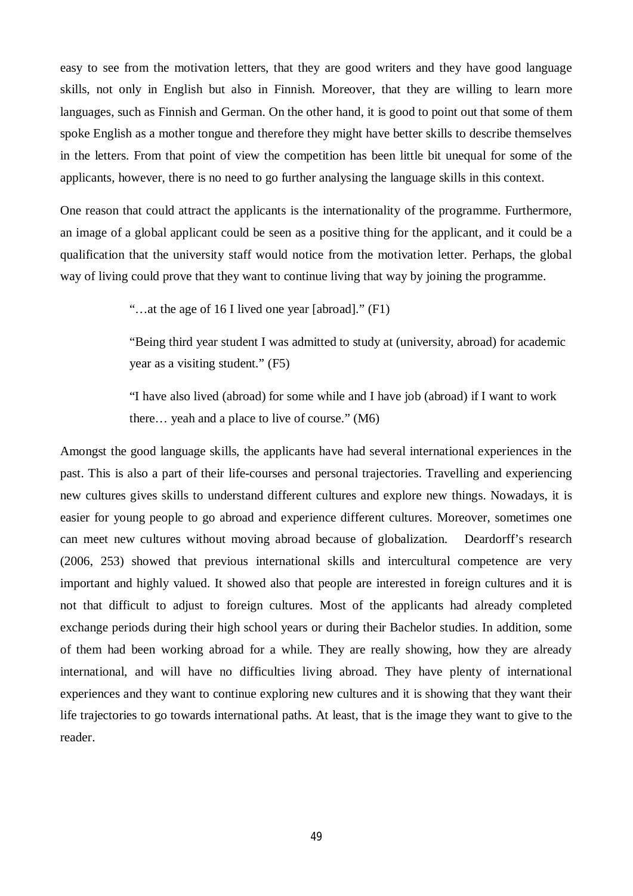easy to see from the motivation letters, that they are good writers and they have good language skills, not only in English but also in Finnish. Moreover, that they are willing to learn more languages, such as Finnish and German. On the other hand, it is good to point out that some of them spoke English as a mother tongue and therefore they might have better skills to describe themselves in the letters. From that point of view the competition has been little bit unequal for some of the applicants, however, there is no need to go further analysing the language skills in this context.

One reason that could attract the applicants is the internationality of the programme. Furthermore, an image of a global applicant could be seen as a positive thing for the applicant, and it could be a qualification that the university staff would notice from the motivation letter. Perhaps, the global way of living could prove that they want to continue living that way by joining the programme.

> "…at the age of 16 I lived one year [abroad]." (F1)
>
> "Being third year student I was admitted to study at (university, abroad) for academic year as a visiting student." (F5)
>
> "I have also lived (abroad) for some while and I have job (abroad) if I want to work there… yeah and a place to live of course." (M6)

Amongst the good language skills, the applicants have had several international experiences in the past. This is also a part of their life-courses and personal trajectories. Travelling and experiencing new cultures gives skills to understand different cultures and explore new things. Nowadays, it is easier for young people to go abroad and experience different cultures. Moreover, sometimes one can meet new cultures without moving abroad because of globalization. Deardorff's research (2006, 253) showed that previous international skills and intercultural competence are very important and highly valued. It showed also that people are interested in foreign cultures and it is not that difficult to adjust to foreign cultures. Most of the applicants had already completed exchange periods during their high school years or during their Bachelor studies. In addition, some of them had been working abroad for a while. They are really showing, how they are already international, and will have no difficulties living abroad. They have plenty of international experiences and they want to continue exploring new cultures and it is showing that they want their life trajectories to go towards international paths. At least, that is the image they want to give to the reader.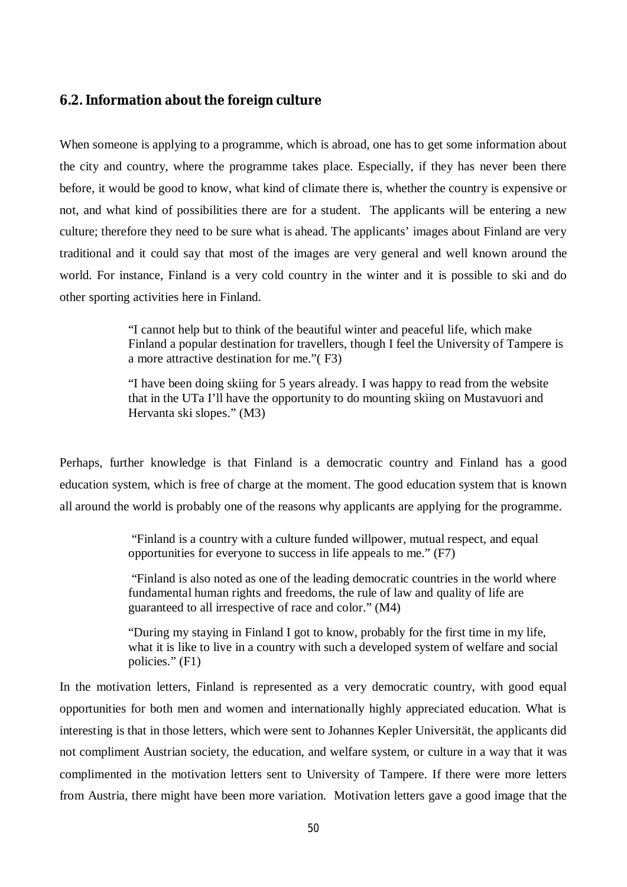## 6.2. Information about the foreign culture

When someone is applying to a programme, which is abroad, one has to get some information about the city and country, where the programme takes place. Especially, if they has never been there before, it would be good to know, what kind of climate there is, whether the country is expensive or not, and what kind of possibilities there are for a student. The applicants will be entering a new culture; therefore they need to be sure what is ahead. The applicants' images about Finland are very traditional and it could say that most of the images are very general and well known around the world. For instance, Finland is a very cold country in the winter and it is possible to ski and do other sporting activities here in Finland.

> "I cannot help but to think of the beautiful winter and peaceful life, which make Finland a popular destination for travellers, though I feel the University of Tampere is a more attractive destination for me."( F3)
>
> "I have been doing skiing for 5 years already. I was happy to read from the website that in the UTa I'll have the opportunity to do mounting skiing on Mustavuori and Hervanta ski slopes." (M3)

Perhaps, further knowledge is that Finland is a democratic country and Finland has a good education system, which is free of charge at the moment. The good education system that is known all around the world is probably one of the reasons why applicants are applying for the programme.

> "Finland is a country with a culture funded willpower, mutual respect, and equal opportunities for everyone to success in life appeals to me." (F7)
>
> "Finland is also noted as one of the leading democratic countries in the world where fundamental human rights and freedoms, the rule of law and quality of life are guaranteed to all irrespective of race and color." (M4)
>
> "During my staying in Finland I got to know, probably for the first time in my life, what it is like to live in a country with such a developed system of welfare and social policies." (F1)

In the motivation letters, Finland is represented as a very democratic country, with good equal opportunities for both men and women and internationally highly appreciated education. What is interesting is that in those letters, which were sent to Johannes Kepler Universität, the applicants did not compliment Austrian society, the education, and welfare system, or culture in a way that it was complimented in the motivation letters sent to University of Tampere. If there were more letters from Austria, there might have been more variation. Motivation letters gave a good image that the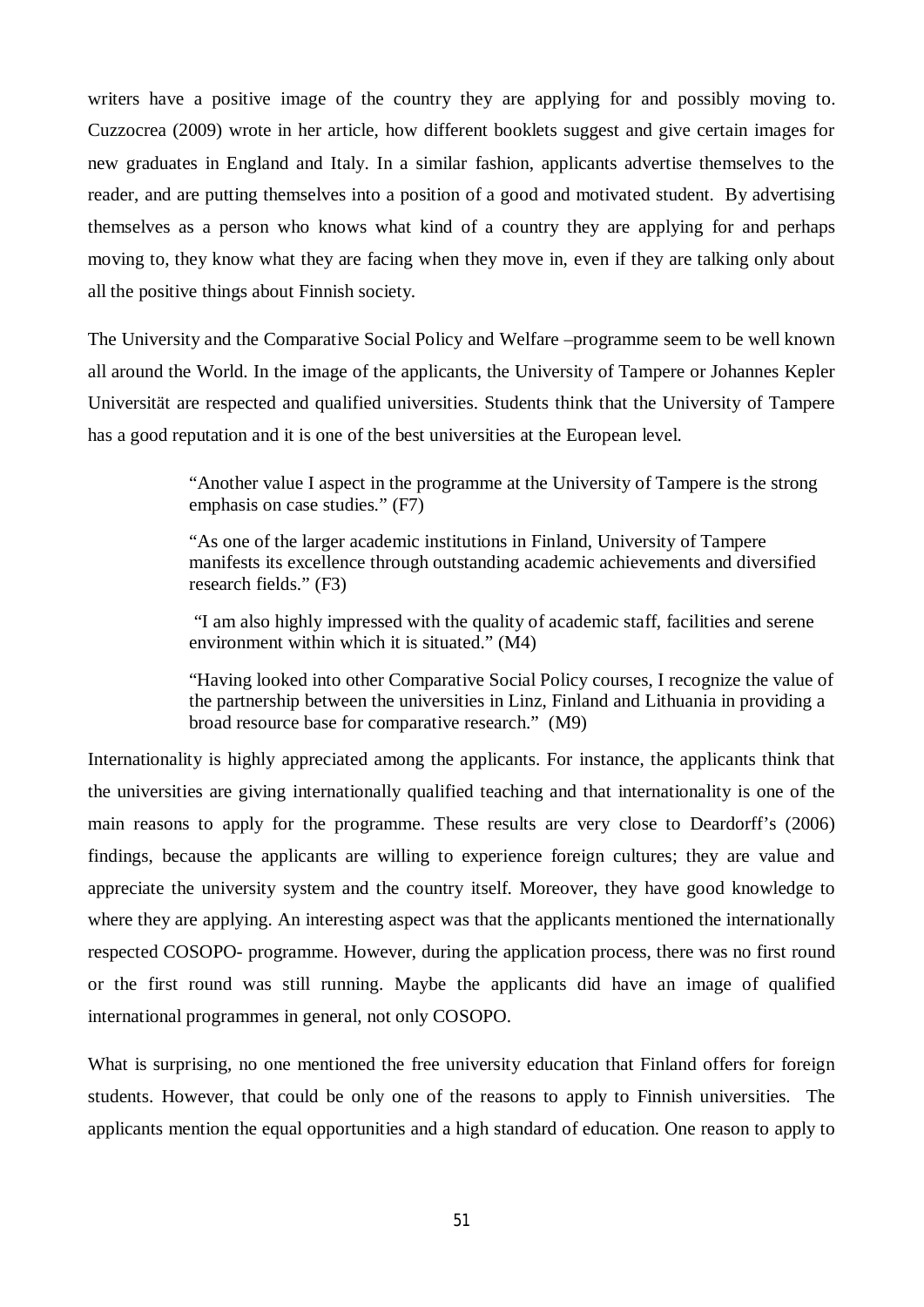writers have a positive image of the country they are applying for and possibly moving to. Cuzzocrea (2009) wrote in her article, how different booklets suggest and give certain images for new graduates in England and Italy. In a similar fashion, applicants advertise themselves to the reader, and are putting themselves into a position of a good and motivated student. By advertising themselves as a person who knows what kind of a country they are applying for and perhaps moving to, they know what they are facing when they move in, even if they are talking only about all the positive things about Finnish society.

The University and the Comparative Social Policy and Welfare –programme seem to be well known all around the World. In the image of the applicants, the University of Tampere or Johannes Kepler Universität are respected and qualified universities. Students think that the University of Tampere has a good reputation and it is one of the best universities at the European level.

> "Another value I aspect in the programme at the University of Tampere is the strong emphasis on case studies." (F7)
>
> "As one of the larger academic institutions in Finland, University of Tampere manifests its excellence through outstanding academic achievements and diversified research fields." (F3)
>
> "I am also highly impressed with the quality of academic staff, facilities and serene environment within which it is situated." (M4)
>
> "Having looked into other Comparative Social Policy courses, I recognize the value of the partnership between the universities in Linz, Finland and Lithuania in providing a broad resource base for comparative research." (M9)

Internationality is highly appreciated among the applicants. For instance, the applicants think that the universities are giving internationally qualified teaching and that internationality is one of the main reasons to apply for the programme. These results are very close to Deardorff's (2006) findings, because the applicants are willing to experience foreign cultures; they are value and appreciate the university system and the country itself. Moreover, they have good knowledge to where they are applying. An interesting aspect was that the applicants mentioned the internationally respected COSOPO- programme. However, during the application process, there was no first round or the first round was still running. Maybe the applicants did have an image of qualified international programmes in general, not only COSOPO.

What is surprising, no one mentioned the free university education that Finland offers for foreign students. However, that could be only one of the reasons to apply to Finnish universities. The applicants mention the equal opportunities and a high standard of education. One reason to apply to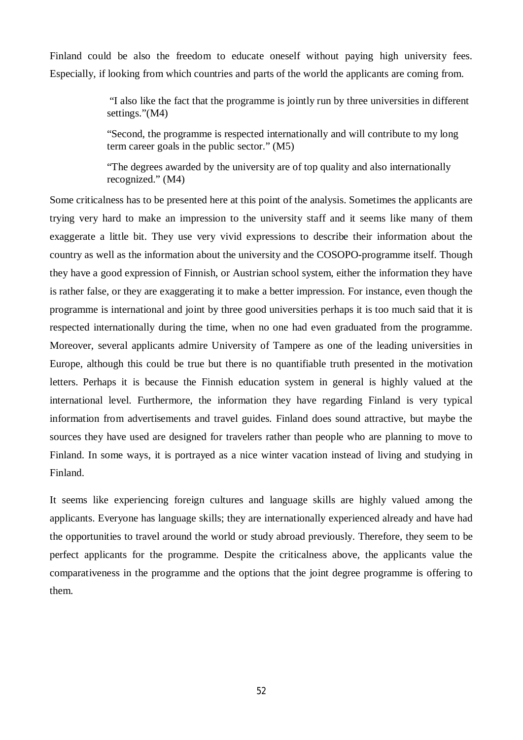Finland could be also the freedom to educate oneself without paying high university fees. Especially, if looking from which countries and parts of the world the applicants are coming from.

> "I also like the fact that the programme is jointly run by three universities in different settings."(M4)
>
> "Second, the programme is respected internationally and will contribute to my long term career goals in the public sector." (M5)
>
> "The degrees awarded by the university are of top quality and also internationally recognized." (M4)

Some criticalness has to be presented here at this point of the analysis. Sometimes the applicants are trying very hard to make an impression to the university staff and it seems like many of them exaggerate a little bit. They use very vivid expressions to describe their information about the country as well as the information about the university and the COSOPO-programme itself. Though they have a good expression of Finnish, or Austrian school system, either the information they have is rather false, or they are exaggerating it to make a better impression. For instance, even though the programme is international and joint by three good universities perhaps it is too much said that it is respected internationally during the time, when no one had even graduated from the programme. Moreover, several applicants admire University of Tampere as one of the leading universities in Europe, although this could be true but there is no quantifiable truth presented in the motivation letters. Perhaps it is because the Finnish education system in general is highly valued at the international level. Furthermore, the information they have regarding Finland is very typical information from advertisements and travel guides. Finland does sound attractive, but maybe the sources they have used are designed for travelers rather than people who are planning to move to Finland. In some ways, it is portrayed as a nice winter vacation instead of living and studying in Finland.

It seems like experiencing foreign cultures and language skills are highly valued among the applicants. Everyone has language skills; they are internationally experienced already and have had the opportunities to travel around the world or study abroad previously. Therefore, they seem to be perfect applicants for the programme. Despite the criticalness above, the applicants value the comparativeness in the programme and the options that the joint degree programme is offering to them.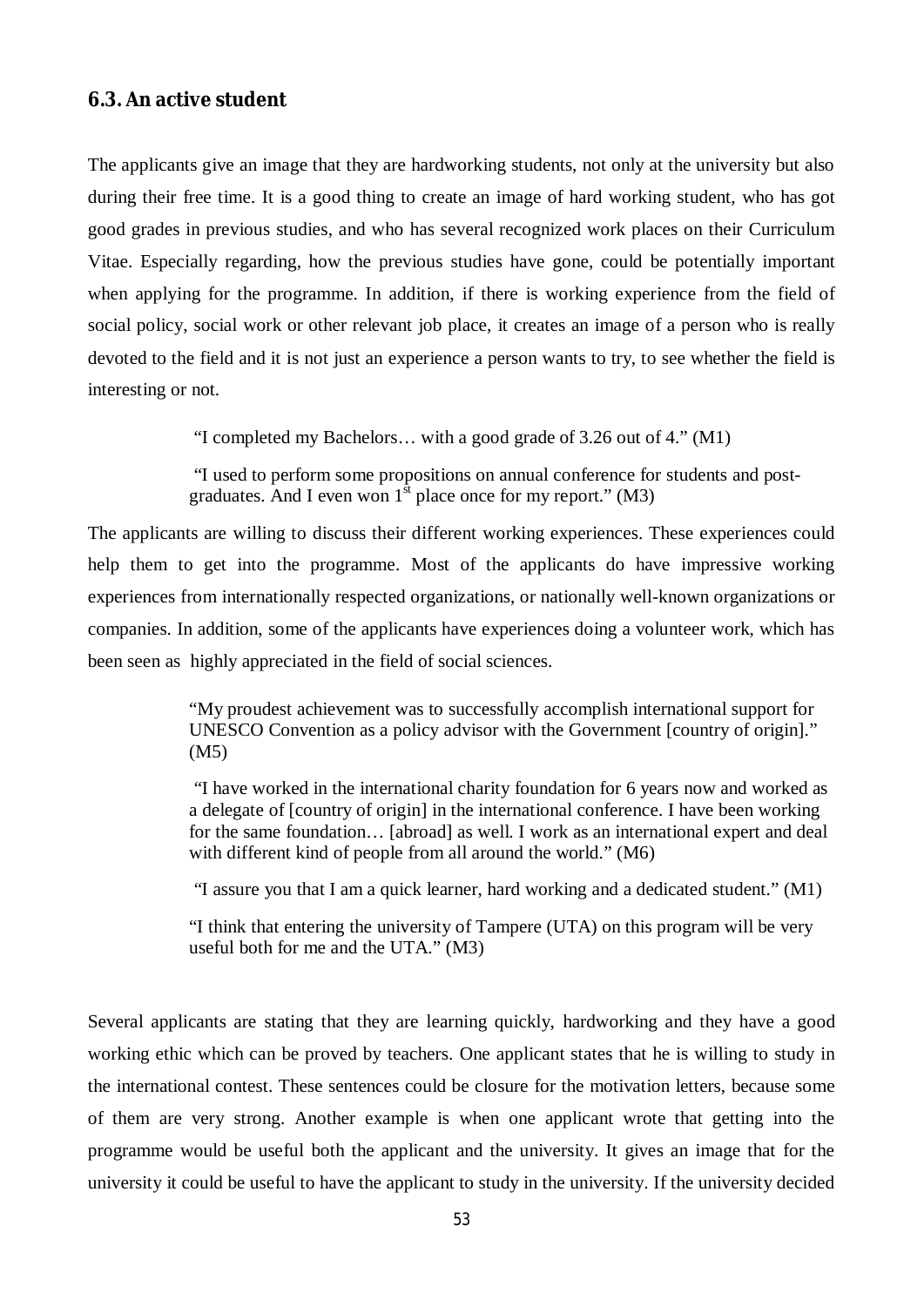### 6.3. An active student

The applicants give an image that they are hardworking students, not only at the university but also during their free time. It is a good thing to create an image of hard working student, who has got good grades in previous studies, and who has several recognized work places on their Curriculum Vitae. Especially regarding, how the previous studies have gone, could be potentially important when applying for the programme. In addition, if there is working experience from the field of social policy, social work or other relevant job place, it creates an image of a person who is really devoted to the field and it is not just an experience a person wants to try, to see whether the field is interesting or not.

> "I completed my Bachelors… with a good grade of 3.26 out of 4." (M1)
>
> "I used to perform some propositions on annual conference for students and post-graduates. And I even won 1st place once for my report." (M3)

The applicants are willing to discuss their different working experiences. These experiences could help them to get into the programme. Most of the applicants do have impressive working experiences from internationally respected organizations, or nationally well-known organizations or companies. In addition, some of the applicants have experiences doing a volunteer work, which has been seen as highly appreciated in the field of social sciences.

> "My proudest achievement was to successfully accomplish international support for UNESCO Convention as a policy advisor with the Government [country of origin]." (M5)
>
> "I have worked in the international charity foundation for 6 years now and worked as a delegate of [country of origin] in the international conference. I have been working for the same foundation… [abroad] as well. I work as an international expert and deal with different kind of people from all around the world." (M6)
>
> "I assure you that I am a quick learner, hard working and a dedicated student." (M1)
>
> "I think that entering the university of Tampere (UTA) on this program will be very useful both for me and the UTA." (M3)

Several applicants are stating that they are learning quickly, hardworking and they have a good working ethic which can be proved by teachers. One applicant states that he is willing to study in the international contest. These sentences could be closure for the motivation letters, because some of them are very strong. Another example is when one applicant wrote that getting into the programme would be useful both the applicant and the university. It gives an image that for the university it could be useful to have the applicant to study in the university. If the university decided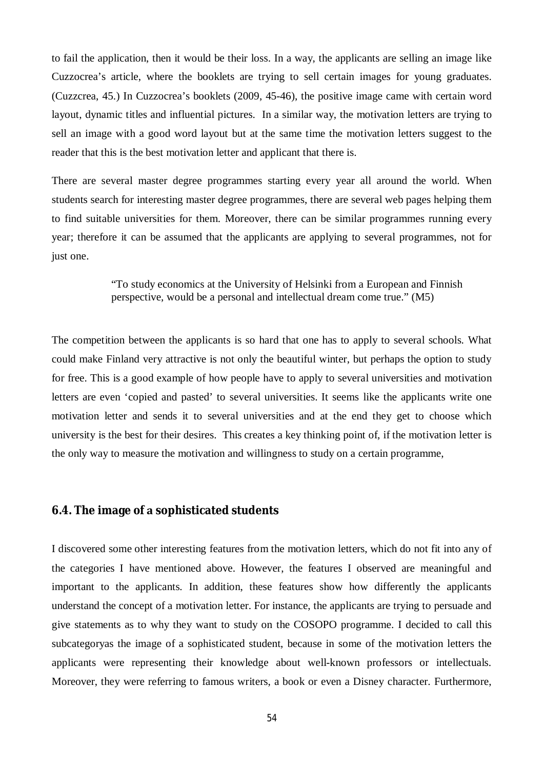to fail the application, then it would be their loss. In a way, the applicants are selling an image like Cuzzocrea's article, where the booklets are trying to sell certain images for young graduates. (Cuzzcrea, 45.) In Cuzzocrea's booklets (2009, 45-46), the positive image came with certain word layout, dynamic titles and influential pictures. In a similar way, the motivation letters are trying to sell an image with a good word layout but at the same time the motivation letters suggest to the reader that this is the best motivation letter and applicant that there is.

There are several master degree programmes starting every year all around the world. When students search for interesting master degree programmes, there are several web pages helping them to find suitable universities for them. Moreover, there can be similar programmes running every year; therefore it can be assumed that the applicants are applying to several programmes, not for just one.

> "To study economics at the University of Helsinki from a European and Finnish perspective, would be a personal and intellectual dream come true." (M5)

The competition between the applicants is so hard that one has to apply to several schools. What could make Finland very attractive is not only the beautiful winter, but perhaps the option to study for free. This is a good example of how people have to apply to several universities and motivation letters are even 'copied and pasted' to several universities. It seems like the applicants write one motivation letter and sends it to several universities and at the end they get to choose which university is the best for their desires. This creates a key thinking point of, if the motivation letter is the only way to measure the motivation and willingness to study on a certain programme,

### 6.4. The image of a sophisticated students

I discovered some other interesting features from the motivation letters, which do not fit into any of the categories I have mentioned above. However, the features I observed are meaningful and important to the applicants. In addition, these features show how differently the applicants understand the concept of a motivation letter. For instance, the applicants are trying to persuade and give statements as to why they want to study on the COSOPO programme. I decided to call this subcategoryas the image of a sophisticated student, because in some of the motivation letters the applicants were representing their knowledge about well-known professors or intellectuals. Moreover, they were referring to famous writers, a book or even a Disney character. Furthermore,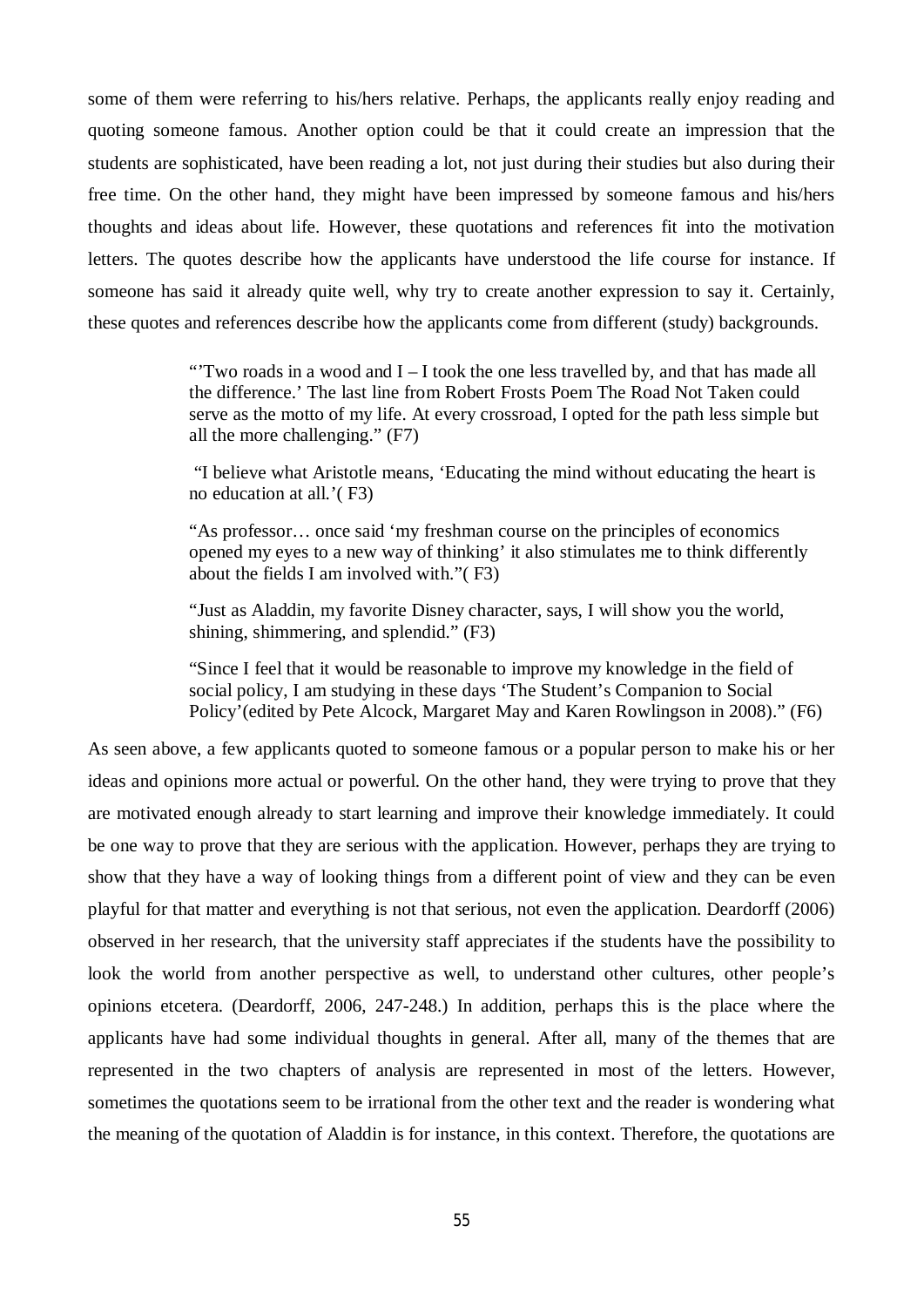some of them were referring to his/hers relative. Perhaps, the applicants really enjoy reading and quoting someone famous. Another option could be that it could create an impression that the students are sophisticated, have been reading a lot, not just during their studies but also during their free time. On the other hand, they might have been impressed by someone famous and his/hers thoughts and ideas about life. However, these quotations and references fit into the motivation letters. The quotes describe how the applicants have understood the life course for instance. If someone has said it already quite well, why try to create another expression to say it. Certainly, these quotes and references describe how the applicants come from different (study) backgrounds.

> "'Two roads in a wood and I – I took the one less travelled by, and that has made all the difference.' The last line from Robert Frosts Poem The Road Not Taken could serve as the motto of my life. At every crossroad, I opted for the path less simple but all the more challenging." (F7)
>
> "I believe what Aristotle means, 'Educating the mind without educating the heart is no education at all.'( F3)
>
> "As professor… once said 'my freshman course on the principles of economics opened my eyes to a new way of thinking' it also stimulates me to think differently about the fields I am involved with."( F3)
>
> "Just as Aladdin, my favorite Disney character, says, I will show you the world, shining, shimmering, and splendid." (F3)
>
> "Since I feel that it would be reasonable to improve my knowledge in the field of social policy, I am studying in these days 'The Student's Companion to Social Policy'(edited by Pete Alcock, Margaret May and Karen Rowlingson in 2008)." (F6)

As seen above, a few applicants quoted to someone famous or a popular person to make his or her ideas and opinions more actual or powerful. On the other hand, they were trying to prove that they are motivated enough already to start learning and improve their knowledge immediately. It could be one way to prove that they are serious with the application. However, perhaps they are trying to show that they have a way of looking things from a different point of view and they can be even playful for that matter and everything is not that serious, not even the application. Deardorff (2006) observed in her research, that the university staff appreciates if the students have the possibility to look the world from another perspective as well, to understand other cultures, other people's opinions etcetera. (Deardorff, 2006, 247-248.) In addition, perhaps this is the place where the applicants have had some individual thoughts in general. After all, many of the themes that are represented in the two chapters of analysis are represented in most of the letters. However, sometimes the quotations seem to be irrational from the other text and the reader is wondering what the meaning of the quotation of Aladdin is for instance, in this context. Therefore, the quotations are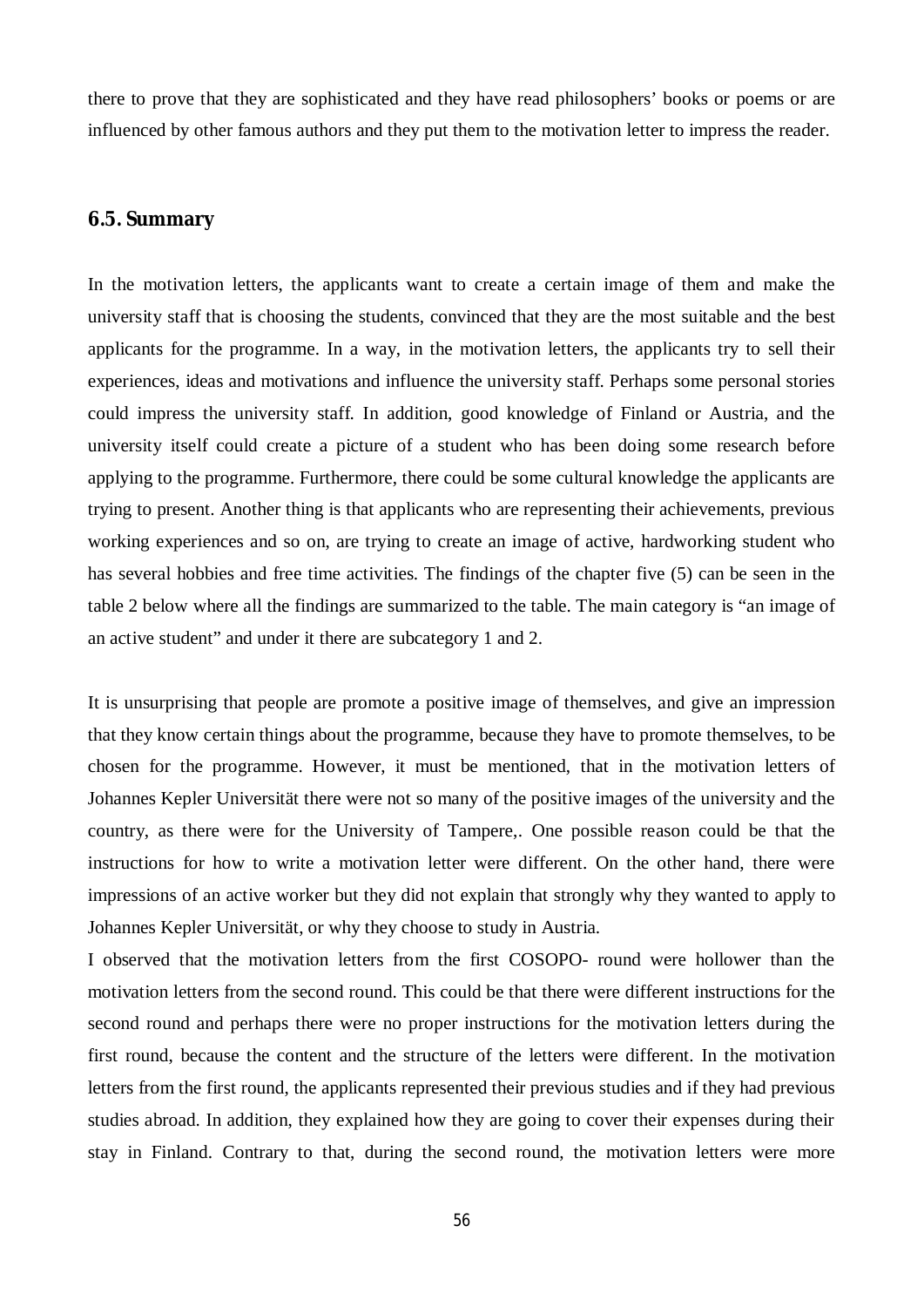there to prove that they are sophisticated and they have read philosophers' books or poems or are influenced by other famous authors and they put them to the motivation letter to impress the reader.

## 6.5. Summary

In the motivation letters, the applicants want to create a certain image of them and make the university staff that is choosing the students, convinced that they are the most suitable and the best applicants for the programme. In a way, in the motivation letters, the applicants try to sell their experiences, ideas and motivations and influence the university staff. Perhaps some personal stories could impress the university staff. In addition, good knowledge of Finland or Austria, and the university itself could create a picture of a student who has been doing some research before applying to the programme. Furthermore, there could be some cultural knowledge the applicants are trying to present. Another thing is that applicants who are representing their achievements, previous working experiences and so on, are trying to create an image of active, hardworking student who has several hobbies and free time activities. The findings of the chapter five (5) can be seen in the table 2 below where all the findings are summarized to the table. The main category is "an image of an active student" and under it there are subcategory 1 and 2.

It is unsurprising that people are promote a positive image of themselves, and give an impression that they know certain things about the programme, because they have to promote themselves, to be chosen for the programme. However, it must be mentioned, that in the motivation letters of Johannes Kepler Universität there were not so many of the positive images of the university and the country, as there were for the University of Tampere,. One possible reason could be that the instructions for how to write a motivation letter were different. On the other hand, there were impressions of an active worker but they did not explain that strongly why they wanted to apply to Johannes Kepler Universität, or why they choose to study in Austria.
I observed that the motivation letters from the first COSOPO- round were hollower than the motivation letters from the second round. This could be that there were different instructions for the second round and perhaps there were no proper instructions for the motivation letters during the first round, because the content and the structure of the letters were different. In the motivation letters from the first round, the applicants represented their previous studies and if they had previous studies abroad. In addition, they explained how they are going to cover their expenses during their stay in Finland. Contrary to that, during the second round, the motivation letters were more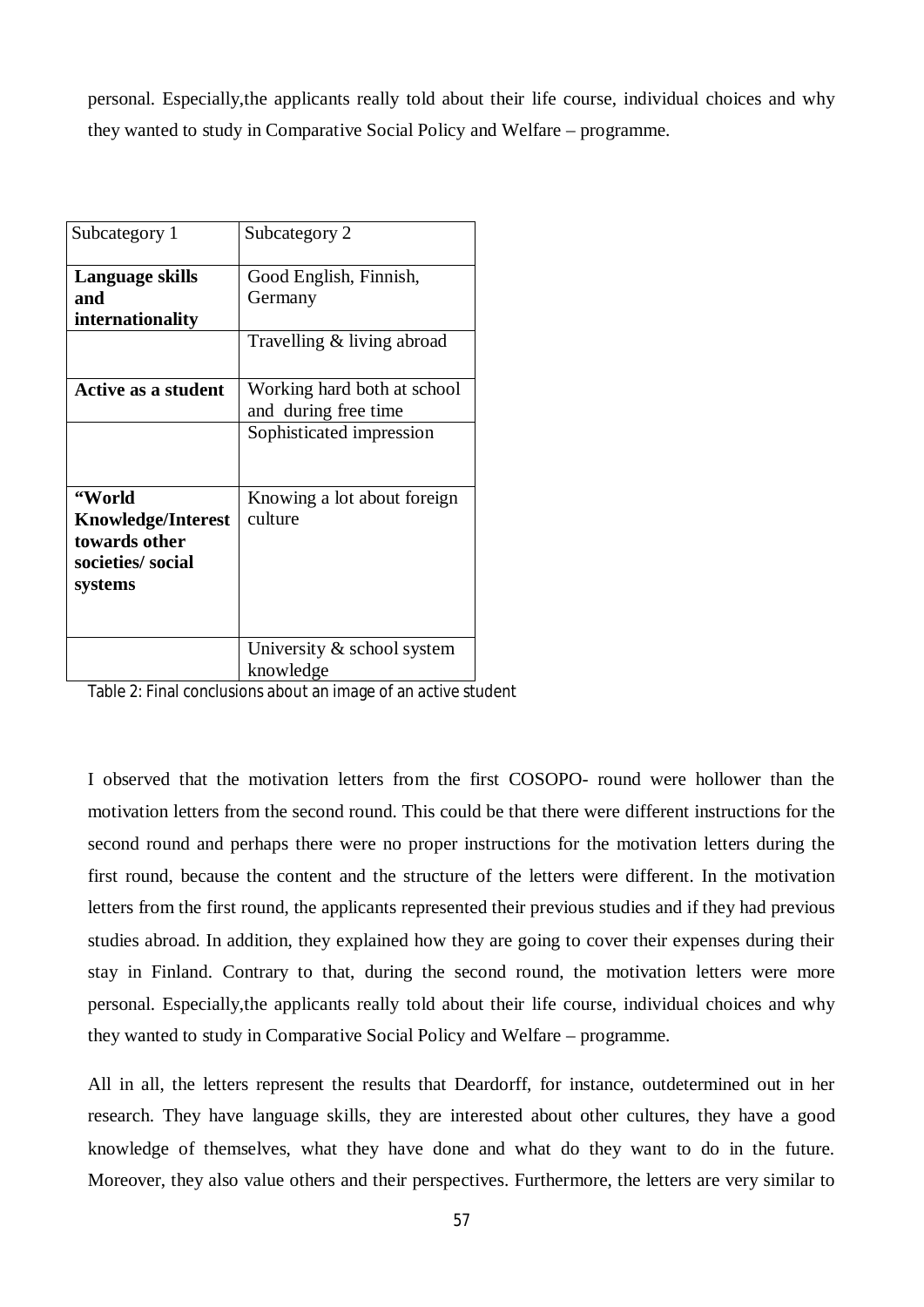personal. Especially,the applicants really told about their life course, individual choices and why they wanted to study in Comparative Social Policy and Welfare – programme.

| Subcategory 1 | Subcategory 2 |
|---|---|
| **Language skills and internationality** | Good English, Finnish, Germany |
| | Travelling & living abroad |
| **Active as a student** | Working hard both at school and during free time |
| | Sophisticated impression |
| **"World Knowledge/Interest towards other societies/ social systems** | Knowing a lot about foreign culture |
| | University & school system knowledge |

Table 2: Final conclusions about an image of an active student

I observed that the motivation letters from the first COSOPO- round were hollower than the motivation letters from the second round. This could be that there were different instructions for the second round and perhaps there were no proper instructions for the motivation letters during the first round, because the content and the structure of the letters were different. In the motivation letters from the first round, the applicants represented their previous studies and if they had previous studies abroad. In addition, they explained how they are going to cover their expenses during their stay in Finland. Contrary to that, during the second round, the motivation letters were more personal. Especially,the applicants really told about their life course, individual choices and why they wanted to study in Comparative Social Policy and Welfare – programme.

All in all, the letters represent the results that Deardorff, for instance, outdetermined out in her research. They have language skills, they are interested about other cultures, they have a good knowledge of themselves, what they have done and what do they want to do in the future. Moreover, they also value others and their perspectives. Furthermore, the letters are very similar to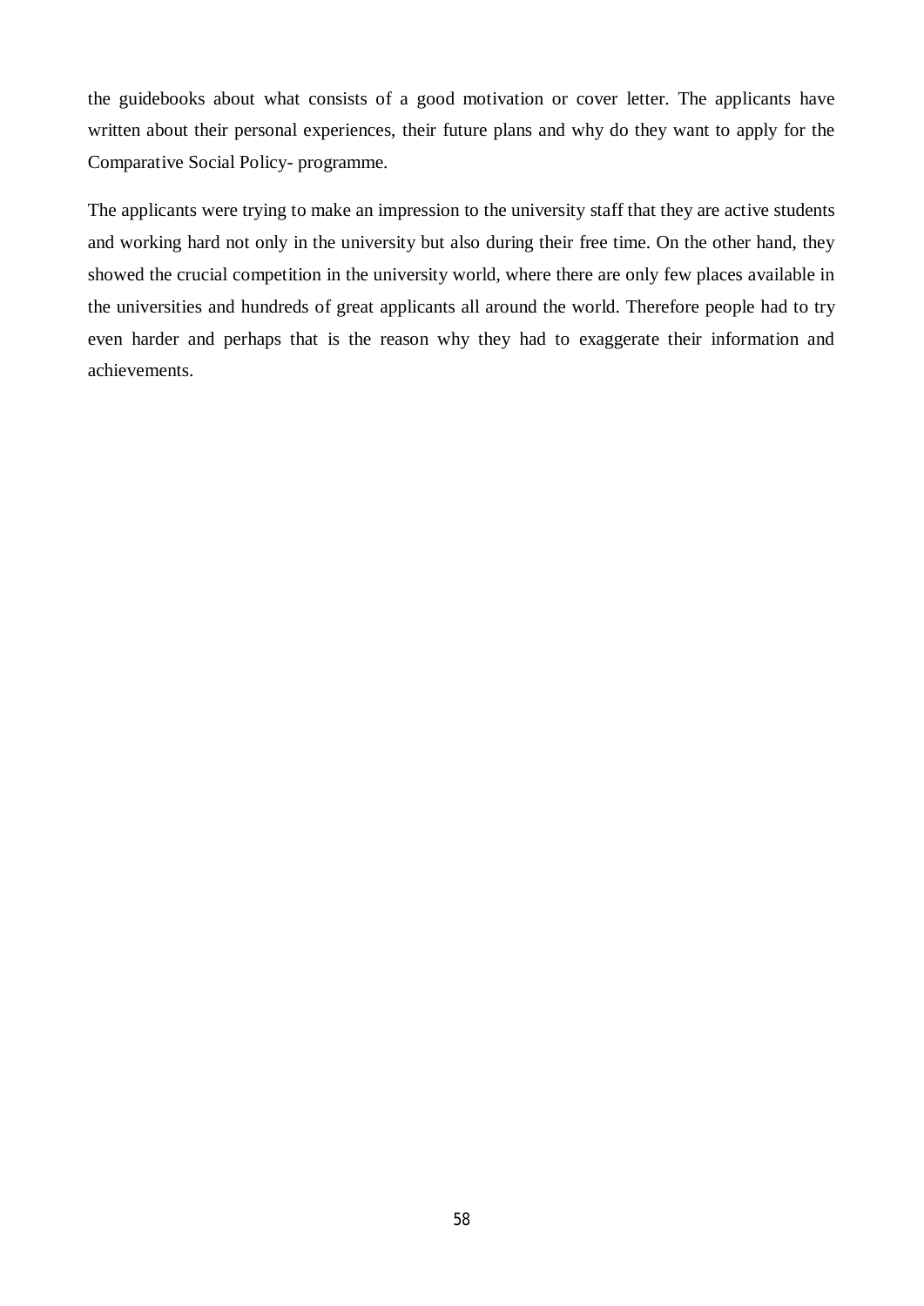the guidebooks about what consists of a good motivation or cover letter. The applicants have written about their personal experiences, their future plans and why do they want to apply for the Comparative Social Policy- programme.

The applicants were trying to make an impression to the university staff that they are active students and working hard not only in the university but also during their free time. On the other hand, they showed the crucial competition in the university world, where there are only few places available in the universities and hundreds of great applicants all around the world. Therefore people had to try even harder and perhaps that is the reason why they had to exaggerate their information and achievements.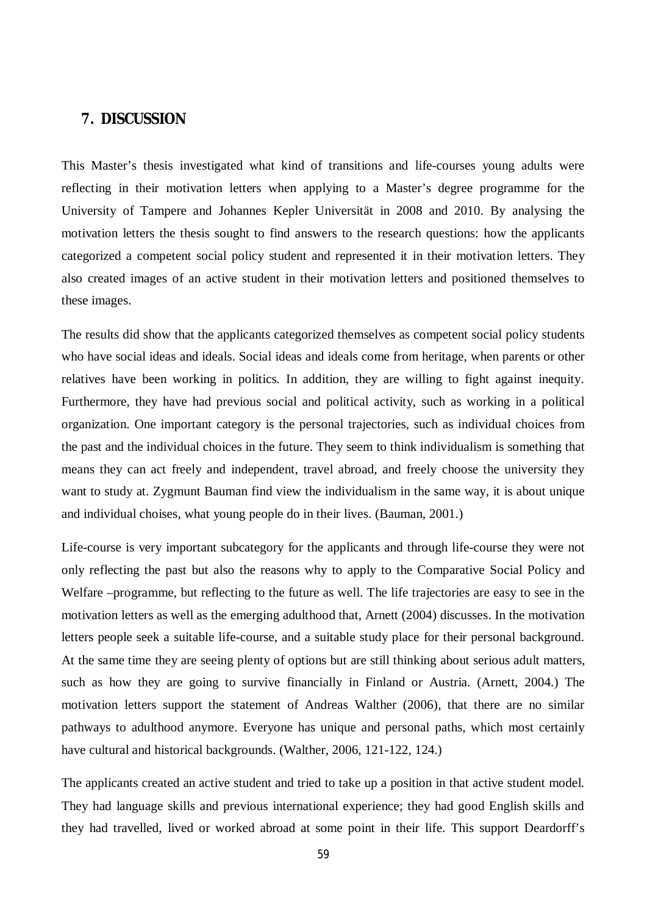## 7. DISCUSSION

This Master's thesis investigated what kind of transitions and life-courses young adults were reflecting in their motivation letters when applying to a Master's degree programme for the University of Tampere and Johannes Kepler Universität in 2008 and 2010. By analysing the motivation letters the thesis sought to find answers to the research questions: how the applicants categorized a competent social policy student and represented it in their motivation letters. They also created images of an active student in their motivation letters and positioned themselves to these images.

The results did show that the applicants categorized themselves as competent social policy students who have social ideas and ideals. Social ideas and ideals come from heritage, when parents or other relatives have been working in politics. In addition, they are willing to fight against inequity. Furthermore, they have had previous social and political activity, such as working in a political organization. One important category is the personal trajectories, such as individual choices from the past and the individual choices in the future. They seem to think individualism is something that means they can act freely and independent, travel abroad, and freely choose the university they want to study at. Zygmunt Bauman find view the individualism in the same way, it is about unique and individual choises, what young people do in their lives. (Bauman, 2001.)

Life-course is very important subcategory for the applicants and through life-course they were not only reflecting the past but also the reasons why to apply to the Comparative Social Policy and Welfare –programme, but reflecting to the future as well. The life trajectories are easy to see in the motivation letters as well as the emerging adulthood that, Arnett (2004) discusses. In the motivation letters people seek a suitable life-course, and a suitable study place for their personal background. At the same time they are seeing plenty of options but are still thinking about serious adult matters, such as how they are going to survive financially in Finland or Austria. (Arnett, 2004.) The motivation letters support the statement of Andreas Walther (2006), that there are no similar pathways to adulthood anymore. Everyone has unique and personal paths, which most certainly have cultural and historical backgrounds. (Walther, 2006, 121-122, 124.)

The applicants created an active student and tried to take up a position in that active student model. They had language skills and previous international experience; they had good English skills and they had travelled, lived or worked abroad at some point in their life. This support Deardorff's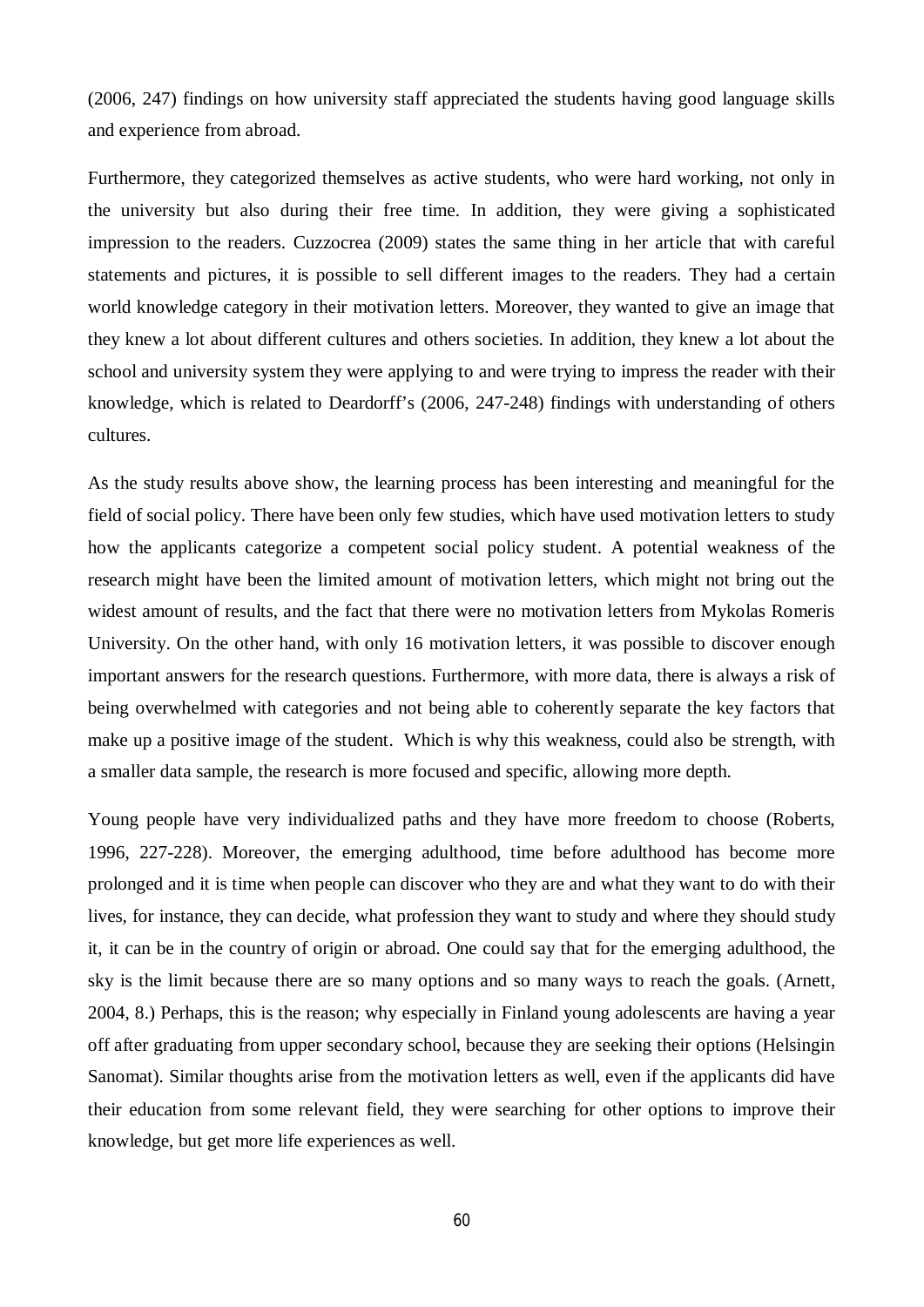(2006, 247) findings on how university staff appreciated the students having good language skills and experience from abroad.

Furthermore, they categorized themselves as active students, who were hard working, not only in the university but also during their free time. In addition, they were giving a sophisticated impression to the readers. Cuzzocrea (2009) states the same thing in her article that with careful statements and pictures, it is possible to sell different images to the readers. They had a certain world knowledge category in their motivation letters. Moreover, they wanted to give an image that they knew a lot about different cultures and others societies. In addition, they knew a lot about the school and university system they were applying to and were trying to impress the reader with their knowledge, which is related to Deardorff's (2006, 247-248) findings with understanding of others cultures.

As the study results above show, the learning process has been interesting and meaningful for the field of social policy. There have been only few studies, which have used motivation letters to study how the applicants categorize a competent social policy student. A potential weakness of the research might have been the limited amount of motivation letters, which might not bring out the widest amount of results, and the fact that there were no motivation letters from Mykolas Romeris University. On the other hand, with only 16 motivation letters, it was possible to discover enough important answers for the research questions. Furthermore, with more data, there is always a risk of being overwhelmed with categories and not being able to coherently separate the key factors that make up a positive image of the student. Which is why this weakness, could also be strength, with a smaller data sample, the research is more focused and specific, allowing more depth.

Young people have very individualized paths and they have more freedom to choose (Roberts, 1996, 227-228). Moreover, the emerging adulthood, time before adulthood has become more prolonged and it is time when people can discover who they are and what they want to do with their lives, for instance, they can decide, what profession they want to study and where they should study it, it can be in the country of origin or abroad. One could say that for the emerging adulthood, the sky is the limit because there are so many options and so many ways to reach the goals. (Arnett, 2004, 8.) Perhaps, this is the reason; why especially in Finland young adolescents are having a year off after graduating from upper secondary school, because they are seeking their options (Helsingin Sanomat). Similar thoughts arise from the motivation letters as well, even if the applicants did have their education from some relevant field, they were searching for other options to improve their knowledge, but get more life experiences as well.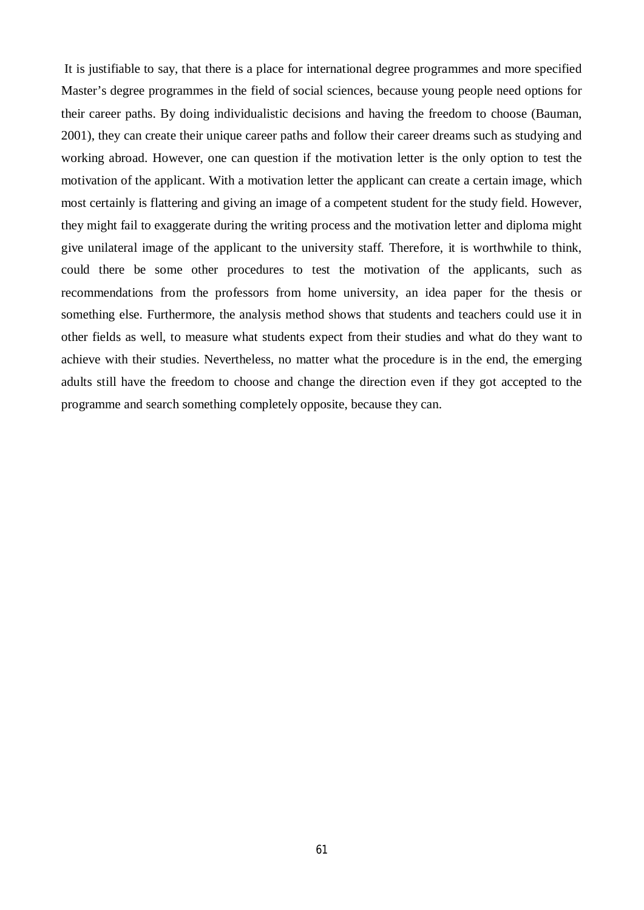It is justifiable to say, that there is a place for international degree programmes and more specified Master's degree programmes in the field of social sciences, because young people need options for their career paths. By doing individualistic decisions and having the freedom to choose (Bauman, 2001), they can create their unique career paths and follow their career dreams such as studying and working abroad. However, one can question if the motivation letter is the only option to test the motivation of the applicant. With a motivation letter the applicant can create a certain image, which most certainly is flattering and giving an image of a competent student for the study field. However, they might fail to exaggerate during the writing process and the motivation letter and diploma might give unilateral image of the applicant to the university staff. Therefore, it is worthwhile to think, could there be some other procedures to test the motivation of the applicants, such as recommendations from the professors from home university, an idea paper for the thesis or something else. Furthermore, the analysis method shows that students and teachers could use it in other fields as well, to measure what students expect from their studies and what do they want to achieve with their studies. Nevertheless, no matter what the procedure is in the end, the emerging adults still have the freedom to choose and change the direction even if they got accepted to the programme and search something completely opposite, because they can.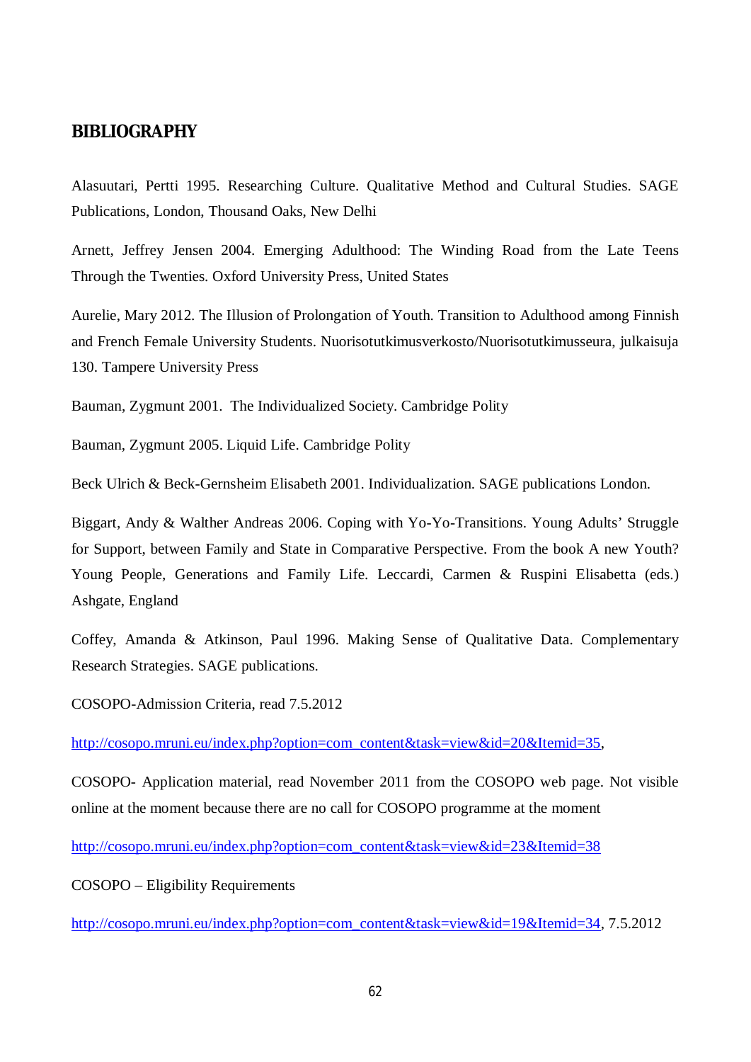## BIBLIOGRAPHY

Alasuutari, Pertti 1995. Researching Culture. Qualitative Method and Cultural Studies. SAGE Publications, London, Thousand Oaks, New Delhi

Arnett, Jeffrey Jensen 2004. Emerging Adulthood: The Winding Road from the Late Teens Through the Twenties. Oxford University Press, United States

Aurelie, Mary 2012. The Illusion of Prolongation of Youth. Transition to Adulthood among Finnish and French Female University Students. Nuorisotutkimusverkosto/Nuorisotutkimusseura, julkaisuja 130. Tampere University Press

Bauman, Zygmunt 2001. The Individualized Society. Cambridge Polity

Bauman, Zygmunt 2005. Liquid Life. Cambridge Polity

Beck Ulrich & Beck-Gernsheim Elisabeth 2001. Individualization. SAGE publications London.

Biggart, Andy & Walther Andreas 2006. Coping with Yo-Yo-Transitions. Young Adults' Struggle for Support, between Family and State in Comparative Perspective. From the book A new Youth? Young People, Generations and Family Life. Leccardi, Carmen & Ruspini Elisabetta (eds.) Ashgate, England

Coffey, Amanda & Atkinson, Paul 1996. Making Sense of Qualitative Data. Complementary Research Strategies. SAGE publications.

COSOPO-Admission Criteria, read 7.5.2012

http://cosopo.mruni.eu/index.php?option=com_content&task=view&id=20&Itemid=35,

COSOPO- Application material, read November 2011 from the COSOPO web page. Not visible online at the moment because there are no call for COSOPO programme at the moment

http://cosopo.mruni.eu/index.php?option=com_content&task=view&id=23&Itemid=38

COSOPO – Eligibility Requirements

http://cosopo.mruni.eu/index.php?option=com_content&task=view&id=19&Itemid=34, 7.5.2012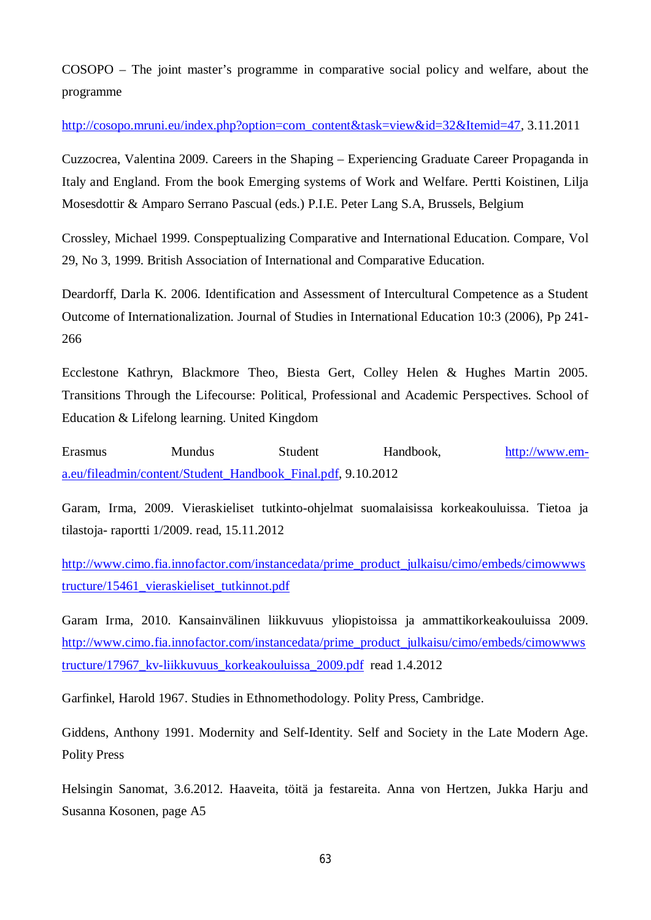COSOPO – The joint master's programme in comparative social policy and welfare, about the programme

http://cosopo.mruni.eu/index.php?option=com_content&task=view&id=32&Itemid=47, 3.11.2011

Cuzzocrea, Valentina 2009. Careers in the Shaping – Experiencing Graduate Career Propaganda in Italy and England. From the book Emerging systems of Work and Welfare. Pertti Koistinen, Lilja Mosesdottir & Amparo Serrano Pascual (eds.) P.I.E. Peter Lang S.A, Brussels, Belgium

Crossley, Michael 1999. Conspeptualizing Comparative and International Education. Compare, Vol 29, No 3, 1999. British Association of International and Comparative Education.

Deardorff, Darla K. 2006. Identification and Assessment of Intercultural Competence as a Student Outcome of Internationalization. Journal of Studies in International Education 10:3 (2006), Pp 241-266

Ecclestone Kathryn, Blackmore Theo, Biesta Gert, Colley Helen & Hughes Martin 2005. Transitions Through the Lifecourse: Political, Professional and Academic Perspectives. School of Education & Lifelong learning. United Kingdom

Erasmus Mundus Student Handbook, http://www.em-a.eu/fileadmin/content/Student_Handbook_Final.pdf, 9.10.2012

Garam, Irma, 2009. Vieraskieliset tutkinto-ohjelmat suomalaisissa korkeakouluissa. Tietoa ja tilastoja- raportti 1/2009. read, 15.11.2012

http://www.cimo.fia.innofactor.com/instancedata/prime_product_julkaisu/cimo/embeds/cimowwwstructure/15461_vieraskieliset_tutkinnot.pdf

Garam Irma, 2010. Kansainvälinen liikkuvuus yliopistoissa ja ammattikorkeakouluissa 2009. http://www.cimo.fia.innofactor.com/instancedata/prime_product_julkaisu/cimo/embeds/cimowwwstructure/17967_kv-liikkuvuus_korkeakouluissa_2009.pdf read 1.4.2012

Garfinkel, Harold 1967. Studies in Ethnomethodology. Polity Press, Cambridge.

Giddens, Anthony 1991. Modernity and Self-Identity. Self and Society in the Late Modern Age. Polity Press

Helsingin Sanomat, 3.6.2012. Haaveita, töitä ja festareita. Anna von Hertzen, Jukka Harju and Susanna Kosonen, page A5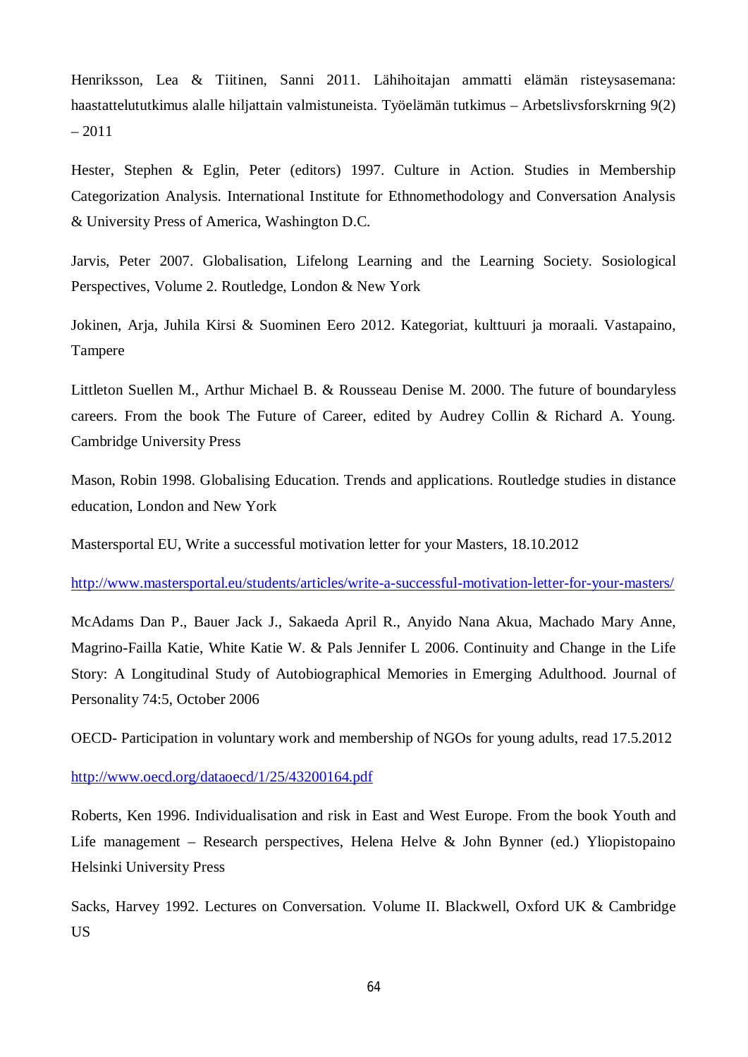Henriksson, Lea & Tiitinen, Sanni 2011. Lähihoitajan ammatti elämän risteysasemana: haastattelututkimus alalle hiljattain valmistuneista. Työelämän tutkimus – Arbetslivsforskrning 9(2) – 2011

Hester, Stephen & Eglin, Peter (editors) 1997. Culture in Action. Studies in Membership Categorization Analysis. International Institute for Ethnomethodology and Conversation Analysis & University Press of America, Washington D.C.

Jarvis, Peter 2007. Globalisation, Lifelong Learning and the Learning Society. Sosiological Perspectives, Volume 2. Routledge, London & New York

Jokinen, Arja, Juhila Kirsi & Suominen Eero 2012. Kategoriat, kulttuuri ja moraali. Vastapaino, Tampere

Littleton Suellen M., Arthur Michael B. & Rousseau Denise M. 2000. The future of boundaryless careers. From the book The Future of Career, edited by Audrey Collin & Richard A. Young. Cambridge University Press

Mason, Robin 1998. Globalising Education. Trends and applications. Routledge studies in distance education, London and New York

Mastersportal EU, Write a successful motivation letter for your Masters, 18.10.2012

http://www.mastersportal.eu/students/articles/write-a-successful-motivation-letter-for-your-masters/

McAdams Dan P., Bauer Jack J., Sakaeda April R., Anyido Nana Akua, Machado Mary Anne, Magrino-Failla Katie, White Katie W. & Pals Jennifer L 2006. Continuity and Change in the Life Story: A Longitudinal Study of Autobiographical Memories in Emerging Adulthood. Journal of Personality 74:5, October 2006

OECD- Participation in voluntary work and membership of NGOs for young adults, read 17.5.2012

http://www.oecd.org/dataoecd/1/25/43200164.pdf

Roberts, Ken 1996. Individualisation and risk in East and West Europe. From the book Youth and Life management – Research perspectives, Helena Helve & John Bynner (ed.) Yliopistopaino Helsinki University Press

Sacks, Harvey 1992. Lectures on Conversation. Volume II. Blackwell, Oxford UK & Cambridge US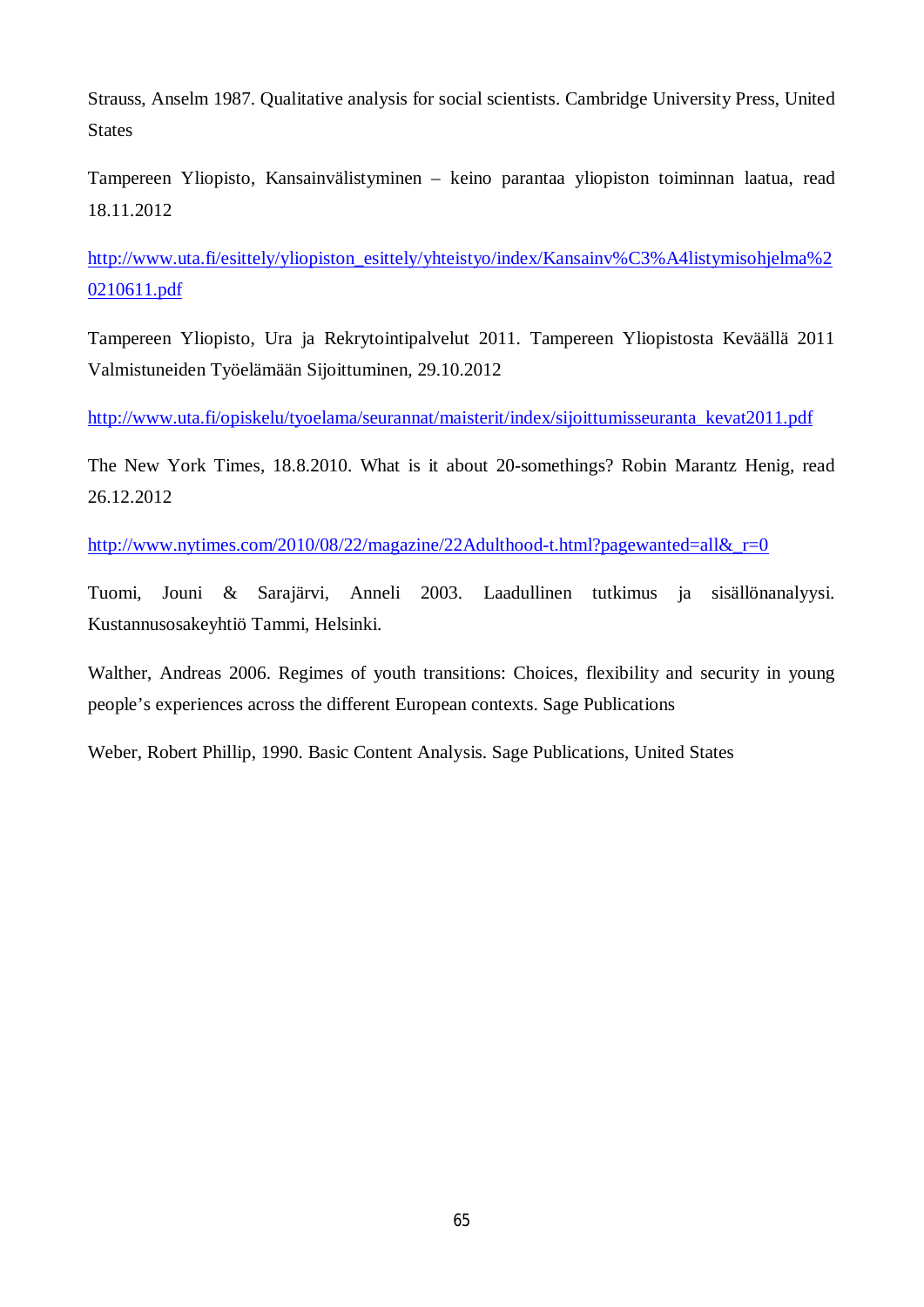Strauss, Anselm 1987. Qualitative analysis for social scientists. Cambridge University Press, United States

Tampereen Yliopisto, Kansainvälistyminen – keino parantaa yliopiston toiminnan laatua, read 18.11.2012

http://www.uta.fi/esittely/yliopiston_esittely/yhteistyo/index/Kansainv%C3%A4listymisohjelma%20210611.pdf

Tampereen Yliopisto, Ura ja Rekrytointipalvelut 2011. Tampereen Yliopistosta Keväällä 2011 Valmistuneiden Työelämään Sijoittuminen, 29.10.2012

http://www.uta.fi/opiskelu/tyoelama/seurannat/maisterit/index/sijoittumisseuranta_kevat2011.pdf

The New York Times, 18.8.2010. What is it about 20-somethings? Robin Marantz Henig, read 26.12.2012

http://www.nytimes.com/2010/08/22/magazine/22Adulthood-t.html?pagewanted=all&_r=0

Tuomi, Jouni & Sarajärvi, Anneli 2003. Laadullinen tutkimus ja sisällönanalyysi. Kustannusosakeyhtiö Tammi, Helsinki.

Walther, Andreas 2006. Regimes of youth transitions: Choices, flexibility and security in young people's experiences across the different European contexts. Sage Publications

Weber, Robert Phillip, 1990. Basic Content Analysis. Sage Publications, United States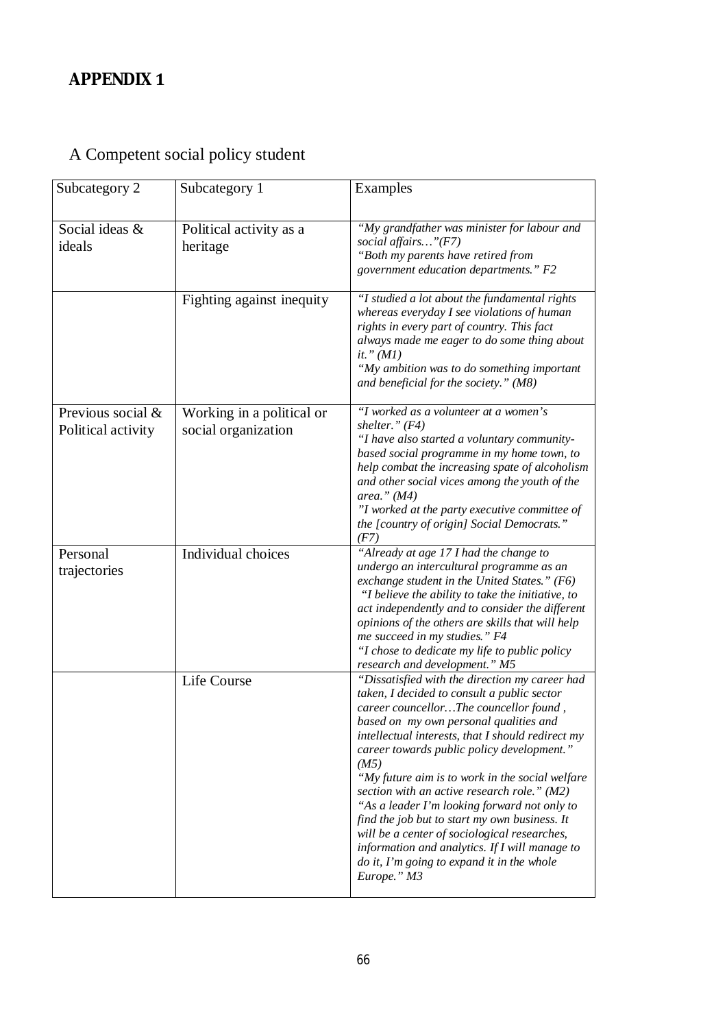# APPENDIX 1

A Competent social policy student

| Subcategory 2 | Subcategory 1 | Examples |
|---|---|---|
| Social ideas & ideals | Political activity as a heritage | *"My grandfather was minister for labour and social affairs…"(F7)*<br>*"Both my parents have retired from government education departments." F2* |
| | Fighting against inequity | *"I studied a lot about the fundamental rights whereas everyday I see violations of human rights in every part of country. This fact always made me eager to do some thing about it." (M1)*<br>*"My ambition was to do something important and beneficial for the society." (M8)* |
| Previous social & Political activity | Working in a political or social organization | *"I worked as a volunteer at a women's shelter." (F4)*<br>*"I have also started a voluntary community-based social programme in my home town, to help combat the increasing spate of alcoholism and other social vices among the youth of the area." (M4)*<br>*"I worked at the party executive committee of the [country of origin] Social Democrats." (F7)* |
| Personal trajectories | Individual choices | *"Already at age 17 I had the change to undergo an intercultural programme as an exchange student in the United States." (F6)*<br>*"I believe the ability to take the initiative, to act independently and to consider the different opinions of the others are skills that will help me succeed in my studies." F4*<br>*"I chose to dedicate my life to public policy research and development." M5* |
| | Life Course | *"Dissatisfied with the direction my career had taken, I decided to consult a public sector career councellor…The councellor found , based on my own personal qualities and intellectual interests, that I should redirect my career towards public policy development." (M5)*<br>*"My future aim is to work in the social welfare section with an active research role." (M2)*<br>*"As a leader I'm looking forward not only to find the job but to start my own business. It will be a center of sociological researches, information and analytics. If I will manage to do it, I'm going to expand it in the whole Europe." M3* |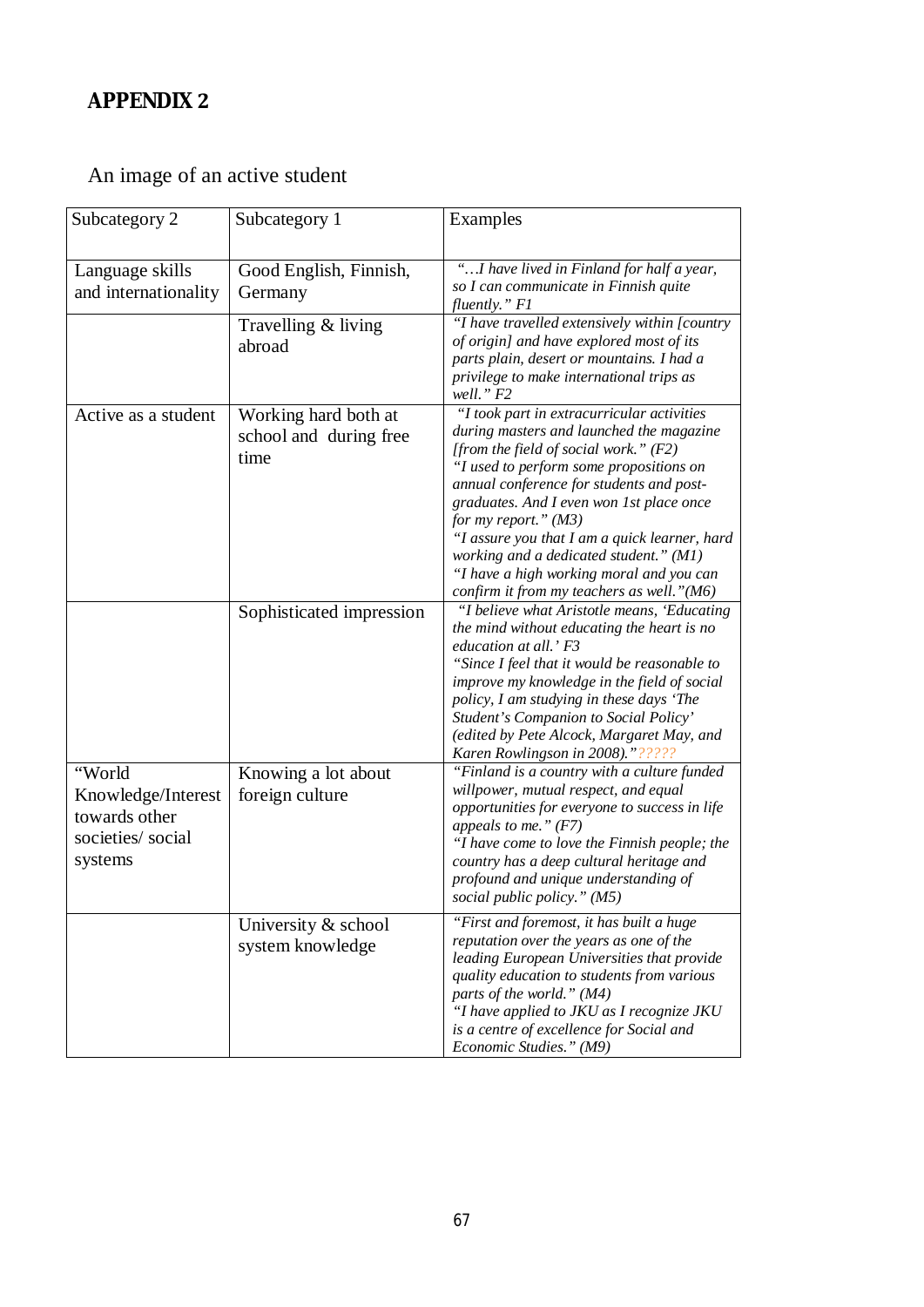# APPENDIX 2

An image of an active student

| Subcategory 2 | Subcategory 1 | Examples |
|---|---|---|
| Language skills and internationality | Good English, Finnish, Germany | *"…I have lived in Finland for half a year, so I can communicate in Finnish quite fluently." F1* |
| | Travelling & living abroad | *"I have travelled extensively within [country of origin] and have explored most of its parts plain, desert or mountains. I had a privilege to make international trips as well." F2* |
| Active as a student | Working hard both at school and during free time | *"I took part in extracurricular activities during masters and launched the magazine [from the field of social work." (F2)* <br> *"I used to perform some propositions on annual conference for students and post-graduates. And I even won 1st place once for my report." (M3)* <br> *"I assure you that I am a quick learner, hard working and a dedicated student." (M1)* <br> *"I have a high working moral and you can confirm it from my teachers as well."(M6)* |
| | Sophisticated impression | *"I believe what Aristotle means, 'Educating the mind without educating the heart is no education at all.' F3* <br> *"Since I feel that it would be reasonable to improve my knowledge in the field of social policy, I am studying in these days 'The Student's Companion to Social Policy' (edited by Pete Alcock, Margaret May, and Karen Rowlingson in 2008)."?????* |
| "World Knowledge/Interest towards other societies/ social systems | Knowing a lot about foreign culture | *"Finland is a country with a culture funded willpower, mutual respect, and equal opportunities for everyone to success in life appeals to me." (F7)* <br> *"I have come to love the Finnish people; the country has a deep cultural heritage and profound and unique understanding of social public policy." (M5)* |
| | University & school system knowledge | *"First and foremost, it has built a huge reputation over the years as one of the leading European Universities that provide quality education to students from various parts of the world." (M4)* <br> *"I have applied to JKU as I recognize JKU is a centre of excellence for Social and Economic Studies." (M9)* |